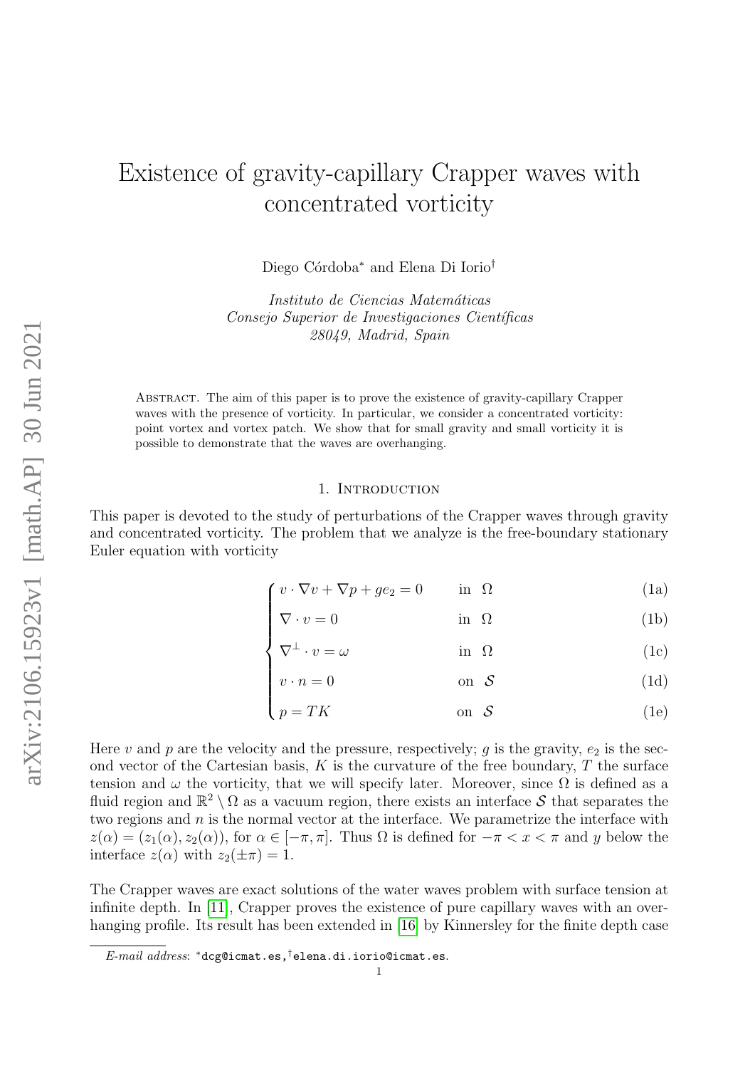# Existence of gravity-capillary Crapper waves with concentrated vorticity

Diego Córdoba* and Elena Di Iorio†

*Instituto de Ciencias Matemáticas*
*Consejo Superior de Investigaciones Científicas*
*28049, Madrid, Spain*

Abstract. The aim of this paper is to prove the existence of gravity-capillary Crapper waves with the presence of vorticity. In particular, we consider a concentrated vorticity: point vortex and vortex patch. We show that for small gravity and small vorticity it is possible to demonstrate that the waves are overhanging.

## 1. Introduction

This paper is devoted to the study of perturbations of the Crapper waves through gravity and concentrated vorticity. The problem that we analyze is the free-boundary stationary Euler equation with vorticity

$$
\begin{cases}
v \cdot \nabla v + \nabla p + g e_2 = 0 & \text{in } \Omega & \text{(1a)} \\
\nabla \cdot v = 0 & \text{in } \Omega & \text{(1b)} \\
\nabla^{\perp} \cdot v = \omega & \text{in } \Omega & \text{(1c)} \\
v \cdot n = 0 & \text{on } \mathcal{S} & \text{(1d)} \\
p = TK & \text{on } \mathcal{S} & \text{(1e)}
\end{cases}
$$

Here $v$ and $p$ are the velocity and the pressure, respectively; $g$ is the gravity, $e_2$ is the second vector of the Cartesian basis, $K$ is the curvature of the free boundary, $T$ the surface tension and $\omega$ the vorticity, that we will specify later. Moreover, since $\Omega$ is defined as a fluid region and $\mathbb{R}^2 \setminus \Omega$ as a vacuum region, there exists an interface $\mathcal{S}$ that separates the two regions and $n$ is the normal vector at the interface. We parametrize the interface with $z(\alpha) = (z_1(\alpha), z_2(\alpha))$, for $\alpha \in [-\pi, \pi]$. Thus $\Omega$ is defined for $-\pi < x < \pi$ and $y$ below the interface $z(\alpha)$ with $z_2(\pm\pi) = 1$.

The Crapper waves are exact solutions of the water waves problem with surface tension at infinite depth. In [11], Crapper proves the existence of pure capillary waves with an overhanging profile. Its result has been extended in [16] by Kinnersley for the finite depth case

*E-mail address*: *dcg@icmat.es, †elena.di.iorio@icmat.es.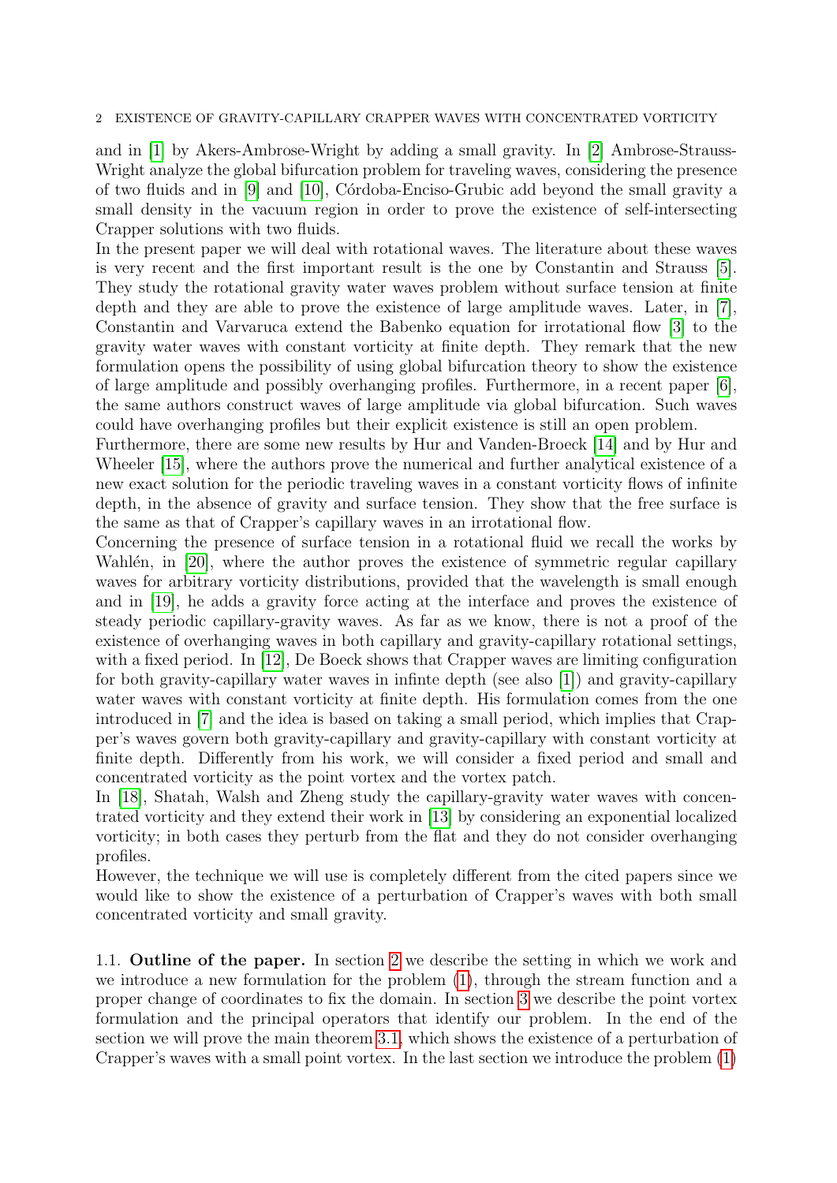and in [1] by Akers-Ambrose-Wright by adding a small gravity. In [2] Ambrose-Strauss-Wright analyze the global bifurcation problem for traveling waves, considering the presence of two fluids and in [9] and [10], Córdoba-Enciso-Grubic add beyond the small gravity a small density in the vacuum region in order to prove the existence of self-intersecting Crapper solutions with two fluids.

In the present paper we will deal with rotational waves. The literature about these waves is very recent and the first important result is the one by Constantin and Strauss [5]. They study the rotational gravity water waves problem without surface tension at finite depth and they are able to prove the existence of large amplitude waves. Later, in [7], Constantin and Varvaruca extend the Babenko equation for irrotational flow [3] to the gravity water waves with constant vorticity at finite depth. They remark that the new formulation opens the possibility of using global bifurcation theory to show the existence of large amplitude and possibly overhanging profiles. Furthermore, in a recent paper [6], the same authors construct waves of large amplitude via global bifurcation. Such waves could have overhanging profiles but their explicit existence is still an open problem.

Furthermore, there are some new results by Hur and Vanden-Broeck [14] and by Hur and Wheeler [15], where the authors prove the numerical and further analytical existence of a new exact solution for the periodic traveling waves in a constant vorticity flows of infinite depth, in the absence of gravity and surface tension. They show that the free surface is the same as that of Crapper's capillary waves in an irrotational flow.

Concerning the presence of surface tension in a rotational fluid we recall the works by Wahlén, in [20], where the author proves the existence of symmetric regular capillary waves for arbitrary vorticity distributions, provided that the wavelength is small enough and in [19], he adds a gravity force acting at the interface and proves the existence of steady periodic capillary-gravity waves. As far as we know, there is not a proof of the existence of overhanging waves in both capillary and gravity-capillary rotational settings, with a fixed period. In [12], De Boeck shows that Crapper waves are limiting configuration for both gravity-capillary water waves in infinte depth (see also [1]) and gravity-capillary water waves with constant vorticity at finite depth. His formulation comes from the one introduced in [7] and the idea is based on taking a small period, which implies that Crapper's waves govern both gravity-capillary and gravity-capillary with constant vorticity at finite depth. Differently from his work, we will consider a fixed period and small and concentrated vorticity as the point vortex and the vortex patch.

In [18], Shatah, Walsh and Zheng study the capillary-gravity water waves with concentrated vorticity and they extend their work in [13] by considering an exponential localized vorticity; in both cases they perturb from the flat and they do not consider overhanging profiles.

However, the technique we will use is completely different from the cited papers since we would like to show the existence of a perturbation of Crapper's waves with both small concentrated vorticity and small gravity.

1.1. **Outline of the paper.** In section 2 we describe the setting in which we work and we introduce a new formulation for the problem (1), through the stream function and a proper change of coordinates to fix the domain. In section 3 we describe the point vortex formulation and the principal operators that identify our problem. In the end of the section we will prove the main theorem 3.1, which shows the existence of a perturbation of Crapper's waves with a small point vortex. In the last section we introduce the problem (1)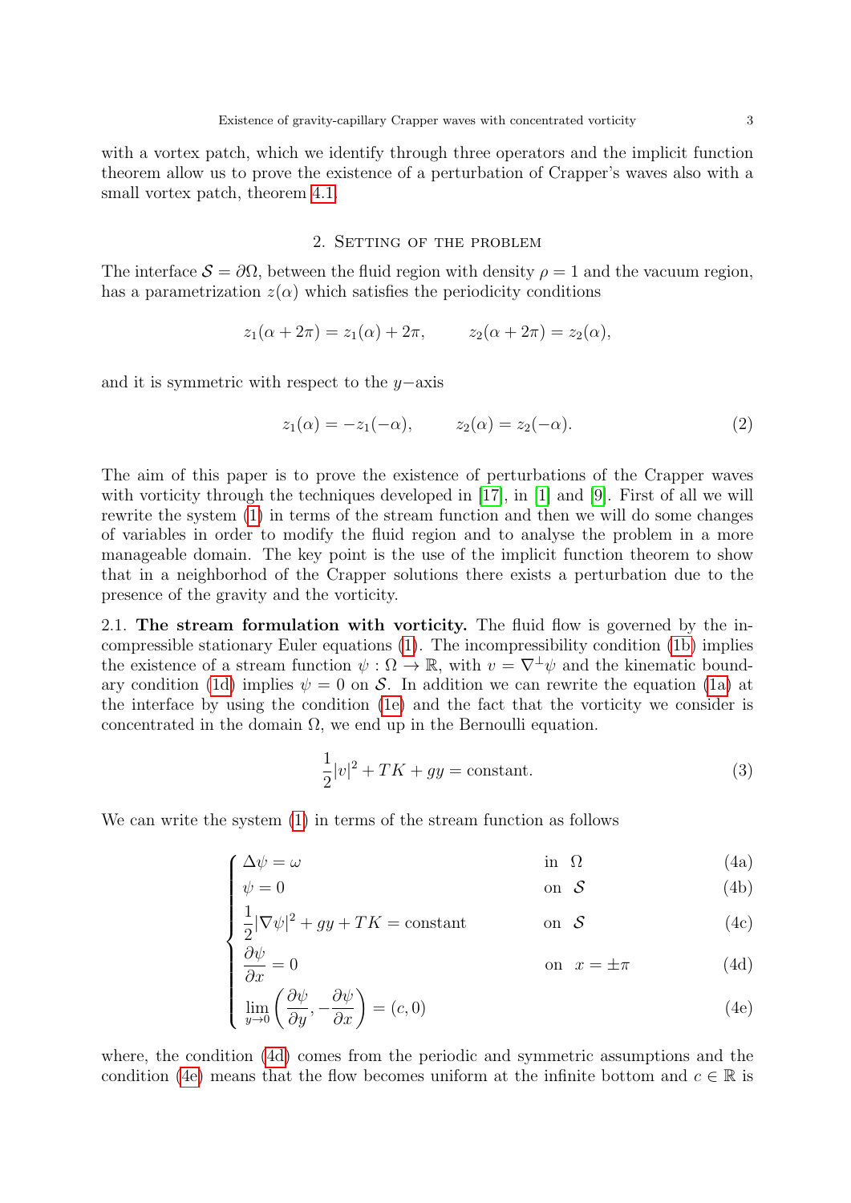with a vortex patch, which we identify through three operators and the implicit function theorem allow us to prove the existence of a perturbation of Crapper's waves also with a small vortex patch, theorem 4.1.

## 2. Setting of the problem

The interface $\mathcal{S} = \partial\Omega$, between the fluid region with density $\rho = 1$ and the vacuum region, has a parametrization $z(\alpha)$ which satisfies the periodicity conditions

$$z_1(\alpha + 2\pi) = z_1(\alpha) + 2\pi, \qquad z_2(\alpha + 2\pi) = z_2(\alpha),$$

and it is symmetric with respect to the $y-$axis

$$z_1(\alpha) = -z_1(-\alpha), \qquad z_2(\alpha) = z_2(-\alpha). \tag{2}$$

The aim of this paper is to prove the existence of perturbations of the Crapper waves with vorticity through the techniques developed in [17], in [1] and [9]. First of all we will rewrite the system (1) in terms of the stream function and then we will do some changes of variables in order to modify the fluid region and to analyse the problem in a more manageable domain. The key point is the use of the implicit function theorem to show that in a neighborhod of the Crapper solutions there exists a perturbation due to the presence of the gravity and the vorticity.

**2.1. The stream formulation with vorticity.** The fluid flow is governed by the incompressible stationary Euler equations (1). The incompressibility condition (1b) implies the existence of a stream function $\psi : \Omega \to \mathbb{R}$, with $v = \nabla^{\perp}\psi$ and the kinematic boundary condition (1d) implies $\psi = 0$ on $\mathcal{S}$. In addition we can rewrite the equation (1a) at the interface by using the condition (1e) and the fact that the vorticity we consider is concentrated in the domain $\Omega$, we end up in the Bernoulli equation.

$$\frac{1}{2}|v|^2 + TK + gy = \text{constant}. \tag{3}$$

We can write the system (1) in terms of the stream function as follows

$$\begin{cases} \Delta\psi = \omega & \text{in } \ \Omega & \text{(4a)} \\ \psi = 0 & \text{on } \ \mathcal{S} & \text{(4b)} \\ \dfrac{1}{2}|\nabla\psi|^2 + gy + TK = \text{constant} & \text{on } \ \mathcal{S} & \text{(4c)} \\ \dfrac{\partial\psi}{\partial x} = 0 & \text{on } \ x = \pm\pi & \text{(4d)} \\ \lim\limits_{y\to 0}\left(\dfrac{\partial\psi}{\partial y}, -\dfrac{\partial\psi}{\partial x}\right) = (c, 0) & & \text{(4e)} \end{cases}$$

where, the condition (4d) comes from the periodic and symmetric assumptions and the condition (4e) means that the flow becomes uniform at the infinite bottom and $c \in \mathbb{R}$ is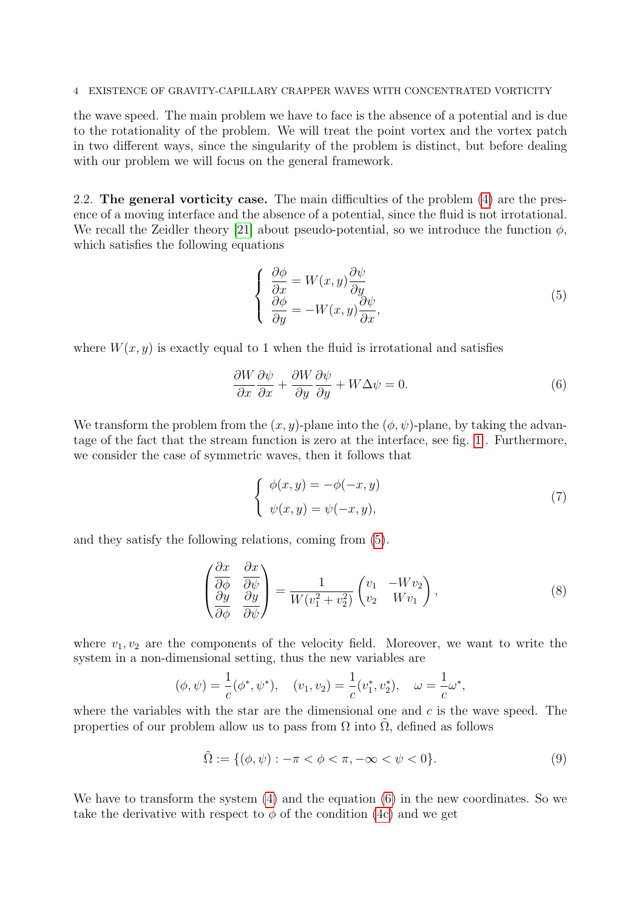the wave speed. The main problem we have to face is the absence of a potential and is due to the rotationality of the problem. We will treat the point vortex and the vortex patch in two different ways, since the singularity of the problem is distinct, but before dealing with our problem we will focus on the general framework.

**2.2. The general vorticity case.** The main difficulties of the problem (4) are the presence of a moving interface and the absence of a potential, since the fluid is not irrotational. We recall the Zeidler theory [21] about pseudo-potential, so we introduce the function $\phi$, which satisfies the following equations

$$
\begin{cases}
\dfrac{\partial \phi}{\partial x} = W(x,y)\dfrac{\partial \psi}{\partial y} \\
\dfrac{\partial \phi}{\partial y} = -W(x,y)\dfrac{\partial \psi}{\partial x},
\end{cases}
\tag{5}
$$

where $W(x,y)$ is exactly equal to 1 when the fluid is irrotational and satisfies

$$
\frac{\partial W}{\partial x}\frac{\partial \psi}{\partial x} + \frac{\partial W}{\partial y}\frac{\partial \psi}{\partial y} + W\Delta\psi = 0. \tag{6}
$$

We transform the problem from the $(x,y)$-plane into the $(\phi,\psi)$-plane, by taking the advantage of the fact that the stream function is zero at the interface, see fig. 1. Furthermore, we consider the case of symmetric waves, then it follows that

$$
\begin{cases}
\phi(x,y) = -\phi(-x,y) \\
\psi(x,y) = \psi(-x,y),
\end{cases}
\tag{7}
$$

and they satisfy the following relations, coming from (5).

$$
\begin{pmatrix}
\dfrac{\partial x}{\partial \phi} & \dfrac{\partial x}{\partial \psi} \\
\dfrac{\partial y}{\partial \phi} & \dfrac{\partial y}{\partial \psi}
\end{pmatrix}
= \frac{1}{W(v_1^2+v_2^2)}
\begin{pmatrix}
v_1 & -Wv_2 \\
v_2 & Wv_1
\end{pmatrix},
\tag{8}
$$

where $v_1, v_2$ are the components of the velocity field. Moreover, we want to write the system in a non-dimensional setting, thus the new variables are

$$
(\phi,\psi) = \frac{1}{c}(\phi^*,\psi^*), \quad (v_1,v_2) = \frac{1}{c}(v_1^*,v_2^*), \quad \omega = \frac{1}{c}\omega^*,
$$

where the variables with the star are the dimensional one and $c$ is the wave speed. The properties of our problem allow us to pass from $\Omega$ into $\tilde{\Omega}$, defined as follows

$$
\tilde{\Omega} := \{(\phi,\psi) : -\pi < \phi < \pi, -\infty < \psi < 0\}. \tag{9}
$$

We have to transform the system (4) and the equation (6) in the new coordinates. So we take the derivative with respect to $\phi$ of the condition (4c) and we get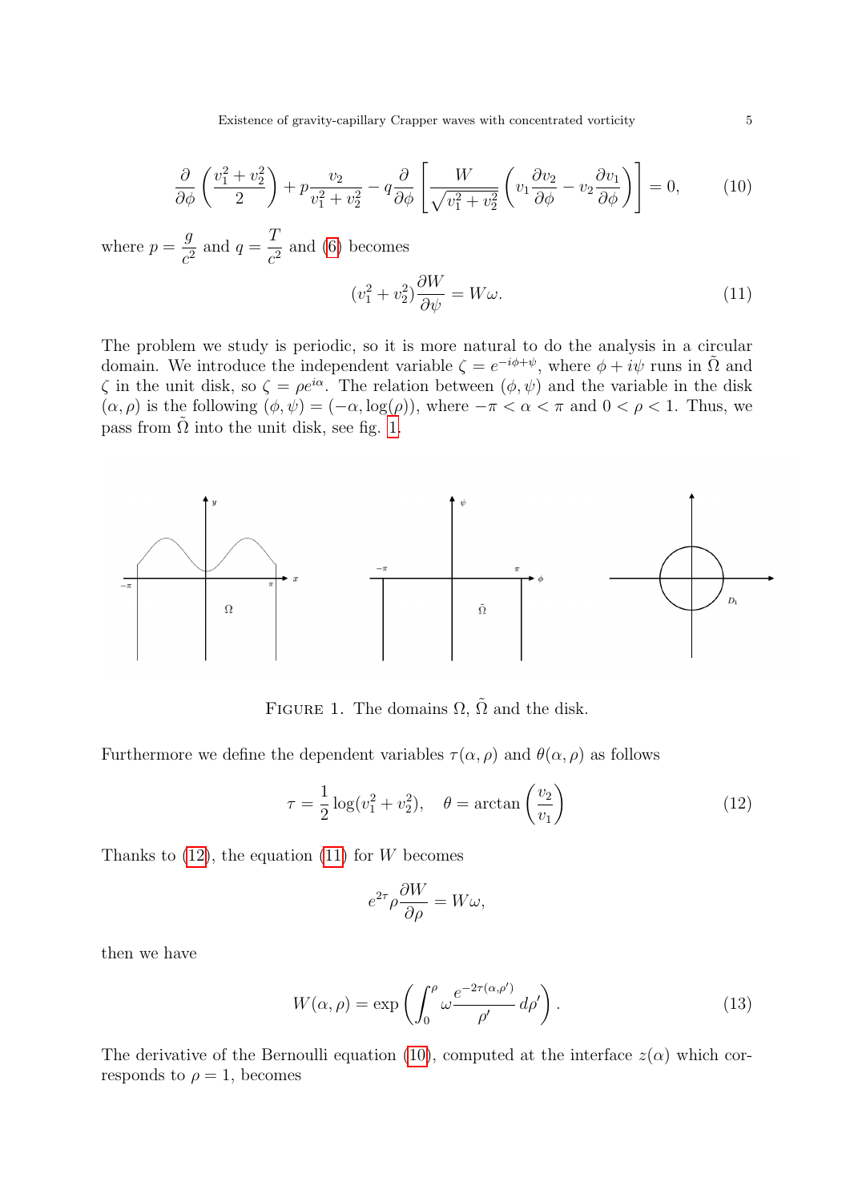$$\frac{\partial}{\partial \phi}\left(\frac{v_1^2+v_2^2}{2}\right)+p\frac{v_2}{v_1^2+v_2^2}-q\frac{\partial}{\partial \phi}\left[\frac{W}{\sqrt{v_1^2+v_2^2}}\left(v_1\frac{\partial v_2}{\partial \phi}-v_2\frac{\partial v_1}{\partial \phi}\right)\right]=0, \tag{10}$$

where $p=\dfrac{g}{c^2}$ and $q=\dfrac{T}{c^2}$ and (6) becomes

$$(v_1^2+v_2^2)\frac{\partial W}{\partial \psi}=W\omega. \tag{11}$$

The problem we study is periodic, so it is more natural to do the analysis in a circular domain. We introduce the independent variable $\zeta=e^{-i\phi+\psi}$, where $\phi+i\psi$ runs in $\tilde{\Omega}$ and $\zeta$ in the unit disk, so $\zeta=\rho e^{i\alpha}$. The relation between $(\phi,\psi)$ and the variable in the disk $(\alpha,\rho)$ is the following $(\phi,\psi)=(-\alpha,\log(\rho))$, where $-\pi<\alpha<\pi$ and $0<\rho<1$. Thus, we pass from $\tilde{\Omega}$ into the unit disk, see fig. 1.

Figure 1. The domains $\Omega$, $\tilde{\Omega}$ and the disk.

Furthermore we define the dependent variables $\tau(\alpha,\rho)$ and $\theta(\alpha,\rho)$ as follows

$$\tau=\frac{1}{2}\log(v_1^2+v_2^2),\quad \theta=\arctan\left(\frac{v_2}{v_1}\right) \tag{12}$$

Thanks to (12), the equation (11) for $W$ becomes

$$e^{2\tau}\rho\frac{\partial W}{\partial \rho}=W\omega,$$

then we have

$$W(\alpha,\rho)=\exp\left(\int_0^{\rho}\omega\frac{e^{-2\tau(\alpha,\rho')}}{\rho'}\,d\rho'\right). \tag{13}$$

The derivative of the Bernoulli equation (10), computed at the interface $z(\alpha)$ which corresponds to $\rho=1$, becomes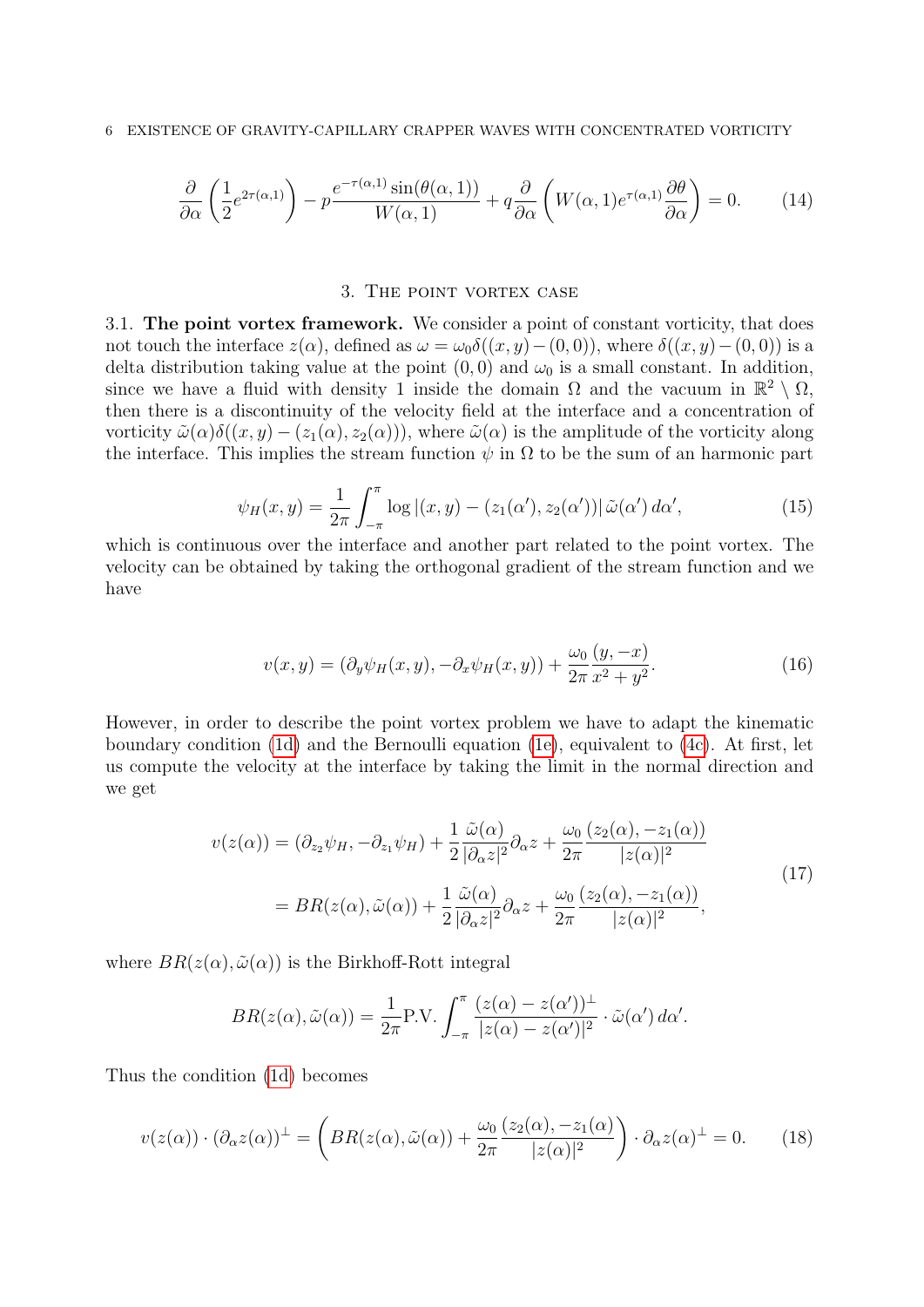$$\frac{\partial}{\partial \alpha}\left(\frac{1}{2}e^{2\tau(\alpha,1)}\right) - p\frac{e^{-\tau(\alpha,1)}\sin(\theta(\alpha,1))}{W(\alpha,1)} + q\frac{\partial}{\partial \alpha}\left(W(\alpha,1)e^{\tau(\alpha,1)}\frac{\partial \theta}{\partial \alpha}\right) = 0. \tag{14}$$

## 3. The point vortex case

**3.1. The point vortex framework.** We consider a point of constant vorticity, that does not touch the interface $z(\alpha)$, defined as $\omega = \omega_0 \delta((x,y)-(0,0))$, where $\delta((x,y)-(0,0))$ is a delta distribution taking value at the point $(0,0)$ and $\omega_0$ is a small constant. In addition, since we have a fluid with density 1 inside the domain $\Omega$ and the vacuum in $\mathbb{R}^2 \setminus \Omega$, then there is a discontinuity of the velocity field at the interface and a concentration of vorticity $\tilde{\omega}(\alpha)\delta((x,y)-(z_1(\alpha),z_2(\alpha)))$, where $\tilde{\omega}(\alpha)$ is the amplitude of the vorticity along the interface. This implies the stream function $\psi$ in $\Omega$ to be the sum of an harmonic part

$$\psi_H(x,y) = \frac{1}{2\pi}\int_{-\pi}^{\pi} \log|(x,y)-(z_1(\alpha'),z_2(\alpha'))|\,\tilde{\omega}(\alpha')\,d\alpha', \tag{15}$$

which is continuous over the interface and another part related to the point vortex. The velocity can be obtained by taking the orthogonal gradient of the stream function and we have

$$v(x,y) = (\partial_y \psi_H(x,y), -\partial_x \psi_H(x,y)) + \frac{\omega_0}{2\pi}\frac{(y,-x)}{x^2+y^2}. \tag{16}$$

However, in order to describe the point vortex problem we have to adapt the kinematic boundary condition (1d) and the Bernoulli equation (1e), equivalent to (4c). At first, let us compute the velocity at the interface by taking the limit in the normal direction and we get

$$\begin{aligned} v(z(\alpha)) &= (\partial_{z_2}\psi_H, -\partial_{z_1}\psi_H) + \frac{1}{2}\frac{\tilde{\omega}(\alpha)}{|\partial_\alpha z|^2}\partial_\alpha z + \frac{\omega_0}{2\pi}\frac{(z_2(\alpha),-z_1(\alpha))}{|z(\alpha)|^2} \\ &= BR(z(\alpha),\tilde{\omega}(\alpha)) + \frac{1}{2}\frac{\tilde{\omega}(\alpha)}{|\partial_\alpha z|^2}\partial_\alpha z + \frac{\omega_0}{2\pi}\frac{(z_2(\alpha),-z_1(\alpha))}{|z(\alpha)|^2}, \end{aligned} \tag{17}$$

where $BR(z(\alpha),\tilde{\omega}(\alpha))$ is the Birkhoff-Rott integral

$$BR(z(\alpha),\tilde{\omega}(\alpha)) = \frac{1}{2\pi}\text{P.V.}\int_{-\pi}^{\pi}\frac{(z(\alpha)-z(\alpha'))^{\perp}}{|z(\alpha)-z(\alpha')|^2}\cdot\tilde{\omega}(\alpha')\,d\alpha'.$$

Thus the condition (1d) becomes

$$v(z(\alpha))\cdot(\partial_\alpha z(\alpha))^{\perp} = \left(BR(z(\alpha),\tilde{\omega}(\alpha)) + \frac{\omega_0}{2\pi}\frac{(z_2(\alpha),-z_1(\alpha))}{|z(\alpha)|^2}\right)\cdot\partial_\alpha z(\alpha)^{\perp} = 0. \tag{18}$$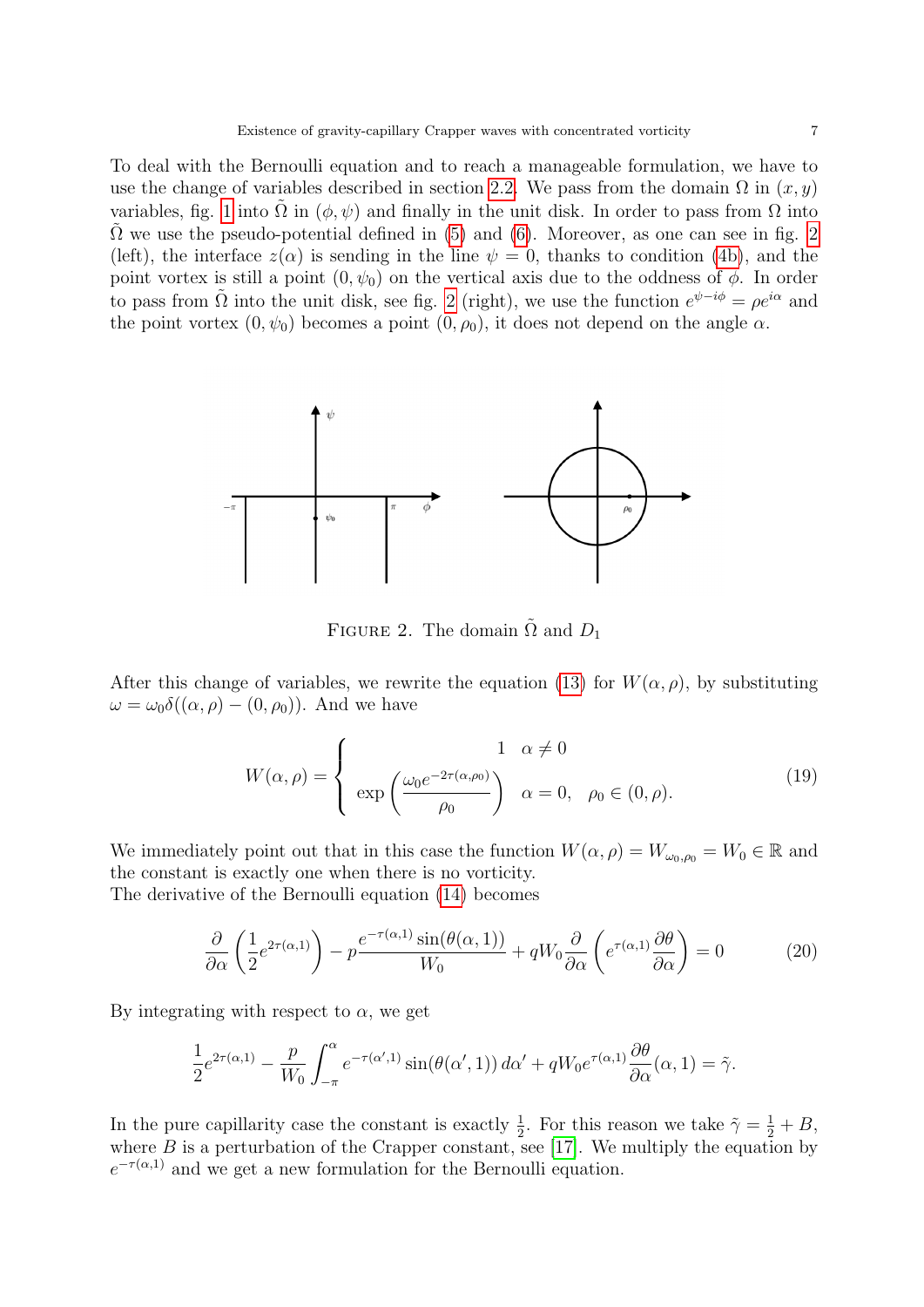To deal with the Bernoulli equation and to reach a manageable formulation, we have to use the change of variables described in section 2.2. We pass from the domain $\Omega$ in $(x, y)$ variables, fig. 1 into $\tilde{\Omega}$ in $(\phi, \psi)$ and finally in the unit disk. In order to pass from $\Omega$ into $\tilde{\Omega}$ we use the pseudo-potential defined in (5) and (6). Moreover, as one can see in fig. 2 (left), the interface $z(\alpha)$ is sending in the line $\psi = 0$, thanks to condition (4b), and the point vortex is still a point $(0, \psi_0)$ on the vertical axis due to the oddness of $\phi$. In order to pass from $\tilde{\Omega}$ into the unit disk, see fig. 2 (right), we use the function $e^{\psi - i\phi} = \rho e^{i\alpha}$ and the point vortex $(0, \psi_0)$ becomes a point $(0, \rho_0)$, it does not depend on the angle $\alpha$.

FIGURE 2. The domain $\tilde{\Omega}$ and $D_1$

After this change of variables, we rewrite the equation (13) for $W(\alpha, \rho)$, by substituting $\omega = \omega_0 \delta((\alpha, \rho) - (0, \rho_0))$. And we have

$$
W(\alpha, \rho) = \begin{cases} 1 & \alpha \neq 0 \\ \exp\left(\dfrac{\omega_0 e^{-2\tau(\alpha, \rho_0)}}{\rho_0}\right) & \alpha = 0, \quad \rho_0 \in (0, \rho). \end{cases} \tag{19}
$$

We immediately point out that in this case the function $W(\alpha, \rho) = W_{\omega_0, \rho_0} = W_0 \in \mathbb{R}$ and the constant is exactly one when there is no vorticity.
The derivative of the Bernoulli equation (14) becomes

$$
\frac{\partial}{\partial \alpha}\left(\frac{1}{2} e^{2\tau(\alpha,1)}\right) - p \frac{e^{-\tau(\alpha,1)} \sin(\theta(\alpha, 1))}{W_0} + q W_0 \frac{\partial}{\partial \alpha}\left(e^{\tau(\alpha,1)} \frac{\partial \theta}{\partial \alpha}\right) = 0 \tag{20}
$$

By integrating with respect to $\alpha$, we get

$$
\frac{1}{2} e^{2\tau(\alpha,1)} - \frac{p}{W_0} \int_{-\pi}^{\alpha} e^{-\tau(\alpha',1)} \sin(\theta(\alpha', 1))\, d\alpha' + q W_0 e^{\tau(\alpha,1)} \frac{\partial \theta}{\partial \alpha}(\alpha, 1) = \tilde{\gamma}.
$$

In the pure capillarity case the constant is exactly $\frac{1}{2}$. For this reason we take $\tilde{\gamma} = \frac{1}{2} + B$, where $B$ is a perturbation of the Crapper constant, see [17]. We multiply the equation by $e^{-\tau(\alpha,1)}$ and we get a new formulation for the Bernoulli equation.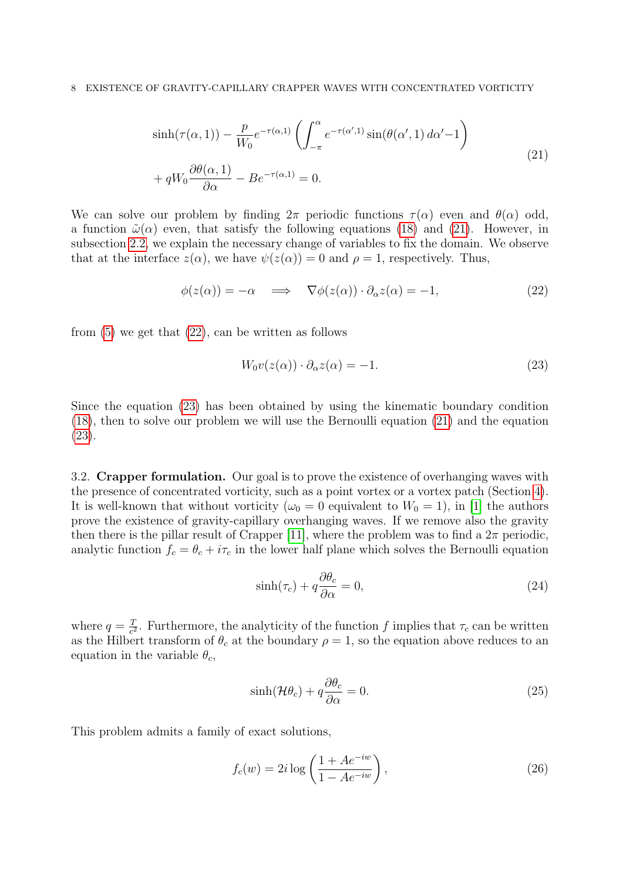$$
\begin{aligned}
&\sinh(\tau(\alpha,1)) - \frac{p}{W_0}e^{-\tau(\alpha,1)}\left(\int_{-\pi}^{\alpha} e^{-\tau(\alpha',1)}\sin(\theta(\alpha',1)\,d\alpha' - 1\right) \\
&+ qW_0\frac{\partial\theta(\alpha,1)}{\partial\alpha} - Be^{-\tau(\alpha,1)} = 0.
\end{aligned}
\tag{21}
$$

We can solve our problem by finding $2\pi$ periodic functions $\tau(\alpha)$ even and $\theta(\alpha)$ odd, a function $\tilde{\omega}(\alpha)$ even, that satisfy the following equations (18) and (21). However, in subsection 2.2, we explain the necessary change of variables to fix the domain. We observe that at the interface $z(\alpha)$, we have $\psi(z(\alpha)) = 0$ and $\rho = 1$, respectively. Thus,

$$
\phi(z(\alpha)) = -\alpha \quad \Longrightarrow \quad \nabla\phi(z(\alpha))\cdot\partial_\alpha z(\alpha) = -1, \tag{22}
$$

from (5) we get that (22), can be written as follows

$$
W_0 v(z(\alpha))\cdot\partial_\alpha z(\alpha) = -1. \tag{23}
$$

Since the equation (23) has been obtained by using the kinematic boundary condition (18), then to solve our problem we will use the Bernoulli equation (21) and the equation (23).

3.2. **Crapper formulation.** Our goal is to prove the existence of overhanging waves with the presence of concentrated vorticity, such as a point vortex or a vortex patch (Section 4). It is well-known that without vorticity ($\omega_0 = 0$ equivalent to $W_0 = 1$), in [1] the authors prove the existence of gravity-capillary overhanging waves. If we remove also the gravity then there is the pillar result of Crapper [11], where the problem was to find a $2\pi$ periodic, analytic function $f_c = \theta_c + i\tau_c$ in the lower half plane which solves the Bernoulli equation

$$
\sinh(\tau_c) + q\frac{\partial\theta_c}{\partial\alpha} = 0, \tag{24}
$$

where $q = \frac{T}{c^2}$. Furthermore, the analyticity of the function $f$ implies that $\tau_c$ can be written as the Hilbert transform of $\theta_c$ at the boundary $\rho = 1$, so the equation above reduces to an equation in the variable $\theta_c$,

$$
\sinh(\mathcal{H}\theta_c) + q\frac{\partial\theta_c}{\partial\alpha} = 0. \tag{25}
$$

This problem admits a family of exact solutions,

$$
f_c(w) = 2i\log\left(\frac{1 + Ae^{-iw}}{1 - Ae^{-iw}}\right), \tag{26}
$$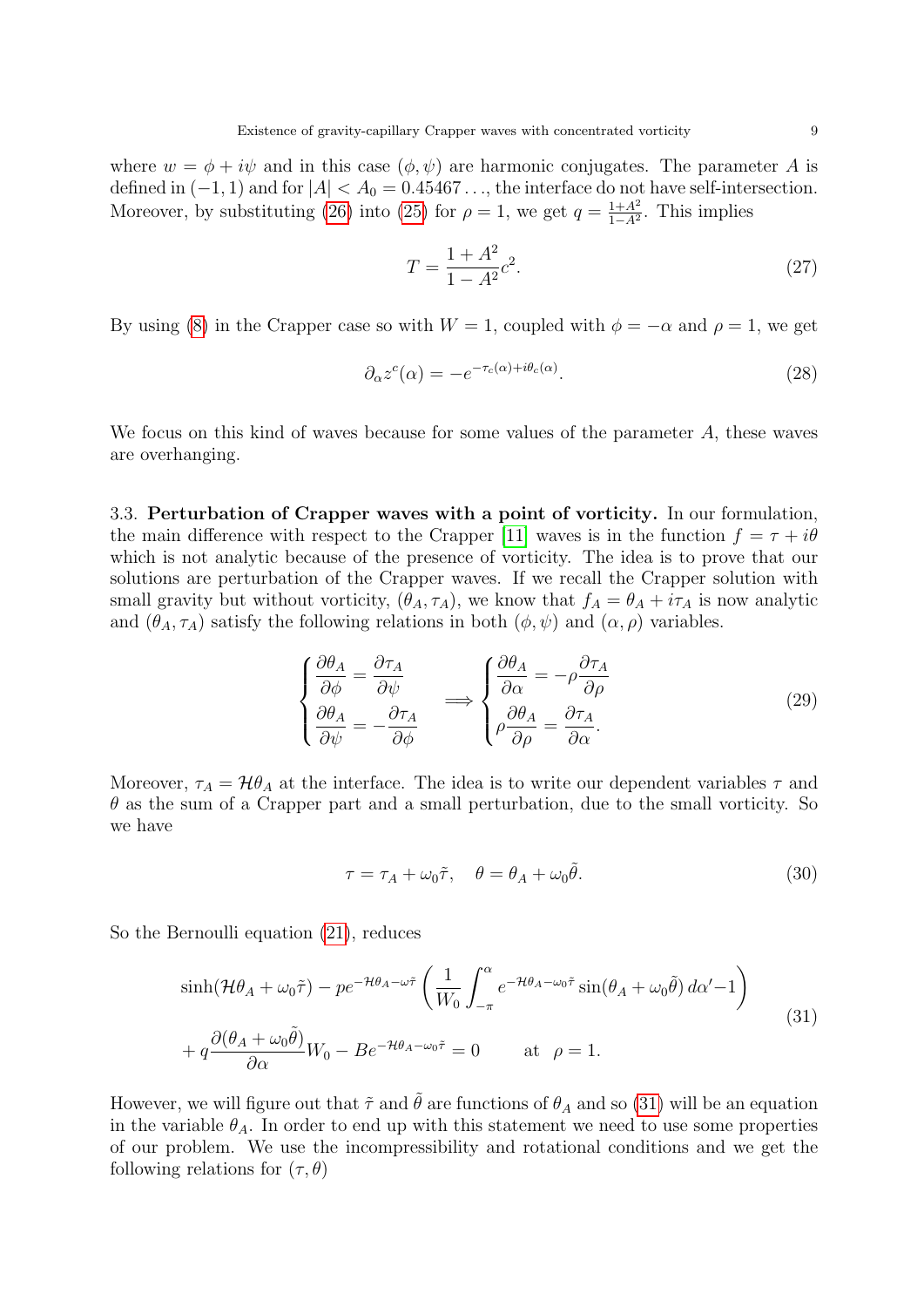where $w = \phi + i\psi$ and in this case $(\phi, \psi)$ are harmonic conjugates. The parameter $A$ is defined in $(-1, 1)$ and for $|A| < A_0 = 0.45467\ldots$, the interface do not have self-intersection. Moreover, by substituting (26) into (25) for $\rho = 1$, we get $q = \frac{1+A^2}{1-A^2}$. This implies

$$T = \frac{1+A^2}{1-A^2}c^2. \tag{27}$$

By using (8) in the Crapper case so with $W = 1$, coupled with $\phi = -\alpha$ and $\rho = 1$, we get

$$\partial_\alpha z^c(\alpha) = -e^{-\tau_c(\alpha)+i\theta_c(\alpha)}. \tag{28}$$

We focus on this kind of waves because for some values of the parameter $A$, these waves are overhanging.

3.3. **Perturbation of Crapper waves with a point of vorticity.** In our formulation, the main difference with respect to the Crapper [11] waves is in the function $f = \tau + i\theta$ which is not analytic because of the presence of vorticity. The idea is to prove that our solutions are perturbation of the Crapper waves. If we recall the Crapper solution with small gravity but without vorticity, $(\theta_A, \tau_A)$, we know that $f_A = \theta_A + i\tau_A$ is now analytic and $(\theta_A, \tau_A)$ satisfy the following relations in both $(\phi, \psi)$ and $(\alpha, \rho)$ variables.

$$\begin{cases} \dfrac{\partial \theta_A}{\partial \phi} = \dfrac{\partial \tau_A}{\partial \psi} \\[2mm] \dfrac{\partial \theta_A}{\partial \psi} = -\dfrac{\partial \tau_A}{\partial \phi} \end{cases} \implies \begin{cases} \dfrac{\partial \theta_A}{\partial \alpha} = -\rho\dfrac{\partial \tau_A}{\partial \rho} \\[2mm] \rho\dfrac{\partial \theta_A}{\partial \rho} = \dfrac{\partial \tau_A}{\partial \alpha}. \end{cases} \tag{29}$$

Moreover, $\tau_A = \mathcal{H}\theta_A$ at the interface. The idea is to write our dependent variables $\tau$ and $\theta$ as the sum of a Crapper part and a small perturbation, due to the small vorticity. So we have

$$\tau = \tau_A + \omega_0\tilde{\tau}, \quad \theta = \theta_A + \omega_0\tilde{\theta}. \tag{30}$$

So the Bernoulli equation (21), reduces

$$\begin{aligned} &\sinh(\mathcal{H}\theta_A + \omega_0\tilde{\tau}) - pe^{-\mathcal{H}\theta_A - \omega\tilde{\tau}}\left(\frac{1}{W_0}\int_{-\pi}^{\alpha} e^{-\mathcal{H}\theta_A - \omega_0\tilde{\tau}}\sin(\theta_A + \omega_0\tilde{\theta})\,d\alpha' - 1\right) \\ &+ q\frac{\partial(\theta_A + \omega_0\tilde{\theta})}{\partial \alpha}W_0 - Be^{-\mathcal{H}\theta_A - \omega_0\tilde{\tau}} = 0 \qquad \text{at} \quad \rho = 1. \end{aligned} \tag{31}$$

However, we will figure out that $\tilde{\tau}$ and $\tilde{\theta}$ are functions of $\theta_A$ and so (31) will be an equation in the variable $\theta_A$. In order to end up with this statement we need to use some properties of our problem. We use the incompressibility and rotational conditions and we get the following relations for $(\tau, \theta)$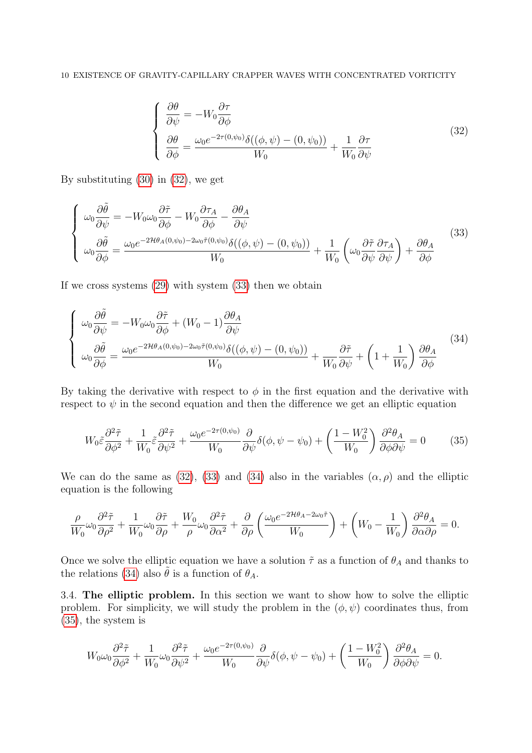$$
\begin{cases}
\dfrac{\partial \theta}{\partial \psi} = -W_0 \dfrac{\partial \tau}{\partial \phi} \\[2ex]
\dfrac{\partial \theta}{\partial \phi} = \dfrac{\omega_0 e^{-2\tau(0,\psi_0)} \delta((\phi,\psi)-(0,\psi_0))}{W_0} + \dfrac{1}{W_0}\dfrac{\partial \tau}{\partial \psi}
\end{cases}
\tag{32}
$$

By substituting (30) in (32), we get

$$
\begin{cases}
\omega_0 \dfrac{\partial \tilde{\theta}}{\partial \psi} = -W_0 \omega_0 \dfrac{\partial \tilde{\tau}}{\partial \phi} - W_0 \dfrac{\partial \tau_A}{\partial \phi} - \dfrac{\partial \theta_A}{\partial \psi} \\[2ex]
\omega_0 \dfrac{\partial \tilde{\theta}}{\partial \phi} = \dfrac{\omega_0 e^{-2\mathcal{H}\theta_A(0,\psi_0) - 2\omega_0 \tilde{\tau}(0,\psi_0)} \delta((\phi,\psi)-(0,\psi_0))}{W_0} + \dfrac{1}{W_0}\left(\omega_0 \dfrac{\partial \tilde{\tau}}{\partial \psi} \dfrac{\partial \tau_A}{\partial \psi}\right) + \dfrac{\partial \theta_A}{\partial \phi}
\end{cases}
\tag{33}
$$

If we cross systems (29) with system (33) then we obtain

$$
\begin{cases}
\omega_0 \dfrac{\partial \tilde{\theta}}{\partial \psi} = -W_0 \omega_0 \dfrac{\partial \tilde{\tau}}{\partial \phi} + (W_0 - 1)\dfrac{\partial \theta_A}{\partial \psi} \\[2ex]
\omega_0 \dfrac{\partial \tilde{\theta}}{\partial \phi} = \dfrac{\omega_0 e^{-2\mathcal{H}\theta_A(0,\psi_0) - 2\omega_0 \tilde{\tau}(0,\psi_0)} \delta((\phi,\psi)-(0,\psi_0))}{W_0} + \dfrac{\partial \tilde{\tau}}{W_0 \partial \psi} + \left(1 + \dfrac{1}{W_0}\right)\dfrac{\partial \theta_A}{\partial \phi}
\end{cases}
\tag{34}
$$

By taking the derivative with respect to $\phi$ in the first equation and the derivative with respect to $\psi$ in the second equation and then the difference we get an elliptic equation

$$
W_0 \tilde{\varepsilon} \frac{\partial^2 \tilde{\tau}}{\partial \phi^2} + \frac{1}{W_0} \tilde{\varepsilon} \frac{\partial^2 \tilde{\tau}}{\partial \psi^2} + \frac{\omega_0 e^{-2\tau(0,\psi_0)}}{W_0} \frac{\partial}{\partial \psi} \delta(\phi, \psi - \psi_0) + \left(\frac{1 - W_0^2}{W_0}\right) \frac{\partial^2 \theta_A}{\partial \phi \partial \psi} = 0
\tag{35}
$$

We can do the same as (32), (33) and (34) also in the variables $(\alpha, \rho)$ and the elliptic equation is the following

$$
\frac{\rho}{W_0} \omega_0 \frac{\partial^2 \tilde{\tau}}{\partial \rho^2} + \frac{1}{W_0} \omega_0 \frac{\partial \tilde{\tau}}{\partial \rho} + \frac{W_0}{\rho} \omega_0 \frac{\partial^2 \tilde{\tau}}{\partial \alpha^2} + \frac{\partial}{\partial \rho}\left(\frac{\omega_0 e^{-2\mathcal{H}\theta_A - 2\omega_0 \tilde{\tau}}}{W_0}\right) + \left(W_0 - \frac{1}{W_0}\right) \frac{\partial^2 \theta_A}{\partial \alpha \partial \rho} = 0.
$$

Once we solve the elliptic equation we have a solution $\tilde{\tau}$ as a function of $\theta_A$ and thanks to the relations (34) also $\tilde{\theta}$ is a function of $\theta_A$.

3.4. **The elliptic problem.** In this section we want to show how to solve the elliptic problem. For simplicity, we will study the problem in the $(\phi, \psi)$ coordinates thus, from (35), the system is

$$
W_0 \omega_0 \frac{\partial^2 \tilde{\tau}}{\partial \phi^2} + \frac{1}{W_0} \omega_0 \frac{\partial^2 \tilde{\tau}}{\partial \psi^2} + \frac{\omega_0 e^{-2\tau(0,\psi_0)}}{W_0} \frac{\partial}{\partial \psi} \delta(\phi, \psi - \psi_0) + \left(\frac{1 - W_0^2}{W_0}\right) \frac{\partial^2 \theta_A}{\partial \phi \partial \psi} = 0.
$$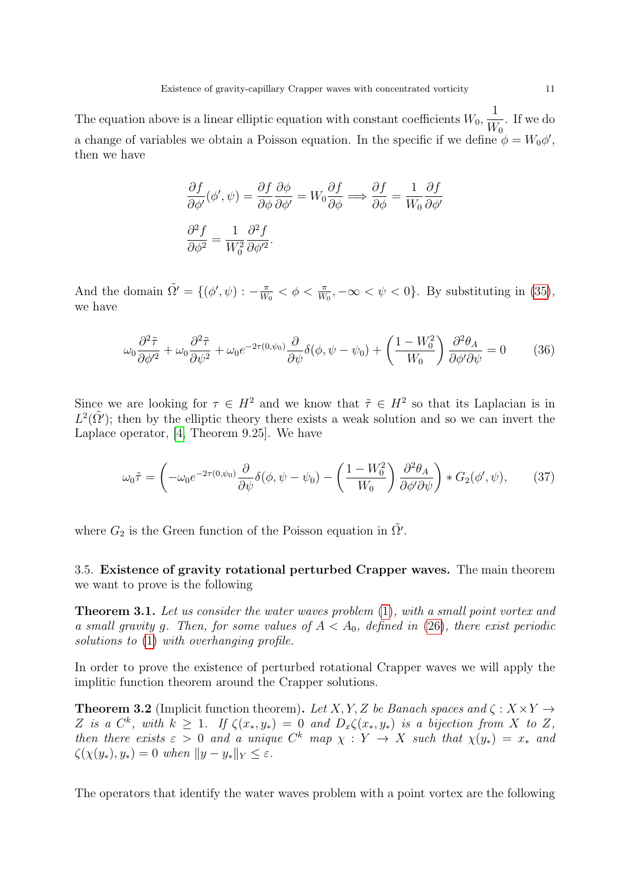The equation above is a linear elliptic equation with constant coefficients $W_0, \dfrac{1}{W_0}$. If we do a change of variables we obtain a Poisson equation. In the specific if we define $\phi = W_0\phi'$, then we have

$$
\begin{aligned}
&\frac{\partial f}{\partial \phi'}(\phi', \psi) = \frac{\partial f}{\partial \phi}\frac{\partial \phi}{\partial \phi'} = W_0 \frac{\partial f}{\partial \phi} \Longrightarrow \frac{\partial f}{\partial \phi} = \frac{1}{W_0}\frac{\partial f}{\partial \phi'} \\
&\frac{\partial^2 f}{\partial \phi^2} = \frac{1}{W_0^2}\frac{\partial^2 f}{\partial \phi'^2}.
\end{aligned}
$$

And the domain $\tilde{\Omega}' = \{(\phi', \psi) : -\frac{\pi}{W_0} < \phi < \frac{\pi}{W_0}, -\infty < \psi < 0\}$. By substituting in (35), we have

$$
\omega_0 \frac{\partial^2 \tilde{\tau}}{\partial \phi'^2} + \omega_0 \frac{\partial^2 \tilde{\tau}}{\partial \psi^2} + \omega_0 e^{-2\tau(0,\psi_0)} \frac{\partial}{\partial \psi}\delta(\phi, \psi - \psi_0) + \left(\frac{1 - W_0^2}{W_0}\right)\frac{\partial^2 \theta_A}{\partial \phi' \partial \psi} = 0 \tag{36}
$$

Since we are looking for $\tau \in H^2$ and we know that $\tilde{\tau} \in H^2$ so that its Laplacian is in $L^2(\tilde{\Omega}')$; then by the elliptic theory there exists a weak solution and so we can invert the Laplace operator, [4, Theorem 9.25]. We have

$$
\omega_0 \tilde{\tau} = \left(-\omega_0 e^{-2\tau(0,\psi_0)} \frac{\partial}{\partial \psi}\delta(\phi, \psi - \psi_0) - \left(\frac{1 - W_0^2}{W_0}\right)\frac{\partial^2 \theta_A}{\partial \phi' \partial \psi}\right) * G_2(\phi', \psi), \tag{37}
$$

where $G_2$ is the Green function of the Poisson equation in $\tilde{\Omega}'$.

3.5. **Existence of gravity rotational perturbed Crapper waves.** The main theorem we want to prove is the following

**Theorem 3.1.** *Let us consider the water waves problem (1), with a small point vortex and a small gravity $g$. Then, for some values of $A < A_0$, defined in (26), there exist periodic solutions to (1) with overhanging profile.*

In order to prove the existence of perturbed rotational Crapper waves we will apply the implitic function theorem around the Crapper solutions.

**Theorem 3.2** (Implicit function theorem)**.** *Let $X, Y, Z$ be Banach spaces and $\zeta : X \times Y \to Z$ is a $C^k$, with $k \geq 1$. If $\zeta(x_*, y_*) = 0$ and $D_x\zeta(x_*, y_*)$ is a bijection from $X$ to $Z$, then there exists $\varepsilon > 0$ and a unique $C^k$ map $\chi : Y \to X$ such that $\chi(y_*) = x_*$ and $\zeta(\chi(y_*), y_*) = 0$ when $\|y - y_*\|_Y \leq \varepsilon$.*

The operators that identify the water waves problem with a point vortex are the following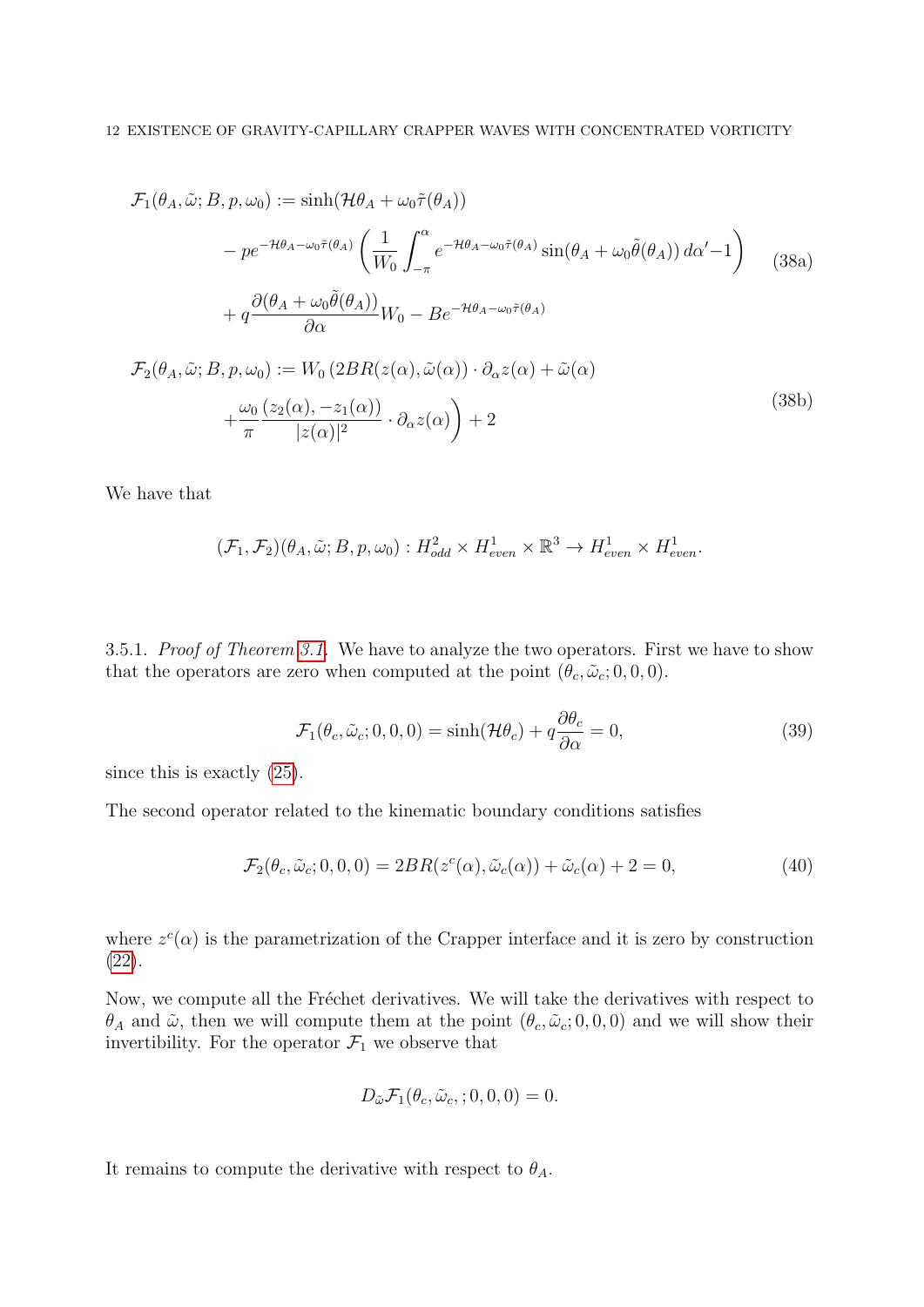$$
\begin{aligned}
\mathcal{F}_1(\theta_A, \tilde{\omega}; B, p, \omega_0) &:= \sinh(\mathcal{H}\theta_A + \omega_0 \tilde{\tau}(\theta_A)) \\
&\quad - p e^{-\mathcal{H}\theta_A - \omega_0 \tilde{\tau}(\theta_A)} \left( \frac{1}{W_0} \int_{-\pi}^{\alpha} e^{-\mathcal{H}\theta_A - \omega_0 \tilde{\tau}(\theta_A)} \sin(\theta_A + \omega_0 \tilde{\theta}(\theta_A))\, d\alpha' - 1 \right) \\
&\quad + q \frac{\partial(\theta_A + \omega_0 \tilde{\theta}(\theta_A))}{\partial \alpha} W_0 - B e^{-\mathcal{H}\theta_A - \omega_0 \tilde{\tau}(\theta_A)}
\end{aligned} \tag{38a}
$$

$$
\begin{aligned}
\mathcal{F}_2(\theta_A, \tilde{\omega}; B, p, \omega_0) &:= W_0 \Big( 2BR(z(\alpha), \tilde{\omega}(\alpha)) \cdot \partial_\alpha z(\alpha) + \tilde{\omega}(\alpha) \\
&\quad + \frac{\omega_0}{\pi} \frac{(z_2(\alpha), -z_1(\alpha))}{|z(\alpha)|^2} \cdot \partial_\alpha z(\alpha) \Big) + 2
\end{aligned} \tag{38b}
$$

We have that

$$
(\mathcal{F}_1, \mathcal{F}_2)(\theta_A, \tilde{\omega}; B, p, \omega_0) : H^2_{odd} \times H^1_{even} \times \mathbb{R}^3 \to H^1_{even} \times H^1_{even}.
$$

3.5.1. *Proof of Theorem 3.1.* We have to analyze the two operators. First we have to show that the operators are zero when computed at the point $(\theta_c, \tilde{\omega}_c; 0, 0, 0)$.

$$
\mathcal{F}_1(\theta_c, \tilde{\omega}_c; 0, 0, 0) = \sinh(\mathcal{H}\theta_c) + q \frac{\partial \theta_c}{\partial \alpha} = 0, \tag{39}
$$

since this is exactly (25).

The second operator related to the kinematic boundary conditions satisfies

$$
\mathcal{F}_2(\theta_c, \tilde{\omega}_c; 0, 0, 0) = 2BR(z^c(\alpha), \tilde{\omega}_c(\alpha)) + \tilde{\omega}_c(\alpha) + 2 = 0, \tag{40}
$$

where $z^c(\alpha)$ is the parametrization of the Crapper interface and it is zero by construction (22).

Now, we compute all the Fréchet derivatives. We will take the derivatives with respect to $\theta_A$ and $\tilde{\omega}$, then we will compute them at the point $(\theta_c, \tilde{\omega}_c; 0, 0, 0)$ and we will show their invertibility. For the operator $\mathcal{F}_1$ we observe that

$$
D_{\tilde{\omega}} \mathcal{F}_1(\theta_c, \tilde{\omega}_c, ; 0, 0, 0) = 0.
$$

It remains to compute the derivative with respect to $\theta_A$.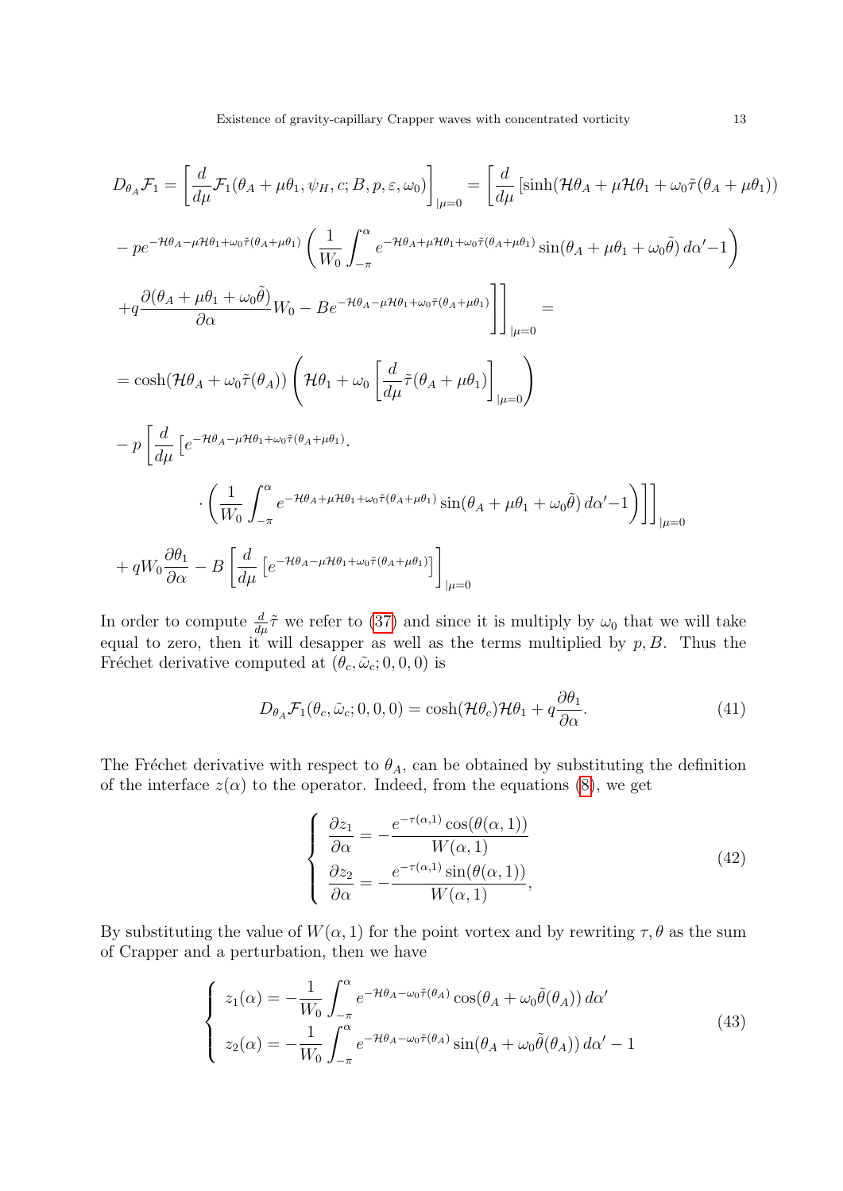$$
\begin{aligned}
D_{\theta_A}\mathcal{F}_1 &= \left[\frac{d}{d\mu}\mathcal{F}_1(\theta_A+\mu\theta_1,\psi_H,c;B,p,\varepsilon,\omega_0)\right]_{|\mu=0} = \left[\frac{d}{d\mu}\left[\sinh(\mathcal{H}\theta_A+\mu\mathcal{H}\theta_1+\omega_0\tilde{\tau}(\theta_A+\mu\theta_1))\right.\right. \\
&- pe^{-\mathcal{H}\theta_A-\mu\mathcal{H}\theta_1+\omega_0\tilde{\tau}(\theta_A+\mu\theta_1)}\left(\frac{1}{W_0}\int_{-\pi}^{\alpha}e^{-\mathcal{H}\theta_A+\mu\mathcal{H}\theta_1+\omega_0\tilde{\tau}(\theta_A+\mu\theta_1)}\sin(\theta_A+\mu\theta_1+\omega_0\tilde{\theta})\,d\alpha'-1\right) \\
&\left.\left.+q\frac{\partial(\theta_A+\mu\theta_1+\omega_0\tilde{\theta})}{\partial\alpha}W_0-Be^{-\mathcal{H}\theta_A-\mu\mathcal{H}\theta_1+\omega_0\tilde{\tau}(\theta_A+\mu\theta_1)}\right]\right]_{|\mu=0} = \\
&= \cosh(\mathcal{H}\theta_A+\omega_0\tilde{\tau}(\theta_A))\left(\mathcal{H}\theta_1+\omega_0\left[\frac{d}{d\mu}\tilde{\tau}(\theta_A+\mu\theta_1)\right]_{|\mu=0}\right) \\
&- p\left[\frac{d}{d\mu}\left[e^{-\mathcal{H}\theta_A-\mu\mathcal{H}\theta_1+\omega_0\tilde{\tau}(\theta_A+\mu\theta_1)}\cdot\right.\right. \\
&\qquad\left.\left.\cdot\left(\frac{1}{W_0}\int_{-\pi}^{\alpha}e^{-\mathcal{H}\theta_A+\mu\mathcal{H}\theta_1+\omega_0\tilde{\tau}(\theta_A+\mu\theta_1)}\sin(\theta_A+\mu\theta_1+\omega_0\tilde{\theta})\,d\alpha'-1\right)\right]\right]_{|\mu=0} \\
&+ qW_0\frac{\partial\theta_1}{\partial\alpha} - B\left[\frac{d}{d\mu}\left[e^{-\mathcal{H}\theta_A-\mu\mathcal{H}\theta_1+\omega_0\tilde{\tau}(\theta_A+\mu\theta_1)}\right]\right]_{|\mu=0}
\end{aligned}
$$

In order to compute $\frac{d}{d\mu}\tilde{\tau}$ we refer to (37) and since it is multiply by $\omega_0$ that we will take equal to zero, then it will desapper as well as the terms multiplied by $p, B$. Thus the Fréchet derivative computed at $(\theta_c, \tilde{\omega}_c; 0, 0, 0)$ is

$$
D_{\theta_A}\mathcal{F}_1(\theta_c,\tilde{\omega}_c;0,0,0) = \cosh(\mathcal{H}\theta_c)\mathcal{H}\theta_1 + q\frac{\partial\theta_1}{\partial\alpha}. \tag{41}
$$

The Fréchet derivative with respect to $\theta_A$, can be obtained by substituting the definition of the interface $z(\alpha)$ to the operator. Indeed, from the equations (8), we get

$$
\begin{cases}
\dfrac{\partial z_1}{\partial\alpha} = -\dfrac{e^{-\tau(\alpha,1)}\cos(\theta(\alpha,1))}{W(\alpha,1)} \\[2ex]
\dfrac{\partial z_2}{\partial\alpha} = -\dfrac{e^{-\tau(\alpha,1)}\sin(\theta(\alpha,1))}{W(\alpha,1)},
\end{cases} \tag{42}
$$

By substituting the value of $W(\alpha,1)$ for the point vortex and by rewriting $\tau,\theta$ as the sum of Crapper and a perturbation, then we have

$$
\begin{cases}
z_1(\alpha) = -\dfrac{1}{W_0}\displaystyle\int_{-\pi}^{\alpha}e^{-\mathcal{H}\theta_A-\omega_0\tilde{\tau}(\theta_A)}\cos(\theta_A+\omega_0\tilde{\theta}(\theta_A))\,d\alpha' \\[2ex]
z_2(\alpha) = -\dfrac{1}{W_0}\displaystyle\int_{-\pi}^{\alpha}e^{-\mathcal{H}\theta_A-\omega_0\tilde{\tau}(\theta_A)}\sin(\theta_A+\omega_0\tilde{\theta}(\theta_A))\,d\alpha' - 1
\end{cases} \tag{43}
$$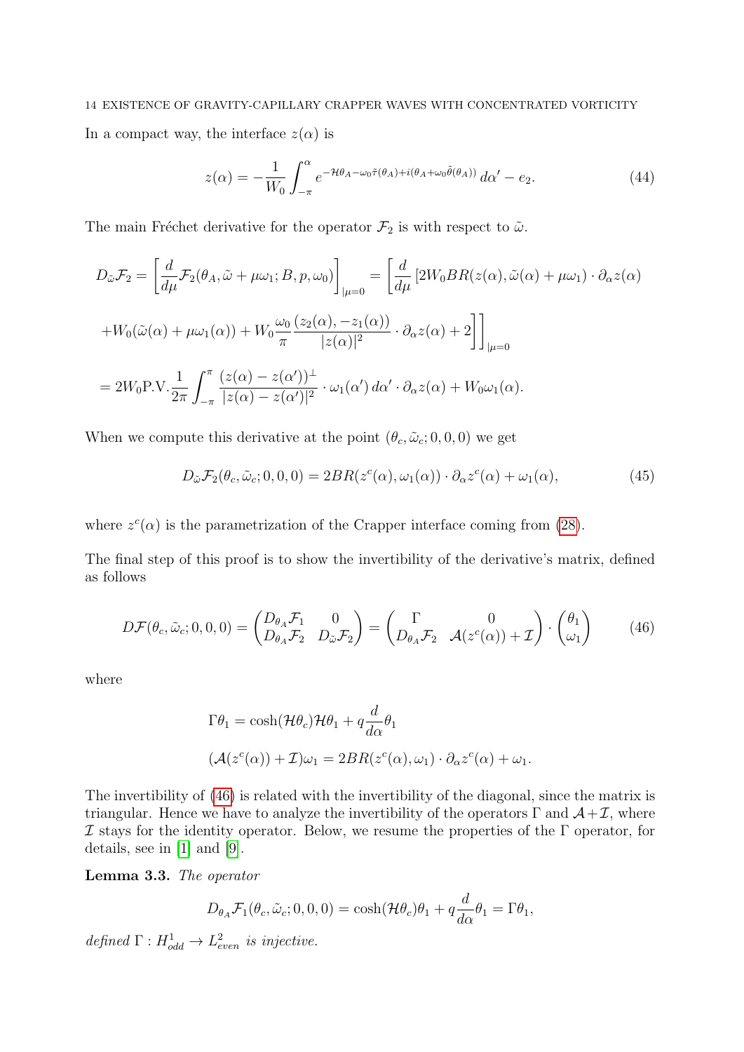In a compact way, the interface $z(\alpha)$ is

$$z(\alpha) = -\frac{1}{W_0}\int_{-\pi}^{\alpha} e^{-\mathcal{H}\theta_A - \omega_0\tilde{\tau}(\theta_A) + i(\theta_A + \omega_0\tilde{\theta}(\theta_A))}\, d\alpha' - e_2. \tag{44}$$

The main Fréchet derivative for the operator $\mathcal{F}_2$ is with respect to $\tilde{\omega}$.

$$\begin{aligned}
D_{\tilde{\omega}}\mathcal{F}_2 &= \left[\frac{d}{d\mu}\mathcal{F}_2(\theta_A, \tilde{\omega} + \mu\omega_1; B, p, \omega_0)\right]_{|\mu=0} = \left[\frac{d}{d\mu}\left[2W_0 BR(z(\alpha), \tilde{\omega}(\alpha) + \mu\omega_1)\cdot\partial_\alpha z(\alpha)\right.\right.\\
&\left.\left. + W_0(\tilde{\omega}(\alpha) + \mu\omega_1(\alpha)) + W_0\frac{\omega_0}{\pi}\frac{(z_2(\alpha), -z_1(\alpha))}{|z(\alpha)|^2}\cdot\partial_\alpha z(\alpha) + 2\right]\right]_{|\mu=0}\\
&= 2W_0 \text{P.V.}\frac{1}{2\pi}\int_{-\pi}^{\pi}\frac{(z(\alpha) - z(\alpha'))^{\perp}}{|z(\alpha) - z(\alpha')|^2}\cdot\omega_1(\alpha')\, d\alpha'\cdot\partial_\alpha z(\alpha) + W_0\omega_1(\alpha).
\end{aligned}$$

When we compute this derivative at the point $(\theta_c, \tilde{\omega}_c; 0, 0, 0)$ we get

$$D_{\tilde{\omega}}\mathcal{F}_2(\theta_c, \tilde{\omega}_c; 0, 0, 0) = 2BR(z^c(\alpha), \omega_1(\alpha))\cdot\partial_\alpha z^c(\alpha) + \omega_1(\alpha), \tag{45}$$

where $z^c(\alpha)$ is the parametrization of the Crapper interface coming from (28).

The final step of this proof is to show the invertibility of the derivative's matrix, defined as follows

$$D\mathcal{F}(\theta_c, \tilde{\omega}_c; 0, 0, 0) = \begin{pmatrix} D_{\theta_A}\mathcal{F}_1 & 0 \\ D_{\theta_A}\mathcal{F}_2 & D_{\tilde{\omega}}\mathcal{F}_2 \end{pmatrix} = \begin{pmatrix} \Gamma & 0 \\ D_{\theta_A}\mathcal{F}_2 & \mathcal{A}(z^c(\alpha)) + \mathcal{I} \end{pmatrix}\cdot\begin{pmatrix} \theta_1 \\ \omega_1 \end{pmatrix} \tag{46}$$

where

$$\begin{aligned}
&\Gamma\theta_1 = \cosh(\mathcal{H}\theta_c)\mathcal{H}\theta_1 + q\frac{d}{d\alpha}\theta_1\\
&(\mathcal{A}(z^c(\alpha)) + \mathcal{I})\omega_1 = 2BR(z^c(\alpha), \omega_1)\cdot\partial_\alpha z^c(\alpha) + \omega_1.
\end{aligned}$$

The invertibility of (46) is related with the invertibility of the diagonal, since the matrix is triangular. Hence we have to analyze the invertibility of the operators $\Gamma$ and $\mathcal{A}+\mathcal{I}$, where $\mathcal{I}$ stays for the identity operator. Below, we resume the properties of the $\Gamma$ operator, for details, see in [1] and [9].

**Lemma 3.3.** *The operator*

$$D_{\theta_A}\mathcal{F}_1(\theta_c, \tilde{\omega}_c; 0, 0, 0) = \cosh(\mathcal{H}\theta_c)\theta_1 + q\frac{d}{d\alpha}\theta_1 = \Gamma\theta_1,$$

*defined* $\Gamma : H^1_{odd} \to L^2_{even}$ *is injective.*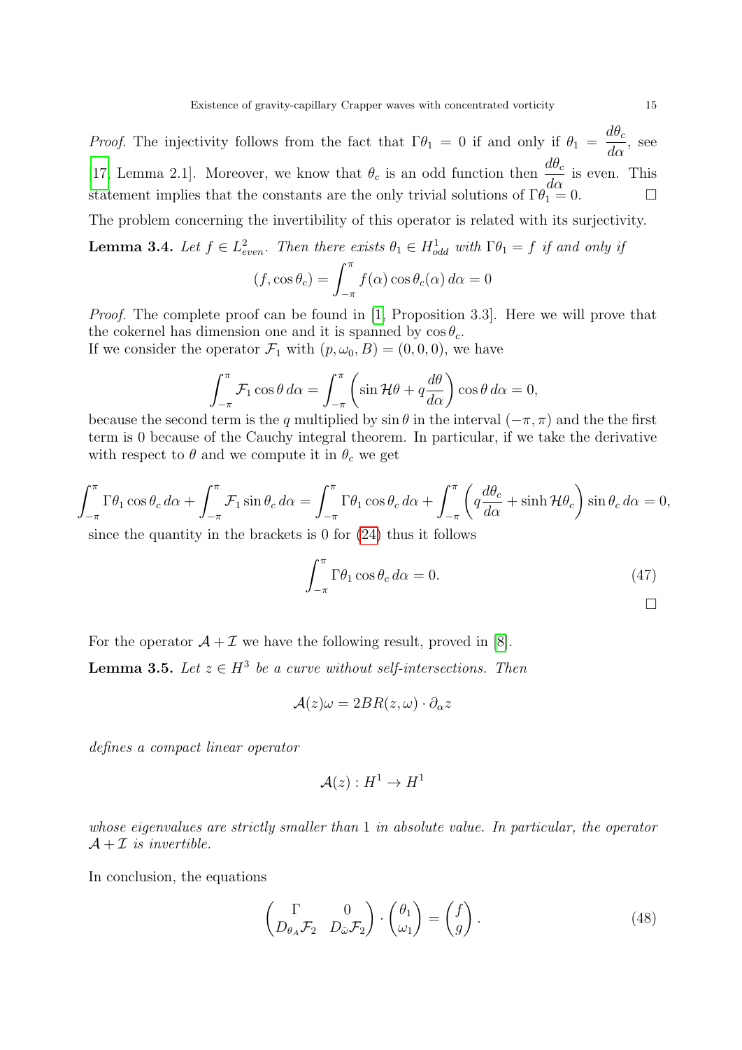*Proof.* The injectivity follows from the fact that $\Gamma\theta_1 = 0$ if and only if $\theta_1 = \dfrac{d\theta_c}{d\alpha}$, see [17, Lemma 2.1]. Moreover, we know that $\theta_c$ is an odd function then $\dfrac{d\theta_c}{d\alpha}$ is even. This statement implies that the constants are the only trivial solutions of $\Gamma\theta_1 = 0$. □

The problem concerning the invertibility of this operator is related with its surjectivity.

**Lemma 3.4.** *Let $f \in L^2_{even}$. Then there exists $\theta_1 \in H^1_{odd}$ with $\Gamma\theta_1 = f$ if and only if*

$$(f, \cos\theta_c) = \int_{-\pi}^{\pi} f(\alpha)\cos\theta_c(\alpha)\, d\alpha = 0$$

*Proof.* The complete proof can be found in [1, Proposition 3.3]. Here we will prove that the cokernel has dimension one and it is spanned by $\cos\theta_c$.
If we consider the operator $\mathcal{F}_1$ with $(p, \omega_0, B) = (0, 0, 0)$, we have

$$\int_{-\pi}^{\pi} \mathcal{F}_1 \cos\theta\, d\alpha = \int_{-\pi}^{\pi} \left(\sin\mathcal{H}\theta + q\frac{d\theta}{d\alpha}\right)\cos\theta\, d\alpha = 0,$$

because the second term is the $q$ multiplied by $\sin\theta$ in the interval $(-\pi, \pi)$ and the the first term is 0 because of the Cauchy integral theorem. In particular, if we take the derivative with respect to $\theta$ and we compute it in $\theta_c$ we get

$$\int_{-\pi}^{\pi} \Gamma\theta_1 \cos\theta_c\, d\alpha + \int_{-\pi}^{\pi} \mathcal{F}_1 \sin\theta_c\, d\alpha = \int_{-\pi}^{\pi} \Gamma\theta_1 \cos\theta_c\, d\alpha + \int_{-\pi}^{\pi} \left(q\frac{d\theta_c}{d\alpha} + \sinh\mathcal{H}\theta_c\right)\sin\theta_c\, d\alpha = 0,$$

since the quantity in the brackets is 0 for (24) thus it follows

$$\int_{-\pi}^{\pi} \Gamma\theta_1 \cos\theta_c\, d\alpha = 0. \tag{47}$$

□

For the operator $\mathcal{A} + \mathcal{I}$ we have the following result, proved in [8].

**Lemma 3.5.** *Let $z \in H^3$ be a curve without self-intersections. Then*

$$\mathcal{A}(z)\omega = 2BR(z, \omega) \cdot \partial_\alpha z$$

*defines a compact linear operator*

$$\mathcal{A}(z) : H^1 \to H^1$$

*whose eigenvalues are strictly smaller than 1 in absolute value. In particular, the operator $\mathcal{A} + \mathcal{I}$ is invertible.*

In conclusion, the equations

$$\begin{pmatrix} \Gamma & 0 \\ D_{\theta_A}\mathcal{F}_2 & D_{\tilde{\omega}}\mathcal{F}_2 \end{pmatrix} \cdot \begin{pmatrix} \theta_1 \\ \omega_1 \end{pmatrix} = \begin{pmatrix} f \\ g \end{pmatrix}. \tag{48}$$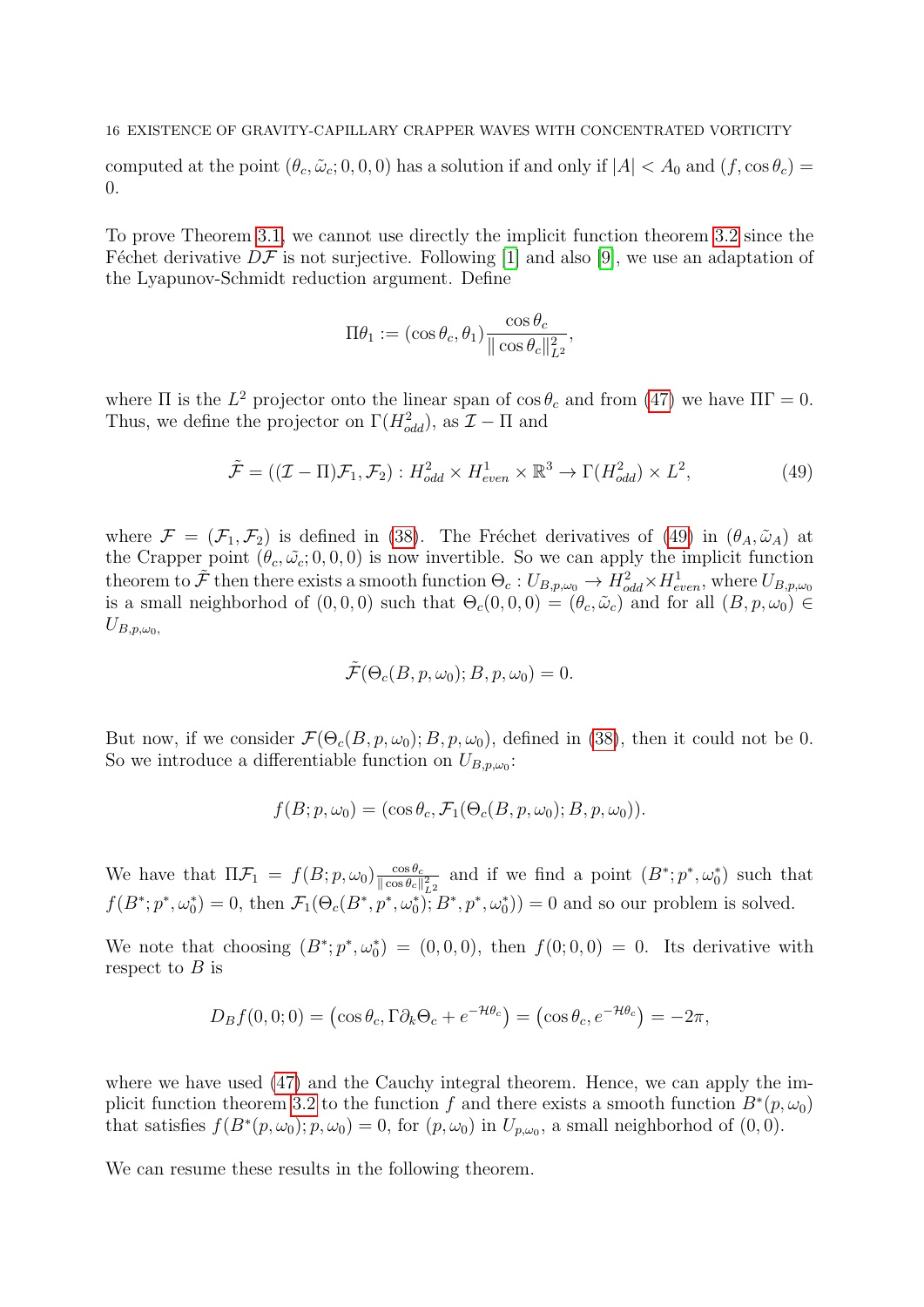computed at the point $(\theta_c, \tilde{\omega}_c; 0, 0, 0)$ has a solution if and only if $|A| < A_0$ and $(f, \cos\theta_c) = 0$.

To prove Theorem 3.1, we cannot use directly the implicit function theorem 3.2 since the Féchet derivative $D\mathcal{F}$ is not surjective. Following [1] and also [9], we use an adaptation of the Lyapunov-Schmidt reduction argument. Define

$$\Pi\theta_1 := (\cos\theta_c, \theta_1)\frac{\cos\theta_c}{\|\cos\theta_c\|_{L^2}^2},$$

where $\Pi$ is the $L^2$ projector onto the linear span of $\cos\theta_c$ and from (47) we have $\Pi\Gamma = 0$. Thus, we define the projector on $\Gamma(H^2_{odd})$, as $\mathcal{I} - \Pi$ and

$$\tilde{\mathcal{F}} = ((\mathcal{I} - \Pi)\mathcal{F}_1, \mathcal{F}_2) : H^2_{odd} \times H^1_{even} \times \mathbb{R}^3 \to \Gamma(H^2_{odd}) \times L^2, \tag{49}$$

where $\mathcal{F} = (\mathcal{F}_1, \mathcal{F}_2)$ is defined in (38). The Fréchet derivatives of (49) in $(\theta_A, \tilde{\omega}_A)$ at the Crapper point $(\theta_c, \tilde{\omega_c}; 0, 0, 0)$ is now invertible. So we can apply the implicit function theorem to $\tilde{\mathcal{F}}$ then there exists a smooth function $\Theta_c : U_{B,p,\omega_0} \to H^2_{odd} \times H^1_{even}$, where $U_{B,p,\omega_0}$ is a small neighborhod of $(0, 0, 0)$ such that $\Theta_c(0, 0, 0) = (\theta_c, \tilde{\omega}_c)$ and for all $(B, p, \omega_0) \in U_{B,p,\omega_0}$,

$$\tilde{\mathcal{F}}(\Theta_c(B, p, \omega_0); B, p, \omega_0) = 0.$$

But now, if we consider $\mathcal{F}(\Theta_c(B, p, \omega_0); B, p, \omega_0)$, defined in (38), then it could not be 0. So we introduce a differentiable function on $U_{B,p,\omega_0}$:

$$f(B; p, \omega_0) = (\cos\theta_c, \mathcal{F}_1(\Theta_c(B, p, \omega_0); B, p, \omega_0)).$$

We have that $\Pi\mathcal{F}_1 = f(B; p, \omega_0)\frac{\cos\theta_c}{\|\cos\theta_c\|_{L^2}^2}$ and if we find a point $(B^*; p^*, \omega_0^*)$ such that $f(B^*; p^*, \omega_0^*) = 0$, then $\mathcal{F}_1(\Theta_c(B^*, p^*, \omega_0^*); B^*, p^*, \omega_0^*)) = 0$ and so our problem is solved.

We note that choosing $(B^*; p^*, \omega_0^*) = (0, 0, 0)$, then $f(0; 0, 0) = 0$. Its derivative with respect to $B$ is

$$D_B f(0, 0; 0) = \left(\cos\theta_c, \Gamma\partial_k\Theta_c + e^{-\mathcal{H}\theta_c}\right) = \left(\cos\theta_c, e^{-\mathcal{H}\theta_c}\right) = -2\pi,$$

where we have used (47) and the Cauchy integral theorem. Hence, we can apply the implicit function theorem 3.2 to the function $f$ and there exists a smooth function $B^*(p, \omega_0)$ that satisfies $f(B^*(p, \omega_0); p, \omega_0) = 0$, for $(p, \omega_0)$ in $U_{p,\omega_0}$, a small neighborhood of $(0, 0)$.

We can resume these results in the following theorem.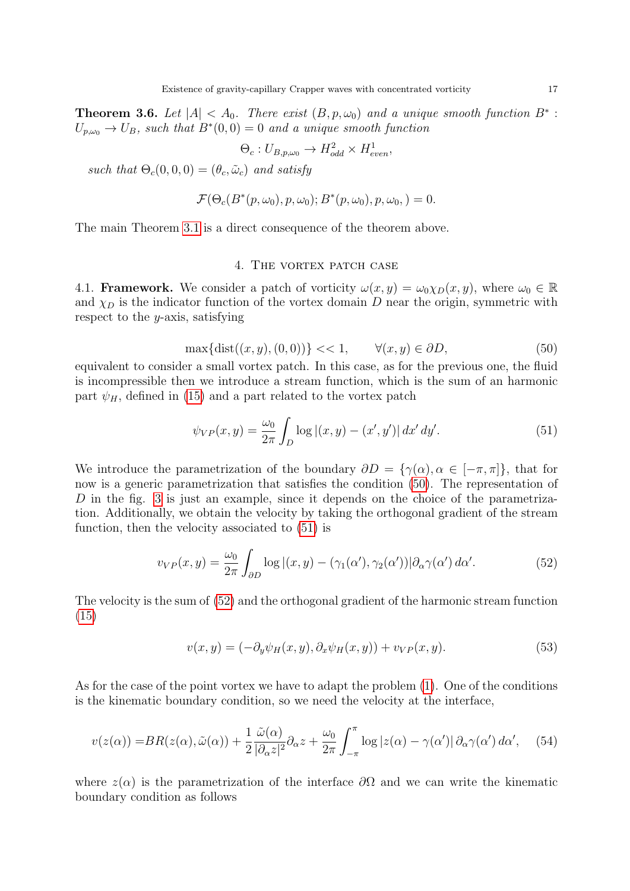**Theorem 3.6.** *Let $|A| < A_0$. There exist $(B, p, \omega_0)$ and a unique smooth function $B^* : U_{p,\omega_0} \to U_B$, such that $B^*(0,0) = 0$ and a unique smooth function*

$$\Theta_c : U_{B,p,\omega_0} \to H^2_{odd} \times H^1_{even},$$

*such that $\Theta_c(0,0,0) = (\theta_c, \tilde{\omega}_c)$ and satisfy*

$$\mathcal{F}(\Theta_c(B^*(p,\omega_0), p, \omega_0); B^*(p,\omega_0), p, \omega_0, ) = 0.$$

The main Theorem 3.1 is a direct consequence of the theorem above.

## 4. The vortex patch case

4.1. **Framework.** We consider a patch of vorticity $\omega(x,y) = \omega_0 \chi_D(x,y)$, where $\omega_0 \in \mathbb{R}$ and $\chi_D$ is the indicator function of the vortex domain $D$ near the origin, symmetric with respect to the $y$-axis, satisfying

$$\max\{\text{dist}((x,y),(0,0))\} << 1, \qquad \forall (x,y) \in \partial D, \tag{50}$$

equivalent to consider a small vortex patch. In this case, as for the previous one, the fluid is incompressible then we introduce a stream function, which is the sum of an harmonic part $\psi_H$, defined in (15) and a part related to the vortex patch

$$\psi_{VP}(x,y) = \frac{\omega_0}{2\pi} \int_D \log|(x,y) - (x',y')| \, dx' \, dy'. \tag{51}$$

We introduce the parametrization of the boundary $\partial D = \{\gamma(\alpha), \alpha \in [-\pi,\pi]\}$, that for now is a generic parametrization that satisfies the condition (50). The representation of $D$ in the fig. 3 is just an example, since it depends on the choice of the parametrization. Additionally, we obtain the velocity by taking the orthogonal gradient of the stream function, then the velocity associated to (51) is

$$v_{VP}(x,y) = \frac{\omega_0}{2\pi} \int_{\partial D} \log|(x,y) - (\gamma_1(\alpha'), \gamma_2(\alpha'))| \partial_\alpha \gamma(\alpha') \, d\alpha'. \tag{52}$$

The velocity is the sum of (52) and the orthogonal gradient of the harmonic stream function (15)

$$v(x,y) = (-\partial_y \psi_H(x,y), \partial_x \psi_H(x,y)) + v_{VP}(x,y). \tag{53}$$

As for the case of the point vortex we have to adapt the problem (1). One of the conditions is the kinematic boundary condition, so we need the velocity at the interface,

$$v(z(\alpha)) = BR(z(\alpha), \tilde{\omega}(\alpha)) + \frac{1}{2} \frac{\tilde{\omega}(\alpha)}{|\partial_\alpha z|^2} \partial_\alpha z + \frac{\omega_0}{2\pi} \int_{-\pi}^{\pi} \log|z(\alpha) - \gamma(\alpha')| \, \partial_\alpha \gamma(\alpha') \, d\alpha', \tag{54}$$

where $z(\alpha)$ is the parametrization of the interface $\partial\Omega$ and we can write the kinematic boundary condition as follows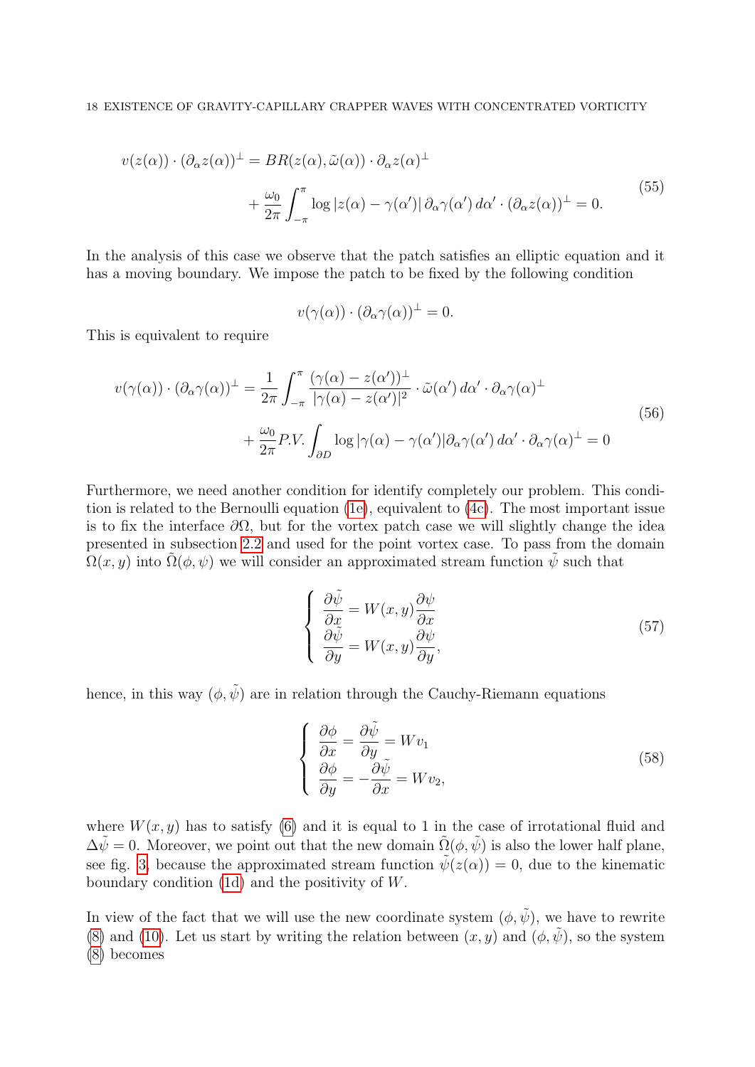$$
\begin{aligned}
v(z(\alpha)) \cdot (\partial_\alpha z(\alpha))^\perp &= BR(z(\alpha), \tilde{\omega}(\alpha)) \cdot \partial_\alpha z(\alpha)^\perp \\
&\quad + \frac{\omega_0}{2\pi} \int_{-\pi}^{\pi} \log |z(\alpha) - \gamma(\alpha')| \, \partial_\alpha \gamma(\alpha') \, d\alpha' \cdot (\partial_\alpha z(\alpha))^\perp = 0.
\end{aligned} \tag{55}
$$

In the analysis of this case we observe that the patch satisfies an elliptic equation and it has a moving boundary. We impose the patch to be fixed by the following condition

$$
v(\gamma(\alpha)) \cdot (\partial_\alpha \gamma(\alpha))^\perp = 0.
$$

This is equivalent to require

$$
\begin{aligned}
v(\gamma(\alpha)) \cdot (\partial_\alpha \gamma(\alpha))^\perp &= \frac{1}{2\pi} \int_{-\pi}^{\pi} \frac{(\gamma(\alpha) - z(\alpha'))^\perp}{|\gamma(\alpha) - z(\alpha')|^2} \cdot \tilde{\omega}(\alpha') \, d\alpha' \cdot \partial_\alpha \gamma(\alpha)^\perp \\
&\quad + \frac{\omega_0}{2\pi} P.V. \int_{\partial D} \log |\gamma(\alpha) - \gamma(\alpha')| \partial_\alpha \gamma(\alpha') \, d\alpha' \cdot \partial_\alpha \gamma(\alpha)^\perp = 0
\end{aligned} \tag{56}
$$

Furthermore, we need another condition for identify completely our problem. This condition is related to the Bernoulli equation (1e), equivalent to (4c). The most important issue is to fix the interface $\partial\Omega$, but for the vortex patch case we will slightly change the idea presented in subsection 2.2 and used for the point vortex case. To pass from the domain $\Omega(x, y)$ into $\tilde{\Omega}(\phi, \psi)$ we will consider an approximated stream function $\tilde{\psi}$ such that

$$
\begin{cases}
\dfrac{\partial \tilde{\psi}}{\partial x} = W(x, y) \dfrac{\partial \psi}{\partial x} \\[2mm]
\dfrac{\partial \tilde{\psi}}{\partial y} = W(x, y) \dfrac{\partial \psi}{\partial y},
\end{cases} \tag{57}
$$

hence, in this way $(\phi, \tilde{\psi})$ are in relation through the Cauchy-Riemann equations

$$
\begin{cases}
\dfrac{\partial \phi}{\partial x} = \dfrac{\partial \tilde{\psi}}{\partial y} = W v_1 \\[2mm]
\dfrac{\partial \phi}{\partial y} = -\dfrac{\partial \tilde{\psi}}{\partial x} = W v_2,
\end{cases} \tag{58}
$$

where $W(x, y)$ has to satisfy (6) and it is equal to 1 in the case of irrotational fluid and $\Delta \tilde{\psi} = 0$. Moreover, we point out that the new domain $\tilde{\Omega}(\phi, \tilde{\psi})$ is also the lower half plane, see fig. 3, because the approximated stream function $\tilde{\psi}(z(\alpha)) = 0$, due to the kinematic boundary condition (1d) and the positivity of $W$.

In view of the fact that we will use the new coordinate system $(\phi, \tilde{\psi})$, we have to rewrite (8) and (10). Let us start by writing the relation between $(x, y)$ and $(\phi, \tilde{\psi})$, so the system (8) becomes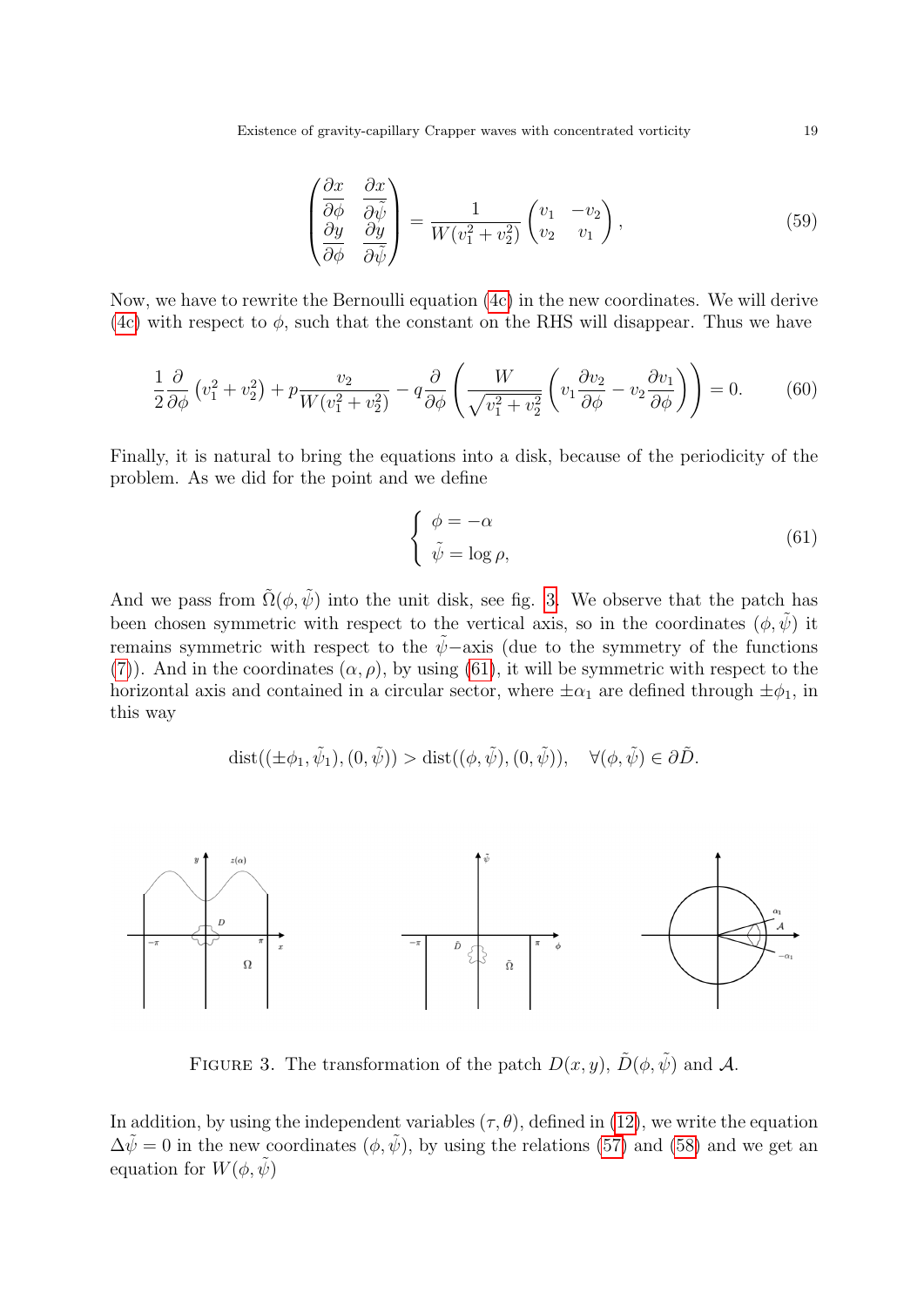$$
\begin{pmatrix} \dfrac{\partial x}{\partial \phi} & \dfrac{\partial x}{\partial \tilde{\psi}} \\ \dfrac{\partial y}{\partial \phi} & \dfrac{\partial y}{\partial \tilde{\psi}} \end{pmatrix} = \frac{1}{W(v_1^2+v_2^2)} \begin{pmatrix} v_1 & -v_2 \\ v_2 & v_1 \end{pmatrix}, \tag{59}
$$

Now, we have to rewrite the Bernoulli equation (4c) in the new coordinates. We will derive (4c) with respect to $\phi$, such that the constant on the RHS will disappear. Thus we have

$$
\frac{1}{2}\frac{\partial}{\partial \phi}\left(v_1^2+v_2^2\right) + p\frac{v_2}{W(v_1^2+v_2^2)} - q\frac{\partial}{\partial \phi}\left(\frac{W}{\sqrt{v_1^2+v_2^2}}\left(v_1\frac{\partial v_2}{\partial \phi} - v_2\frac{\partial v_1}{\partial \phi}\right)\right) = 0. \tag{60}
$$

Finally, it is natural to bring the equations into a disk, because of the periodicity of the problem. As we did for the point and we define

$$
\begin{cases} \phi = -\alpha \\ \tilde{\psi} = \log \rho, \end{cases} \tag{61}
$$

And we pass from $\tilde{\Omega}(\phi, \tilde{\psi})$ into the unit disk, see fig. 3. We observe that the patch has been chosen symmetric with respect to the vertical axis, so in the coordinates $(\phi, \tilde{\psi})$ it remains symmetric with respect to the $\tilde{\psi}-$axis (due to the symmetry of the functions (7)). And in the coordinates $(\alpha, \rho)$, by using (61), it will be symmetric with respect to the horizontal axis and contained in a circular sector, where $\pm\alpha_1$ are defined through $\pm\phi_1$, in this way

$$
\text{dist}((\pm\phi_1, \tilde{\psi}_1), (0, \tilde{\psi})) > \text{dist}((\phi, \tilde{\psi}), (0, \tilde{\psi})), \quad \forall (\phi, \tilde{\psi}) \in \partial \tilde{D}.
$$

Figure 3. The transformation of the patch $D(x, y)$, $\tilde{D}(\phi, \tilde{\psi})$ and $\mathcal{A}$.

In addition, by using the independent variables $(\tau, \theta)$, defined in (12), we write the equation $\Delta \tilde{\psi} = 0$ in the new coordinates $(\phi, \tilde{\psi})$, by using the relations (57) and (58) and we get an equation for $W(\phi, \tilde{\psi})$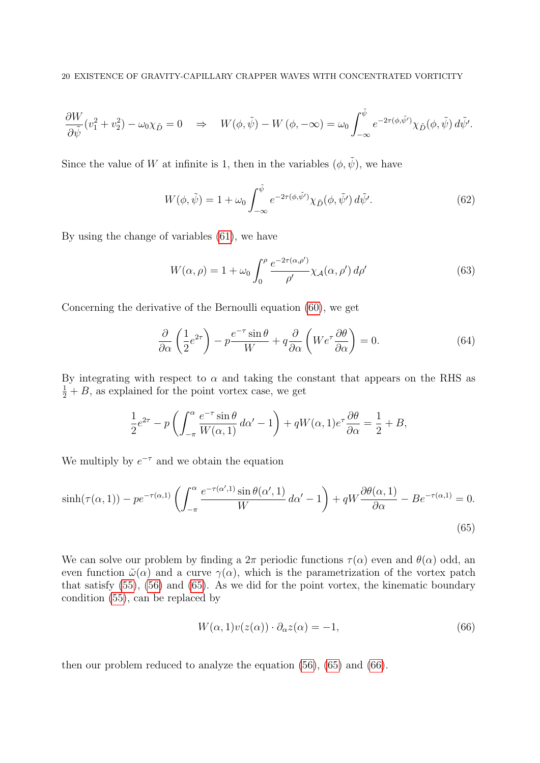$$\frac{\partial W}{\partial \tilde{\psi}}(v_1^2+v_2^2) - \omega_0 \chi_{\tilde{D}} = 0 \quad \Rightarrow \quad W(\phi,\tilde{\psi}) - W(\phi,-\infty) = \omega_0 \int_{-\infty}^{\tilde{\psi}} e^{-2\tau(\phi,\tilde{\psi}')} \chi_{\tilde{D}}(\phi,\tilde{\psi})\, d\tilde{\psi}'.$$

Since the value of $W$ at infinite is 1, then in the variables $(\phi,\tilde{\psi})$, we have

$$W(\phi,\tilde{\psi}) = 1 + \omega_0 \int_{-\infty}^{\tilde{\psi}} e^{-2\tau(\phi,\tilde{\psi}')} \chi_{\tilde{D}}(\phi,\tilde{\psi}')\, d\tilde{\psi}'. \tag{62}$$

By using the change of variables (61), we have

$$W(\alpha,\rho) = 1 + \omega_0 \int_0^{\rho} \frac{e^{-2\tau(\alpha,\rho')}}{\rho'} \chi_{\mathcal{A}}(\alpha,\rho')\, d\rho' \tag{63}$$

Concerning the derivative of the Bernoulli equation (60), we get

$$\frac{\partial}{\partial \alpha}\left(\frac{1}{2}e^{2\tau}\right) - p\frac{e^{-\tau}\sin\theta}{W} + q\frac{\partial}{\partial \alpha}\left(We^{\tau}\frac{\partial \theta}{\partial \alpha}\right) = 0. \tag{64}$$

By integrating with respect to $\alpha$ and taking the constant that appears on the RHS as $\frac{1}{2}+B$, as explained for the point vortex case, we get

$$\frac{1}{2}e^{2\tau} - p\left(\int_{-\pi}^{\alpha} \frac{e^{-\tau}\sin\theta}{W(\alpha,1)}\, d\alpha' - 1\right) + qW(\alpha,1)e^{\tau}\frac{\partial\theta}{\partial\alpha} = \frac{1}{2} + B,$$

We multiply by $e^{-\tau}$ and we obtain the equation

$$\sinh(\tau(\alpha,1)) - pe^{-\tau(\alpha,1)}\left(\int_{-\pi}^{\alpha} \frac{e^{-\tau(\alpha',1)}\sin\theta(\alpha',1)}{W}\, d\alpha' - 1\right) + qW\frac{\partial\theta(\alpha,1)}{\partial\alpha} - Be^{-\tau(\alpha,1)} = 0. \tag{65}$$

We can solve our problem by finding a $2\pi$ periodic functions $\tau(\alpha)$ even and $\theta(\alpha)$ odd, an even function $\tilde{\omega}(\alpha)$ and a curve $\gamma(\alpha)$, which is the parametrization of the vortex patch that satisfy (55), (56) and (65). As we did for the point vortex, the kinematic boundary condition (55), can be replaced by

$$W(\alpha,1)v(z(\alpha))\cdot\partial_\alpha z(\alpha) = -1, \tag{66}$$

then our problem reduced to analyze the equation (56), (65) and (66).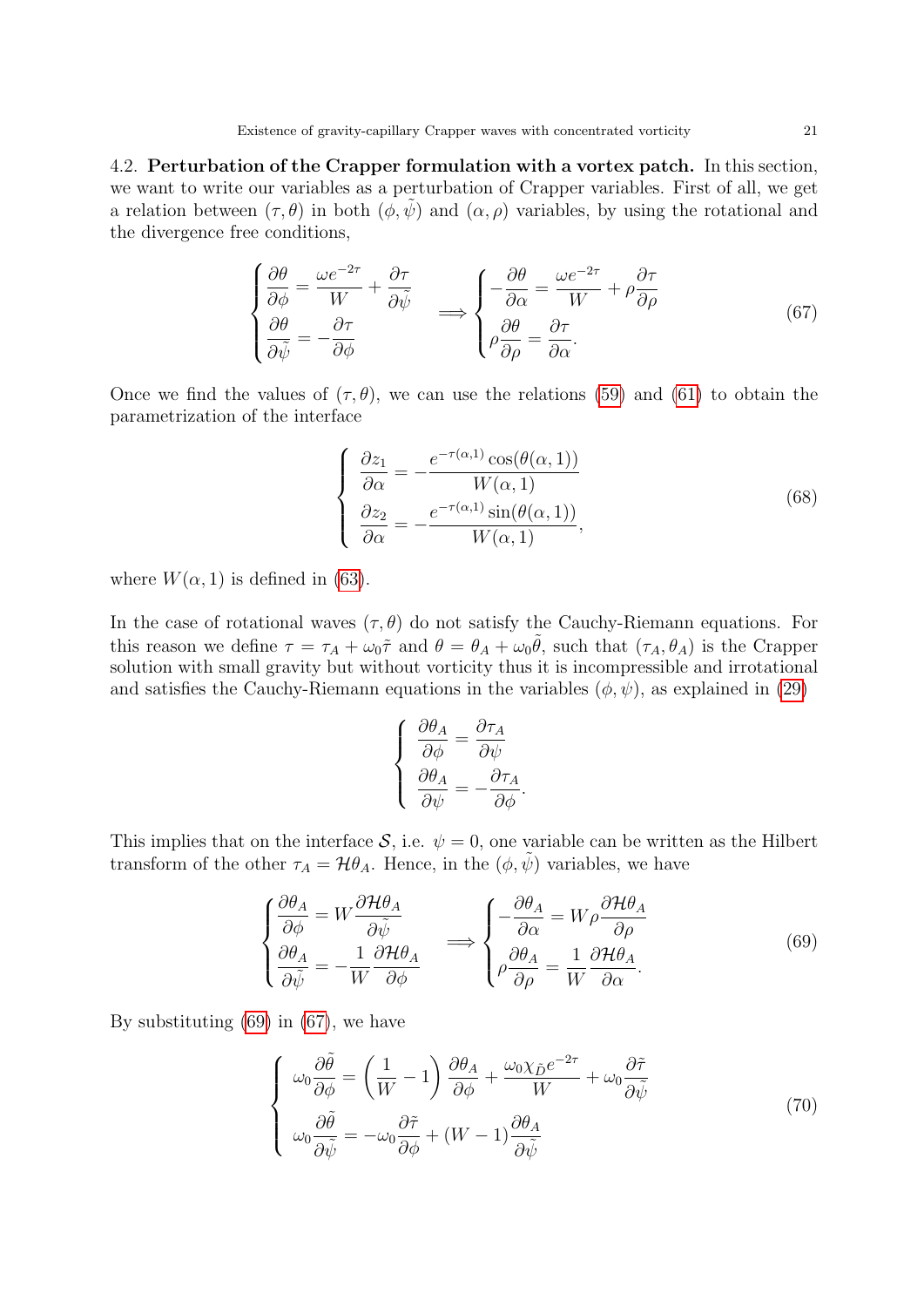4.2. **Perturbation of the Crapper formulation with a vortex patch.** In this section, we want to write our variables as a perturbation of Crapper variables. First of all, we get a relation between $(\tau, \theta)$ in both $(\phi, \tilde{\psi})$ and $(\alpha, \rho)$ variables, by using the rotational and the divergence free conditions,

$$
\begin{cases}
\dfrac{\partial \theta}{\partial \phi} = \dfrac{\omega e^{-2\tau}}{W} + \dfrac{\partial \tau}{\partial \tilde{\psi}} \\
\dfrac{\partial \theta}{\partial \tilde{\psi}} = -\dfrac{\partial \tau}{\partial \phi}
\end{cases}
\implies
\begin{cases}
-\dfrac{\partial \theta}{\partial \alpha} = \dfrac{\omega e^{-2\tau}}{W} + \rho \dfrac{\partial \tau}{\partial \rho} \\
\rho \dfrac{\partial \theta}{\partial \rho} = \dfrac{\partial \tau}{\partial \alpha}.
\end{cases}
\tag{67}
$$

Once we find the values of $(\tau, \theta)$, we can use the relations (59) and (61) to obtain the parametrization of the interface

$$
\begin{cases}
\dfrac{\partial z_1}{\partial \alpha} = -\dfrac{e^{-\tau(\alpha,1)} \cos(\theta(\alpha,1))}{W(\alpha,1)} \\
\dfrac{\partial z_2}{\partial \alpha} = -\dfrac{e^{-\tau(\alpha,1)} \sin(\theta(\alpha,1))}{W(\alpha,1)},
\end{cases}
\tag{68}
$$

where $W(\alpha, 1)$ is defined in (63).

In the case of rotational waves $(\tau, \theta)$ do not satisfy the Cauchy-Riemann equations. For this reason we define $\tau = \tau_A + \omega_0 \tilde{\tau}$ and $\theta = \theta_A + \omega_0 \tilde{\theta}$, such that $(\tau_A, \theta_A)$ is the Crapper solution with small gravity but without vorticity thus it is incompressible and irrotational and satisfies the Cauchy-Riemann equations in the variables $(\phi, \psi)$, as explained in (29)

$$
\begin{cases}
\dfrac{\partial \theta_A}{\partial \phi} = \dfrac{\partial \tau_A}{\partial \psi} \\
\dfrac{\partial \theta_A}{\partial \psi} = -\dfrac{\partial \tau_A}{\partial \phi}.
\end{cases}
$$

This implies that on the interface $\mathcal{S}$, i.e. $\psi = 0$, one variable can be written as the Hilbert transform of the other $\tau_A = \mathcal{H}\theta_A$. Hence, in the $(\phi, \tilde{\psi})$ variables, we have

$$
\begin{cases}
\dfrac{\partial \theta_A}{\partial \phi} = W \dfrac{\partial \mathcal{H}\theta_A}{\partial \tilde{\psi}} \\
\dfrac{\partial \theta_A}{\partial \tilde{\psi}} = -\dfrac{1}{W} \dfrac{\partial \mathcal{H}\theta_A}{\partial \phi}
\end{cases}
\implies
\begin{cases}
-\dfrac{\partial \theta_A}{\partial \alpha} = W \rho \dfrac{\partial \mathcal{H}\theta_A}{\partial \rho} \\
\rho \dfrac{\partial \theta_A}{\partial \rho} = \dfrac{1}{W} \dfrac{\partial \mathcal{H}\theta_A}{\partial \alpha}.
\end{cases}
\tag{69}
$$

By substituting (69) in (67), we have

$$
\begin{cases}
\omega_0 \dfrac{\partial \tilde{\theta}}{\partial \phi} = \left( \dfrac{1}{W} - 1 \right) \dfrac{\partial \theta_A}{\partial \phi} + \dfrac{\omega_0 \chi_{\tilde{D}} e^{-2\tau}}{W} + \omega_0 \dfrac{\partial \tilde{\tau}}{\partial \tilde{\psi}} \\
\omega_0 \dfrac{\partial \tilde{\theta}}{\partial \tilde{\psi}} = -\omega_0 \dfrac{\partial \tilde{\tau}}{\partial \phi} + (W - 1) \dfrac{\partial \theta_A}{\partial \tilde{\psi}}
\end{cases}
\tag{70}
$$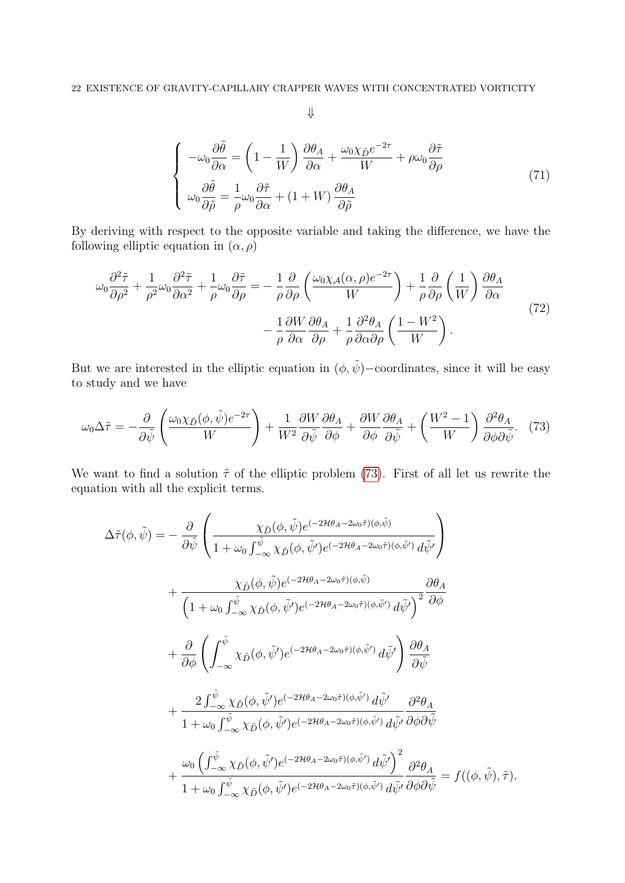$$\Downarrow$$

$$\begin{cases} -\omega_0 \dfrac{\partial \tilde{\theta}}{\partial \alpha} = \left(1 - \dfrac{1}{W}\right) \dfrac{\partial \theta_A}{\partial \alpha} + \dfrac{\omega_0 \chi_{\tilde{D}} e^{-2\tau}}{W} + \rho \omega_0 \dfrac{\partial \tilde{\tau}}{\partial \rho} \\ \omega_0 \dfrac{\partial \tilde{\theta}}{\partial \tilde{\rho}} = \dfrac{1}{\rho} \omega_0 \dfrac{\partial \tilde{\tau}}{\partial \alpha} + (1 + W) \dfrac{\partial \theta_A}{\partial \tilde{\rho}} \end{cases} \tag{71}$$

By deriving with respect to the opposite variable and taking the difference, we have the following elliptic equation in $(\alpha, \rho)$

$$\begin{aligned} \omega_0 \frac{\partial^2 \tilde{\tau}}{\partial \rho^2} + \frac{1}{\rho^2} \omega_0 \frac{\partial^2 \tilde{\tau}}{\partial \alpha^2} + \frac{1}{\rho} \omega_0 \frac{\partial \tilde{\tau}}{\partial \rho} = &- \frac{1}{\rho} \frac{\partial}{\partial \rho} \left( \frac{\omega_0 \chi_{\mathcal{A}}(\alpha, \rho) e^{-2\tau}}{W} \right) + \frac{1}{\rho} \frac{\partial}{\partial \rho} \left( \frac{1}{W} \right) \frac{\partial \theta_A}{\partial \alpha} \\ &- \frac{1}{\rho} \frac{\partial W}{\partial \alpha} \frac{\partial \theta_A}{\partial \rho} + \frac{1}{\rho} \frac{\partial^2 \theta_A}{\partial \alpha \partial \rho} \left( \frac{1 - W^2}{W} \right). \end{aligned} \tag{72}$$

But we are interested in the elliptic equation in $(\phi, \tilde{\psi})-$coordinates, since it will be easy to study and we have

$$\omega_0 \Delta \tilde{\tau} = -\frac{\partial}{\partial \tilde{\psi}} \left( \frac{\omega_0 \chi_{\tilde{D}}(\phi, \tilde{\psi}) e^{-2\tau}}{W} \right) + \frac{1}{W^2} \frac{\partial W}{\partial \tilde{\psi}} \frac{\partial \theta_A}{\partial \phi} + \frac{\partial W}{\partial \phi} \frac{\partial \theta_A}{\partial \tilde{\psi}} + \left( \frac{W^2 - 1}{W} \right) \frac{\partial^2 \theta_A}{\partial \phi \partial \tilde{\psi}}. \tag{73}$$

We want to find a solution $\tilde{\tau}$ of the elliptic problem (73). First of all let us rewrite the equation with all the explicit terms.

$$\begin{aligned} \Delta \tilde{\tau}(\phi, \tilde{\psi}) = &- \frac{\partial}{\partial \tilde{\psi}} \left( \frac{\chi_{\tilde{D}}(\phi, \tilde{\psi}) e^{(-2\mathcal{H}\theta_A - 2\omega_0 \tilde{\tau})(\phi, \tilde{\psi})}}{1 + \omega_0 \int_{-\infty}^{\tilde{\psi}} \chi_{\tilde{D}}(\phi, \tilde{\psi}') e^{(-2\mathcal{H}\theta_A - 2\omega_0 \tilde{\tau})(\phi, \tilde{\psi}')} \, d\tilde{\psi}'} \right) \\ &+ \frac{\chi_{\tilde{D}}(\phi, \tilde{\psi}) e^{(-2\mathcal{H}\theta_A - 2\omega_0 \tilde{\tau})(\phi, \tilde{\psi})}}{\left( 1 + \omega_0 \int_{-\infty}^{\tilde{\psi}} \chi_{\tilde{D}}(\phi, \tilde{\psi}') e^{(-2\mathcal{H}\theta_A - 2\omega_0 \tilde{\tau})(\phi, \tilde{\psi}')} \, d\tilde{\psi}' \right)^2} \frac{\partial \theta_A}{\partial \phi} \\ &+ \frac{\partial}{\partial \phi} \left( \int_{-\infty}^{\tilde{\psi}} \chi_{\tilde{D}}(\phi, \tilde{\psi}') e^{(-2\mathcal{H}\theta_A - 2\omega_0 \tilde{\tau})(\phi, \tilde{\psi}')} \, d\tilde{\psi}' \right) \frac{\partial \theta_A}{\partial \tilde{\psi}} \\ &+ \frac{2 \int_{-\infty}^{\tilde{\psi}} \chi_{\tilde{D}}(\phi, \tilde{\psi}') e^{(-2\mathcal{H}\theta_A - 2\omega_0 \tilde{\tau})(\phi, \tilde{\psi}')} \, d\tilde{\psi}'}{1 + \omega_0 \int_{-\infty}^{\tilde{\psi}} \chi_{\tilde{D}}(\phi, \tilde{\psi}') e^{(-2\mathcal{H}\theta_A - 2\omega_0 \tilde{\tau})(\phi, \tilde{\psi}')} \, d\tilde{\psi}'} \frac{\partial^2 \theta_A}{\partial \phi \partial \tilde{\psi}} \\ &+ \frac{\omega_0 \left( \int_{-\infty}^{\tilde{\psi}} \chi_{\tilde{D}}(\phi, \tilde{\psi}') e^{(-2\mathcal{H}\theta_A - 2\omega_0 \tilde{\tau})(\phi, \tilde{\psi}')} \, d\tilde{\psi}' \right)^2}{1 + \omega_0 \int_{-\infty}^{\tilde{\psi}} \chi_{\tilde{D}}(\phi, \tilde{\psi}') e^{(-2\mathcal{H}\theta_A - 2\omega_0 \tilde{\tau})(\phi, \tilde{\psi}')} \, d\tilde{\psi}'} \frac{\partial^2 \theta_A}{\partial \phi \partial \tilde{\psi}} = f((\phi, \tilde{\psi}), \tilde{\tau}). \end{aligned}$$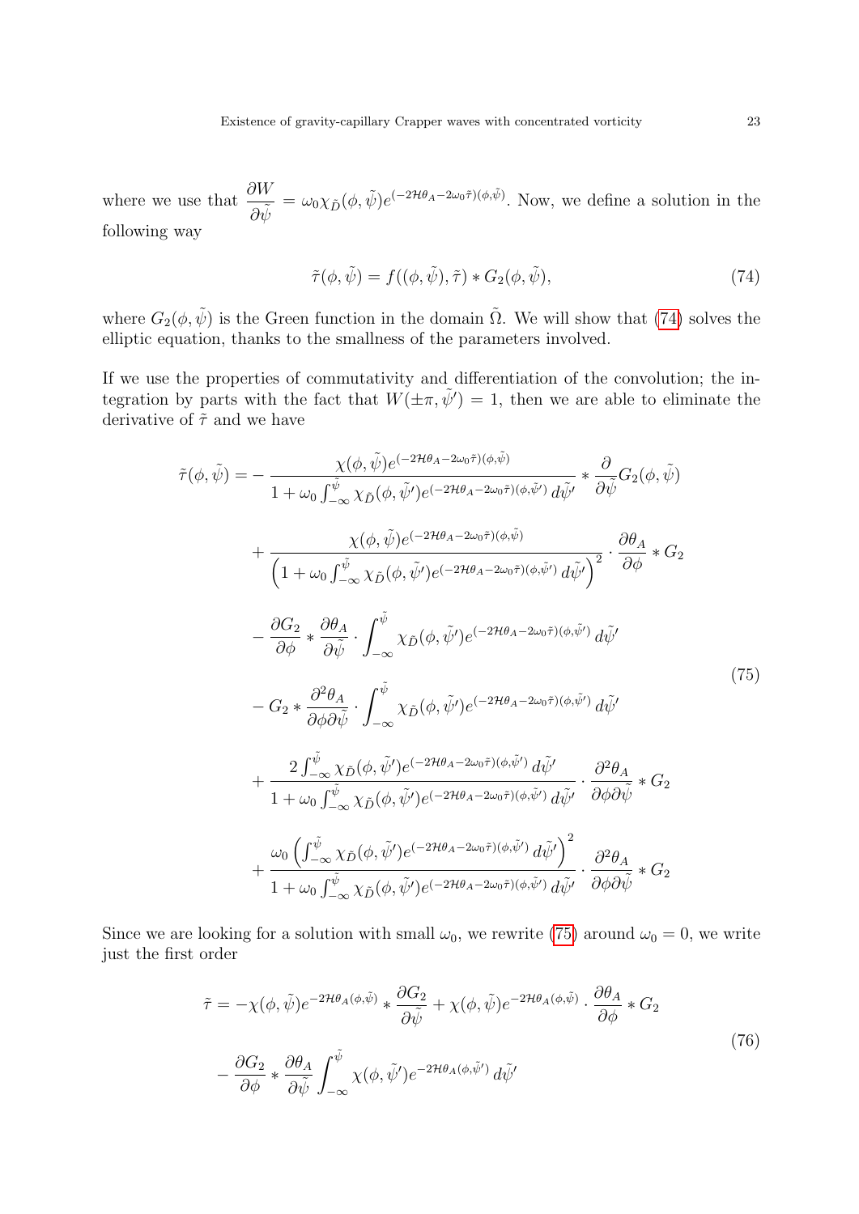where we use that $\dfrac{\partial W}{\partial \tilde{\psi}} = \omega_0 \chi_{\tilde{D}}(\phi, \tilde{\psi}) e^{(-2\mathcal{H}\theta_A - 2\omega_0 \tilde{\tau})(\phi,\tilde{\psi})}$. Now, we define a solution in the following way

$$
\tilde{\tau}(\phi, \tilde{\psi}) = f((\phi, \tilde{\psi}), \tilde{\tau}) * G_2(\phi, \tilde{\psi}), \tag{74}
$$

where $G_2(\phi, \tilde{\psi})$ is the Green function in the domain $\tilde{\Omega}$. We will show that (74) solves the elliptic equation, thanks to the smallness of the parameters involved.

If we use the properties of commutativity and differentiation of the convolution; the integration by parts with the fact that $W(\pm\pi, \tilde{\psi}') = 1$, then we are able to eliminate the derivative of $\tilde{\tau}$ and we have

$$
\begin{aligned}
\tilde{\tau}(\phi, \tilde{\psi}) = & - \frac{\chi(\phi, \tilde{\psi}) e^{(-2\mathcal{H}\theta_A - 2\omega_0 \tilde{\tau})(\phi,\tilde{\psi})}}{1 + \omega_0 \int_{-\infty}^{\tilde{\psi}} \chi_{\tilde{D}}(\phi, \tilde{\psi}') e^{(-2\mathcal{H}\theta_A - 2\omega_0 \tilde{\tau})(\phi,\tilde{\psi}')} \, d\tilde{\psi}'} * \frac{\partial}{\partial \tilde{\psi}} G_2(\phi, \tilde{\psi}) \\
& + \frac{\chi(\phi, \tilde{\psi}) e^{(-2\mathcal{H}\theta_A - 2\omega_0 \tilde{\tau})(\phi,\tilde{\psi})}}{\left(1 + \omega_0 \int_{-\infty}^{\tilde{\psi}} \chi_{\tilde{D}}(\phi, \tilde{\psi}') e^{(-2\mathcal{H}\theta_A - 2\omega_0 \tilde{\tau})(\phi,\tilde{\psi}')} \, d\tilde{\psi}'\right)^2} \cdot \frac{\partial \theta_A}{\partial \phi} * G_2 \\
& - \frac{\partial G_2}{\partial \phi} * \frac{\partial \theta_A}{\partial \tilde{\psi}} \cdot \int_{-\infty}^{\tilde{\psi}} \chi_{\tilde{D}}(\phi, \tilde{\psi}') e^{(-2\mathcal{H}\theta_A - 2\omega_0 \tilde{\tau})(\phi,\tilde{\psi}')} \, d\tilde{\psi}' \\
& - G_2 * \frac{\partial^2 \theta_A}{\partial \phi \partial \tilde{\psi}} \cdot \int_{-\infty}^{\tilde{\psi}} \chi_{\tilde{D}}(\phi, \tilde{\psi}') e^{(-2\mathcal{H}\theta_A - 2\omega_0 \tilde{\tau})(\phi,\tilde{\psi}')} \, d\tilde{\psi}' \\
& + \frac{2 \int_{-\infty}^{\tilde{\psi}} \chi_{\tilde{D}}(\phi, \tilde{\psi}') e^{(-2\mathcal{H}\theta_A - 2\omega_0 \tilde{\tau})(\phi,\tilde{\psi}')} \, d\tilde{\psi}'}{1 + \omega_0 \int_{-\infty}^{\tilde{\psi}} \chi_{\tilde{D}}(\phi, \tilde{\psi}') e^{(-2\mathcal{H}\theta_A - 2\omega_0 \tilde{\tau})(\phi,\tilde{\psi}')} \, d\tilde{\psi}'} \cdot \frac{\partial^2 \theta_A}{\partial \phi \partial \tilde{\psi}} * G_2 \\
& + \frac{\omega_0 \left(\int_{-\infty}^{\tilde{\psi}} \chi_{\tilde{D}}(\phi, \tilde{\psi}') e^{(-2\mathcal{H}\theta_A - 2\omega_0 \tilde{\tau})(\phi,\tilde{\psi}')} \, d\tilde{\psi}'\right)^2}{1 + \omega_0 \int_{-\infty}^{\tilde{\psi}} \chi_{\tilde{D}}(\phi, \tilde{\psi}') e^{(-2\mathcal{H}\theta_A - 2\omega_0 \tilde{\tau})(\phi,\tilde{\psi}')} \, d\tilde{\psi}'} \cdot \frac{\partial^2 \theta_A}{\partial \phi \partial \tilde{\psi}} * G_2
\end{aligned} \tag{75}
$$

Since we are looking for a solution with small $\omega_0$, we rewrite (75) around $\omega_0 = 0$, we write just the first order

$$
\begin{aligned}
\tilde{\tau} = & -\chi(\phi, \tilde{\psi}) e^{-2\mathcal{H}\theta_A(\phi,\tilde{\psi})} * \frac{\partial G_2}{\partial \tilde{\psi}} + \chi(\phi, \tilde{\psi}) e^{-2\mathcal{H}\theta_A(\phi,\tilde{\psi})} \cdot \frac{\partial \theta_A}{\partial \phi} * G_2 \\
& - \frac{\partial G_2}{\partial \phi} * \frac{\partial \theta_A}{\partial \tilde{\psi}} \int_{-\infty}^{\tilde{\psi}} \chi(\phi, \tilde{\psi}') e^{-2\mathcal{H}\theta_A(\phi,\tilde{\psi}')} \, d\tilde{\psi}'
\end{aligned} \tag{76}
$$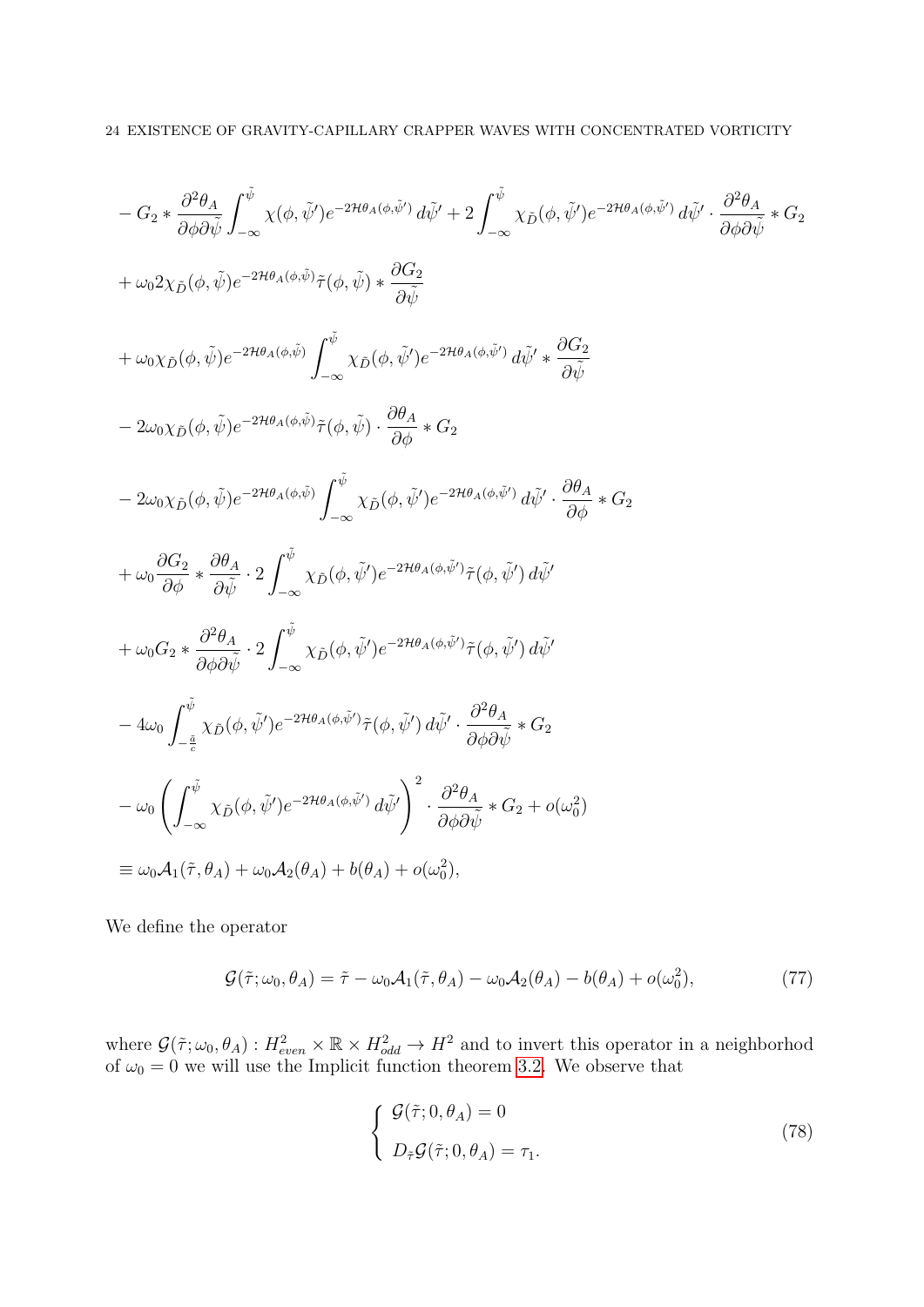$$
\begin{aligned}
&- G_2 * \frac{\partial^2 \theta_A}{\partial \phi \partial \tilde{\psi}} \int_{-\infty}^{\tilde{\psi}} \chi(\phi, \tilde{\psi}') e^{-2\mathcal{H}\theta_A(\phi,\tilde{\psi}')}\, d\tilde{\psi}' + 2 \int_{-\infty}^{\tilde{\psi}} \chi_{\tilde{D}}(\phi, \tilde{\psi}') e^{-2\mathcal{H}\theta_A(\phi,\tilde{\psi}')}\, d\tilde{\psi}' \cdot \frac{\partial^2 \theta_A}{\partial \phi \partial \tilde{\psi}} * G_2 \\
&+ \omega_0 2 \chi_{\tilde{D}}(\phi, \tilde{\psi}) e^{-2\mathcal{H}\theta_A(\phi,\tilde{\psi})} \tilde{\tau}(\phi, \tilde{\psi}) * \frac{\partial G_2}{\partial \tilde{\psi}} \\
&+ \omega_0 \chi_{\tilde{D}}(\phi, \tilde{\psi}) e^{-2\mathcal{H}\theta_A(\phi,\tilde{\psi})} \int_{-\infty}^{\tilde{\psi}} \chi_{\tilde{D}}(\phi, \tilde{\psi}') e^{-2\mathcal{H}\theta_A(\phi,\tilde{\psi}')}\, d\tilde{\psi}' * \frac{\partial G_2}{\partial \tilde{\psi}} \\
&- 2\omega_0 \chi_{\tilde{D}}(\phi, \tilde{\psi}) e^{-2\mathcal{H}\theta_A(\phi,\tilde{\psi})} \tilde{\tau}(\phi, \tilde{\psi}) \cdot \frac{\partial \theta_A}{\partial \phi} * G_2 \\
&- 2\omega_0 \chi_{\tilde{D}}(\phi, \tilde{\psi}) e^{-2\mathcal{H}\theta_A(\phi,\tilde{\psi})} \int_{-\infty}^{\tilde{\psi}} \chi_{\tilde{D}}(\phi, \tilde{\psi}') e^{-2\mathcal{H}\theta_A(\phi,\tilde{\psi}')}\, d\tilde{\psi}' \cdot \frac{\partial \theta_A}{\partial \phi} * G_2 \\
&+ \omega_0 \frac{\partial G_2}{\partial \phi} * \frac{\partial \theta_A}{\partial \tilde{\psi}} \cdot 2 \int_{-\infty}^{\tilde{\psi}} \chi_{\tilde{D}}(\phi, \tilde{\psi}') e^{-2\mathcal{H}\theta_A(\phi,\tilde{\psi}')} \tilde{\tau}(\phi, \tilde{\psi}')\, d\tilde{\psi}' \\
&+ \omega_0 G_2 * \frac{\partial^2 \theta_A}{\partial \phi \partial \tilde{\psi}} \cdot 2 \int_{-\infty}^{\tilde{\psi}} \chi_{\tilde{D}}(\phi, \tilde{\psi}') e^{-2\mathcal{H}\theta_A(\phi,\tilde{\psi}')} \tilde{\tau}(\phi, \tilde{\psi}')\, d\tilde{\psi}' \\
&- 4\omega_0 \int_{-\frac{\tilde{a}}{c}}^{\tilde{\psi}} \chi_{\tilde{D}}(\phi, \tilde{\psi}') e^{-2\mathcal{H}\theta_A(\phi,\tilde{\psi}')} \tilde{\tau}(\phi, \tilde{\psi}')\, d\tilde{\psi}' \cdot \frac{\partial^2 \theta_A}{\partial \phi \partial \tilde{\psi}} * G_2 \\
&- \omega_0 \left( \int_{-\infty}^{\tilde{\psi}} \chi_{\tilde{D}}(\phi, \tilde{\psi}') e^{-2\mathcal{H}\theta_A(\phi,\tilde{\psi}')}\, d\tilde{\psi}' \right)^2 \cdot \frac{\partial^2 \theta_A}{\partial \phi \partial \tilde{\psi}} * G_2 + o(\omega_0^2) \\
&\equiv \omega_0 \mathcal{A}_1(\tilde{\tau}, \theta_A) + \omega_0 \mathcal{A}_2(\theta_A) + b(\theta_A) + o(\omega_0^2),
\end{aligned}
$$

We define the operator

$$
\mathcal{G}(\tilde{\tau}; \omega_0, \theta_A) = \tilde{\tau} - \omega_0 \mathcal{A}_1(\tilde{\tau}, \theta_A) - \omega_0 \mathcal{A}_2(\theta_A) - b(\theta_A) + o(\omega_0^2), \tag{77}
$$

where $\mathcal{G}(\tilde{\tau}; \omega_0, \theta_A) : H^2_{even} \times \mathbb{R} \times H^2_{odd} \to H^2$ and to invert this operator in a neighborhod of $\omega_0 = 0$ we will use the Implicit function theorem 3.2. We observe that

$$
\begin{cases}
\mathcal{G}(\tilde{\tau}; 0, \theta_A) = 0 \\
D_{\tilde{\tau}} \mathcal{G}(\tilde{\tau}; 0, \theta_A) = \tau_1.
\end{cases} \tag{78}
$$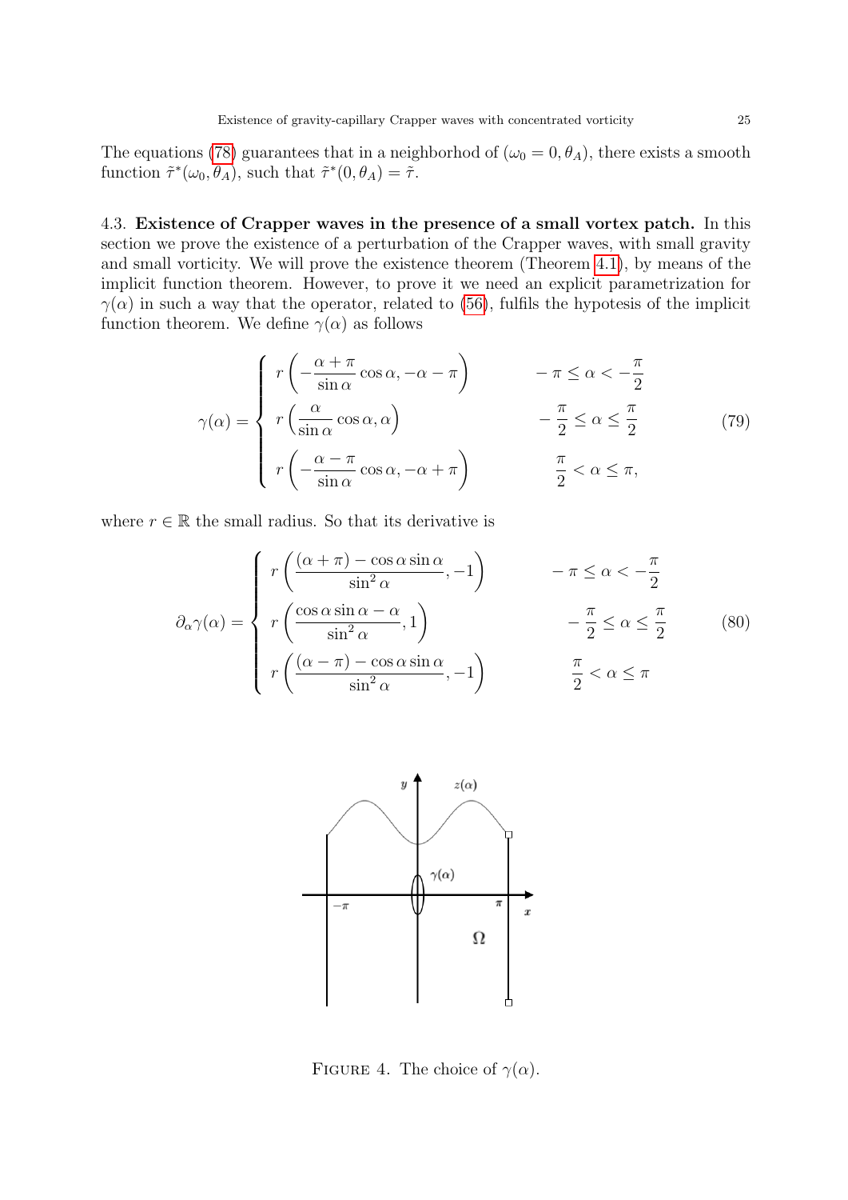The equations (78) guarantees that in a neighborhod of $(\omega_0 = 0, \theta_A)$, there exists a smooth function $\tilde{\tau}^*(\omega_0, \theta_A)$, such that $\tilde{\tau}^*(0, \theta_A) = \tilde{\tau}$.

4.3. **Existence of Crapper waves in the presence of a small vortex patch.** In this section we prove the existence of a perturbation of the Crapper waves, with small gravity and small vorticity. We will prove the existence theorem (Theorem 4.1), by means of the implicit function theorem. However, to prove it we need an explicit parametrization for $\gamma(\alpha)$ in such a way that the operator, related to (56), fulfils the hypotesis of the implicit function theorem. We define $\gamma(\alpha)$ as follows

$$\gamma(\alpha) = \begin{cases} r\left(-\dfrac{\alpha+\pi}{\sin\alpha}\cos\alpha, -\alpha-\pi\right) & -\pi \leq \alpha < -\dfrac{\pi}{2} \\ r\left(\dfrac{\alpha}{\sin\alpha}\cos\alpha, \alpha\right) & -\dfrac{\pi}{2} \leq \alpha \leq \dfrac{\pi}{2} \\ r\left(-\dfrac{\alpha-\pi}{\sin\alpha}\cos\alpha, -\alpha+\pi\right) & \dfrac{\pi}{2} < \alpha \leq \pi, \end{cases} \tag{79}$$

where $r \in \mathbb{R}$ the small radius. So that its derivative is

$$\partial_\alpha\gamma(\alpha) = \begin{cases} r\left(\dfrac{(\alpha+\pi)-\cos\alpha\sin\alpha}{\sin^2\alpha}, -1\right) & -\pi \leq \alpha < -\dfrac{\pi}{2} \\ r\left(\dfrac{\cos\alpha\sin\alpha-\alpha}{\sin^2\alpha}, 1\right) & -\dfrac{\pi}{2} \leq \alpha \leq \dfrac{\pi}{2} \\ r\left(\dfrac{(\alpha-\pi)-\cos\alpha\sin\alpha}{\sin^2\alpha}, -1\right) & \dfrac{\pi}{2} < \alpha \leq \pi \end{cases} \tag{80}$$

FIGURE 4. The choice of $\gamma(\alpha)$.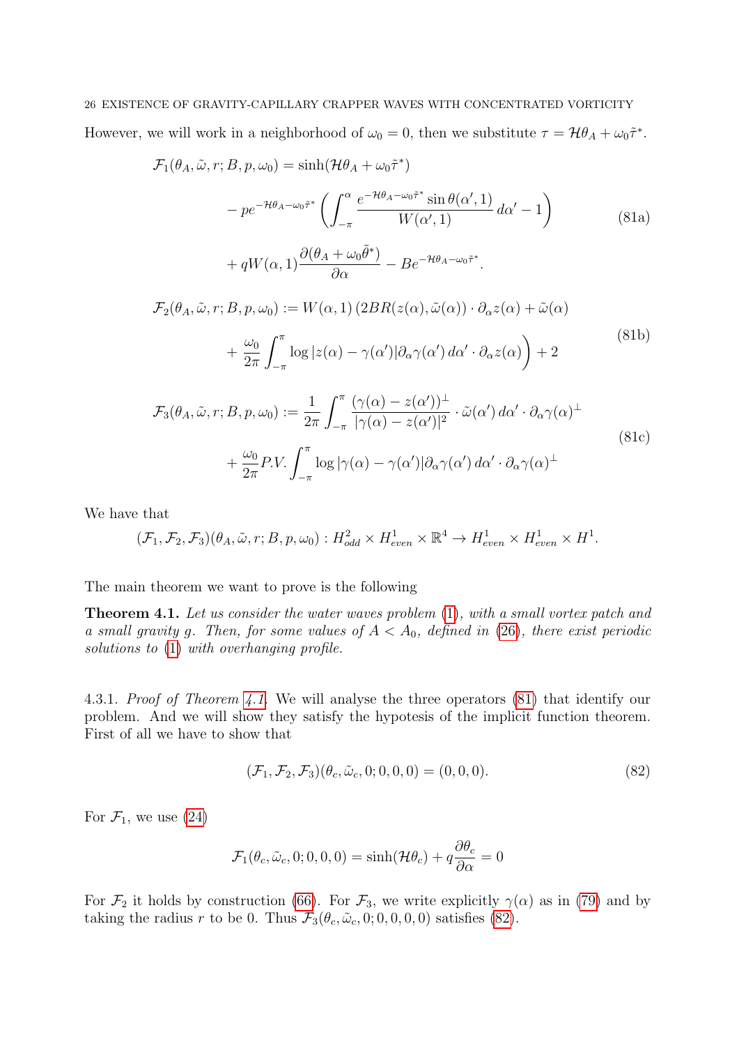However, we will work in a neighborhood of $\omega_0 = 0$, then we substitute $\tau = \mathcal{H}\theta_A + \omega_0\tilde{\tau}^*$.

$$
\begin{aligned}
\mathcal{F}_1(\theta_A, \tilde{\omega}, r; B, p, \omega_0) &= \sinh(\mathcal{H}\theta_A + \omega_0\tilde{\tau}^*) \\
&\quad - pe^{-\mathcal{H}\theta_A - \omega_0\tilde{\tau}^*}\left(\int_{-\pi}^{\alpha} \frac{e^{-\mathcal{H}\theta_A - \omega_0\tilde{\tau}^*}\sin\theta(\alpha', 1)}{W(\alpha', 1)}\, d\alpha' - 1\right) \\
&\quad + qW(\alpha, 1)\frac{\partial(\theta_A + \omega_0\tilde{\theta}^*)}{\partial\alpha} - Be^{-\mathcal{H}\theta_A - \omega_0\tilde{\tau}^*}.
\end{aligned} \tag{81a}
$$

$$
\begin{aligned}
\mathcal{F}_2(\theta_A, \tilde{\omega}, r; B, p, \omega_0) &:= W(\alpha, 1)\,\Big(2BR(z(\alpha), \tilde{\omega}(\alpha)) \cdot \partial_\alpha z(\alpha) + \tilde{\omega}(\alpha) \\
&\quad + \frac{\omega_0}{2\pi}\int_{-\pi}^{\pi} \log|z(\alpha) - \gamma(\alpha')|\partial_\alpha\gamma(\alpha')\, d\alpha' \cdot \partial_\alpha z(\alpha)\Big) + 2
\end{aligned} \tag{81b}
$$

$$
\begin{aligned}
\mathcal{F}_3(\theta_A, \tilde{\omega}, r; B, p, \omega_0) &:= \frac{1}{2\pi}\int_{-\pi}^{\pi} \frac{(\gamma(\alpha) - z(\alpha'))^\perp}{|\gamma(\alpha) - z(\alpha')|^2} \cdot \tilde{\omega}(\alpha')\, d\alpha' \cdot \partial_\alpha\gamma(\alpha)^\perp \\
&\quad + \frac{\omega_0}{2\pi} P.V.\int_{-\pi}^{\pi} \log|\gamma(\alpha) - \gamma(\alpha')|\partial_\alpha\gamma(\alpha')\, d\alpha' \cdot \partial_\alpha\gamma(\alpha)^\perp
\end{aligned} \tag{81c}
$$

We have that

$$
(\mathcal{F}_1, \mathcal{F}_2, \mathcal{F}_3)(\theta_A, \tilde{\omega}, r; B, p, \omega_0) : H^2_{odd} \times H^1_{even} \times \mathbb{R}^4 \to H^1_{even} \times H^1_{even} \times H^1.
$$

The main theorem we want to prove is the following

**Theorem 4.1.** *Let us consider the water waves problem (1), with a small vortex patch and a small gravity $g$. Then, for some values of $A < A_0$, defined in (26), there exist periodic solutions to (1) with overhanging profile.*

4.3.1. *Proof of Theorem 4.1.* We will analyse the three operators (81) that identify our problem. And we will show they satisfy the hypotesis of the implicit function theorem. First of all we have to show that

$$
(\mathcal{F}_1, \mathcal{F}_2, \mathcal{F}_3)(\theta_c, \tilde{\omega}_c, 0; 0, 0, 0) = (0, 0, 0). \tag{82}
$$

For $\mathcal{F}_1$, we use (24)

$$
\mathcal{F}_1(\theta_c, \tilde{\omega}_c, 0; 0, 0, 0) = \sinh(\mathcal{H}\theta_c) + q\frac{\partial\theta_c}{\partial\alpha} = 0
$$

For $\mathcal{F}_2$ it holds by construction (66). For $\mathcal{F}_3$, we write explicitly $\gamma(\alpha)$ as in (79) and by taking the radius $r$ to be 0. Thus $\mathcal{F}_3(\theta_c, \tilde{\omega}_c, 0; 0, 0, 0, 0)$ satisfies (82).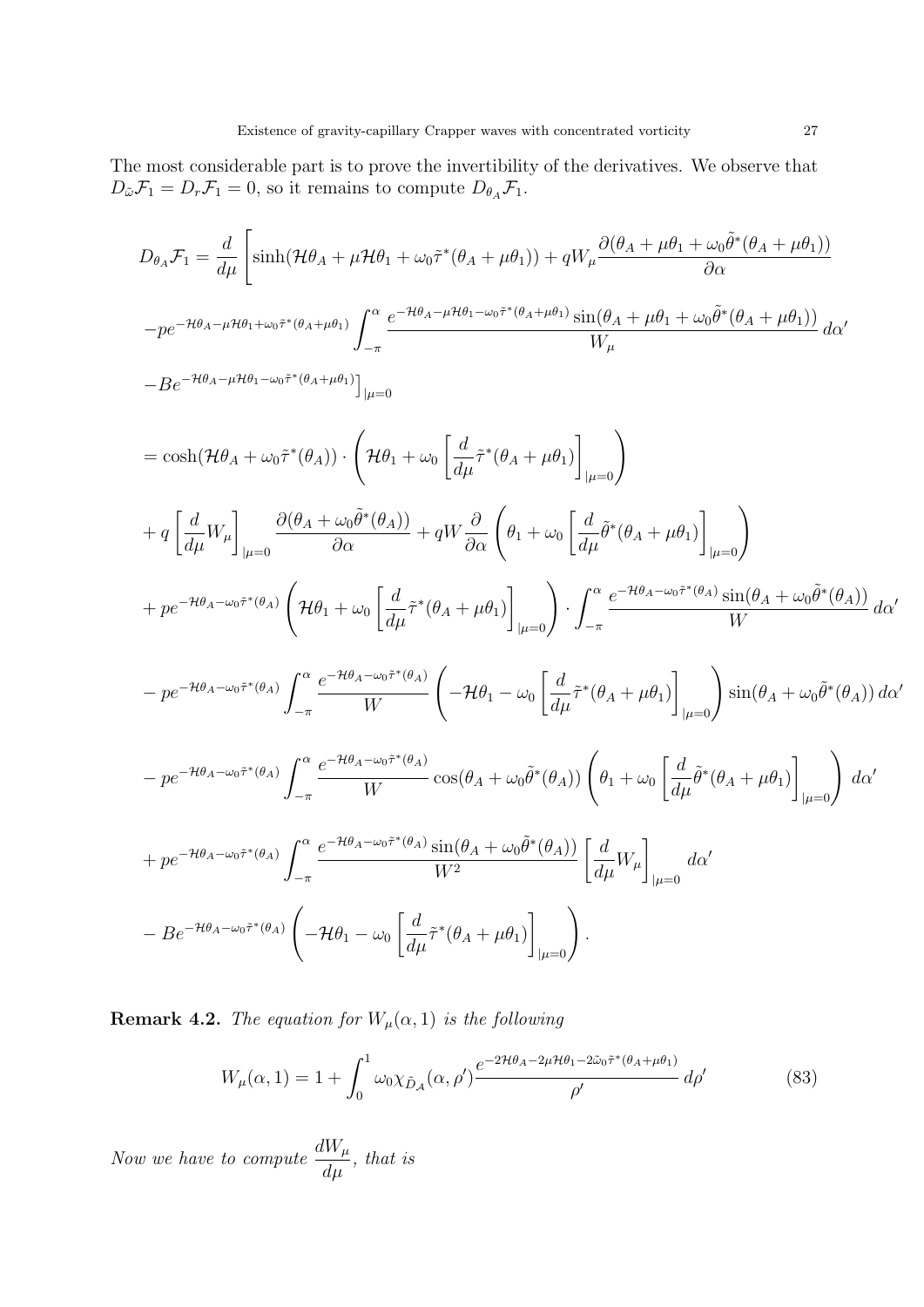The most considerable part is to prove the invertibility of the derivatives. We observe that $D_{\tilde{\omega}}\mathcal{F}_1 = D_r\mathcal{F}_1 = 0$, so it remains to compute $D_{\theta_A}\mathcal{F}_1$.

$$
\begin{aligned}
D_{\theta_A}\mathcal{F}_1 = \frac{d}{d\mu}\Bigg[ & \sinh(\mathcal{H}\theta_A + \mu\mathcal{H}\theta_1 + \omega_0\tilde{\tau}^*(\theta_A+\mu\theta_1)) + qW_\mu \frac{\partial(\theta_A + \mu\theta_1 + \omega_0\tilde{\theta}^*(\theta_A+\mu\theta_1))}{\partial\alpha} \\
& -pe^{-\mathcal{H}\theta_A - \mu\mathcal{H}\theta_1 + \omega_0\tilde{\tau}^*(\theta_A+\mu\theta_1)} \int_{-\pi}^{\alpha} \frac{e^{-\mathcal{H}\theta_A - \mu\mathcal{H}\theta_1 - \omega_0\tilde{\tau}^*(\theta_A+\mu\theta_1)} \sin(\theta_A + \mu\theta_1 + \omega_0\tilde{\theta}^*(\theta_A+\mu\theta_1))}{W_\mu}\, d\alpha' \\
& -Be^{-\mathcal{H}\theta_A - \mu\mathcal{H}\theta_1 - \omega_0\tilde{\tau}^*(\theta_A+\mu\theta_1)}\Bigg]_{|\mu=0} \\
= {} & \cosh(\mathcal{H}\theta_A + \omega_0\tilde{\tau}^*(\theta_A)) \cdot \left( \mathcal{H}\theta_1 + \omega_0 \left[\frac{d}{d\mu}\tilde{\tau}^*(\theta_A+\mu\theta_1)\right]_{|\mu=0} \right) \\
& + q\left[\frac{d}{d\mu}W_\mu\right]_{|\mu=0} \frac{\partial(\theta_A + \omega_0\tilde{\theta}^*(\theta_A))}{\partial\alpha} + qW\frac{\partial}{\partial\alpha}\left(\theta_1 + \omega_0\left[\frac{d}{d\mu}\tilde{\theta}^*(\theta_A+\mu\theta_1)\right]_{|\mu=0}\right) \\
& + pe^{-\mathcal{H}\theta_A - \omega_0\tilde{\tau}^*(\theta_A)} \left( \mathcal{H}\theta_1 + \omega_0 \left[\frac{d}{d\mu}\tilde{\tau}^*(\theta_A+\mu\theta_1)\right]_{|\mu=0} \right) \cdot \int_{-\pi}^{\alpha} \frac{e^{-\mathcal{H}\theta_A - \omega_0\tilde{\tau}^*(\theta_A)}\sin(\theta_A + \omega_0\tilde{\theta}^*(\theta_A))}{W}\, d\alpha' \\
& - pe^{-\mathcal{H}\theta_A - \omega_0\tilde{\tau}^*(\theta_A)} \int_{-\pi}^{\alpha} \frac{e^{-\mathcal{H}\theta_A - \omega_0\tilde{\tau}^*(\theta_A)}}{W} \left( -\mathcal{H}\theta_1 - \omega_0\left[\frac{d}{d\mu}\tilde{\tau}^*(\theta_A+\mu\theta_1)\right]_{|\mu=0} \right) \sin(\theta_A + \omega_0\tilde{\theta}^*(\theta_A))\, d\alpha' \\
& - pe^{-\mathcal{H}\theta_A - \omega_0\tilde{\tau}^*(\theta_A)} \int_{-\pi}^{\alpha} \frac{e^{-\mathcal{H}\theta_A - \omega_0\tilde{\tau}^*(\theta_A)}}{W} \cos(\theta_A + \omega_0\tilde{\theta}^*(\theta_A)) \left( \theta_1 + \omega_0\left[\frac{d}{d\mu}\tilde{\theta}^*(\theta_A+\mu\theta_1)\right]_{|\mu=0} \right) d\alpha' \\
& + pe^{-\mathcal{H}\theta_A - \omega_0\tilde{\tau}^*(\theta_A)} \int_{-\pi}^{\alpha} \frac{e^{-\mathcal{H}\theta_A - \omega_0\tilde{\tau}^*(\theta_A)}\sin(\theta_A + \omega_0\tilde{\theta}^*(\theta_A))}{W^2} \left[\frac{d}{d\mu}W_\mu\right]_{|\mu=0} d\alpha' \\
& - Be^{-\mathcal{H}\theta_A - \omega_0\tilde{\tau}^*(\theta_A)} \left( -\mathcal{H}\theta_1 - \omega_0\left[\frac{d}{d\mu}\tilde{\tau}^*(\theta_A+\mu\theta_1)\right]_{|\mu=0} \right).
\end{aligned}
$$

**Remark 4.2.** *The equation for $W_\mu(\alpha, 1)$ is the following*

$$
W_\mu(\alpha,1) = 1 + \int_0^1 \omega_0 \chi_{\tilde{D}_{\mathcal{A}}}(\alpha,\rho') \frac{e^{-2\mathcal{H}\theta_A - 2\mu\mathcal{H}\theta_1 - 2\tilde{\omega}_0\tilde{\tau}^*(\theta_A+\mu\theta_1)}}{\rho'}\, d\rho' \tag{83}
$$

*Now we have to compute $\dfrac{dW_\mu}{d\mu}$, that is*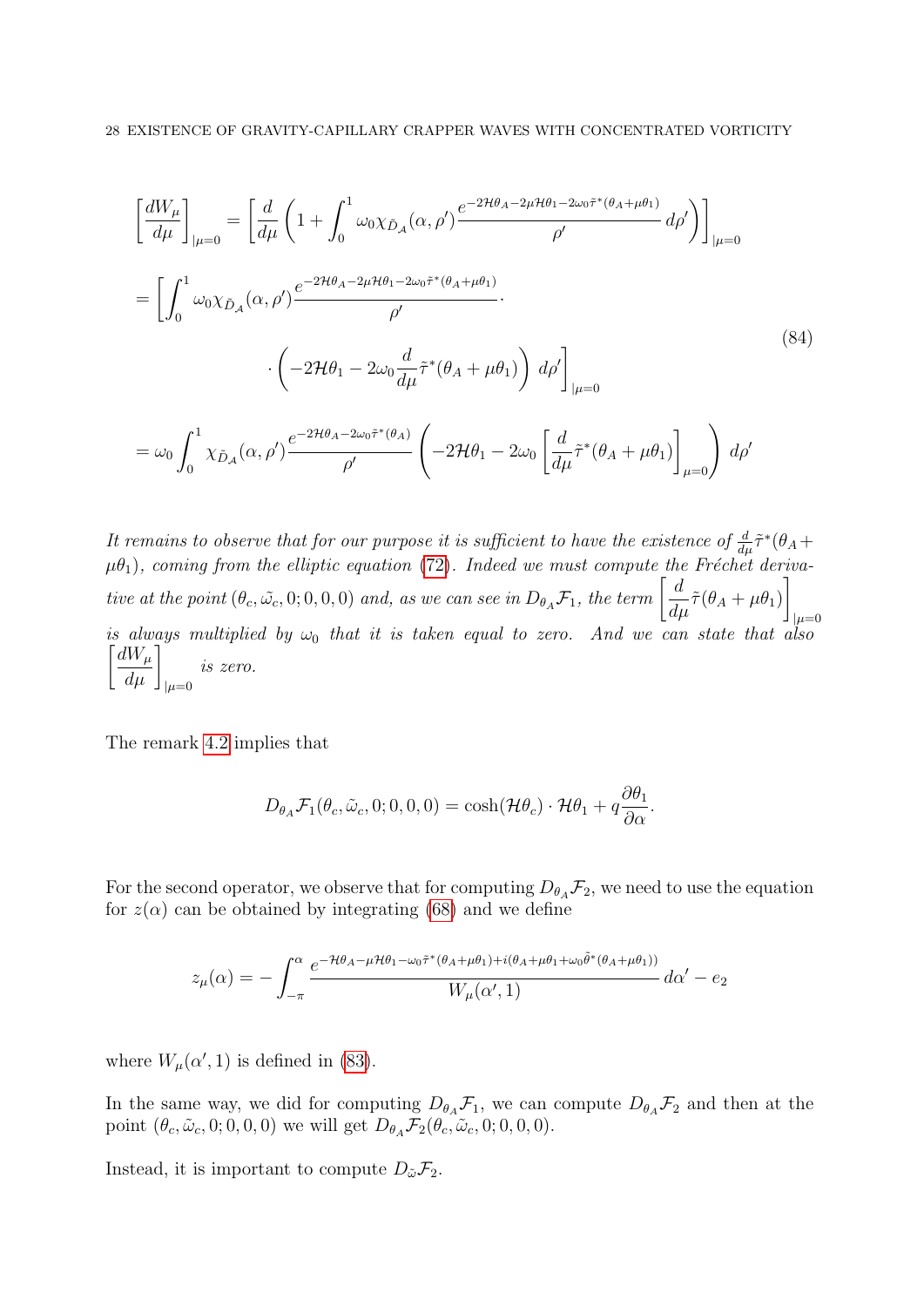$$
\begin{aligned}
\left[\frac{dW_\mu}{d\mu}\right]_{|\mu=0} &= \left[\frac{d}{d\mu}\left(1+\int_0^1 \omega_0 \chi_{\tilde{D}_{\mathcal{A}}}(\alpha,\rho')\frac{e^{-2\mathcal{H}\theta_A-2\mu\mathcal{H}\theta_1-2\omega_0\tilde{\tau}^*(\theta_A+\mu\theta_1)}}{\rho'}\,d\rho'\right)\right]_{|\mu=0} \\
&= \left[\int_0^1 \omega_0 \chi_{\tilde{D}_{\mathcal{A}}}(\alpha,\rho')\frac{e^{-2\mathcal{H}\theta_A-2\mu\mathcal{H}\theta_1-2\omega_0\tilde{\tau}^*(\theta_A+\mu\theta_1)}}{\rho'}\cdot\right. \\
&\qquad\left.\cdot\left(-2\mathcal{H}\theta_1-2\omega_0\frac{d}{d\mu}\tilde{\tau}^*(\theta_A+\mu\theta_1)\right)\,d\rho'\right]_{|\mu=0} \\
&= \omega_0\int_0^1 \chi_{\tilde{D}_{\mathcal{A}}}(\alpha,\rho')\frac{e^{-2\mathcal{H}\theta_A-2\omega_0\tilde{\tau}^*(\theta_A)}}{\rho'}\left(-2\mathcal{H}\theta_1-2\omega_0\left[\frac{d}{d\mu}\tilde{\tau}^*(\theta_A+\mu\theta_1)\right]_{\mu=0}\right)\,d\rho'
\end{aligned}
\tag{84}
$$

*It remains to observe that for our purpose it is sufficient to have the existence of $\frac{d}{d\mu}\tilde{\tau}^*(\theta_A+\mu\theta_1)$, coming from the elliptic equation (72). Indeed we must compute the Fréchet derivative at the point $(\theta_c,\tilde{\omega_c},0;0,0,0)$ and, as we can see in $D_{\theta_A}\mathcal{F}_1$, the term $\left[\frac{d}{d\mu}\tilde{\tau}(\theta_A+\mu\theta_1)\right]_{|\mu=0}$ is always multiplied by $\omega_0$ that it is taken equal to zero. And we can state that also $\left[\frac{dW_\mu}{d\mu}\right]_{|\mu=0}$ is zero.*

The remark 4.2 implies that

$$
D_{\theta_A}\mathcal{F}_1(\theta_c,\tilde{\omega}_c,0;0,0,0)=\cosh(\mathcal{H}\theta_c)\cdot\mathcal{H}\theta_1+q\frac{\partial\theta_1}{\partial\alpha}.
$$

For the second operator, we observe that for computing $D_{\theta_A}\mathcal{F}_2$, we need to use the equation for $z(\alpha)$ can be obtained by integrating (68) and we define

$$
z_\mu(\alpha)=-\int_{-\pi}^{\alpha}\frac{e^{-\mathcal{H}\theta_A-\mu\mathcal{H}\theta_1-\omega_0\tilde{\tau}^*(\theta_A+\mu\theta_1)+i(\theta_A+\mu\theta_1+\omega_0\tilde{\theta}^*(\theta_A+\mu\theta_1))}}{W_\mu(\alpha',1)}\,d\alpha'-e_2
$$

where $W_\mu(\alpha',1)$ is defined in (83).

In the same way, we did for computing $D_{\theta_A}\mathcal{F}_1$, we can compute $D_{\theta_A}\mathcal{F}_2$ and then at the point $(\theta_c,\tilde{\omega}_c,0;0,0,0)$ we will get $D_{\theta_A}\mathcal{F}_2(\theta_c,\tilde{\omega}_c,0;0,0,0)$.

Instead, it is important to compute $D_{\tilde{\omega}}\mathcal{F}_2$.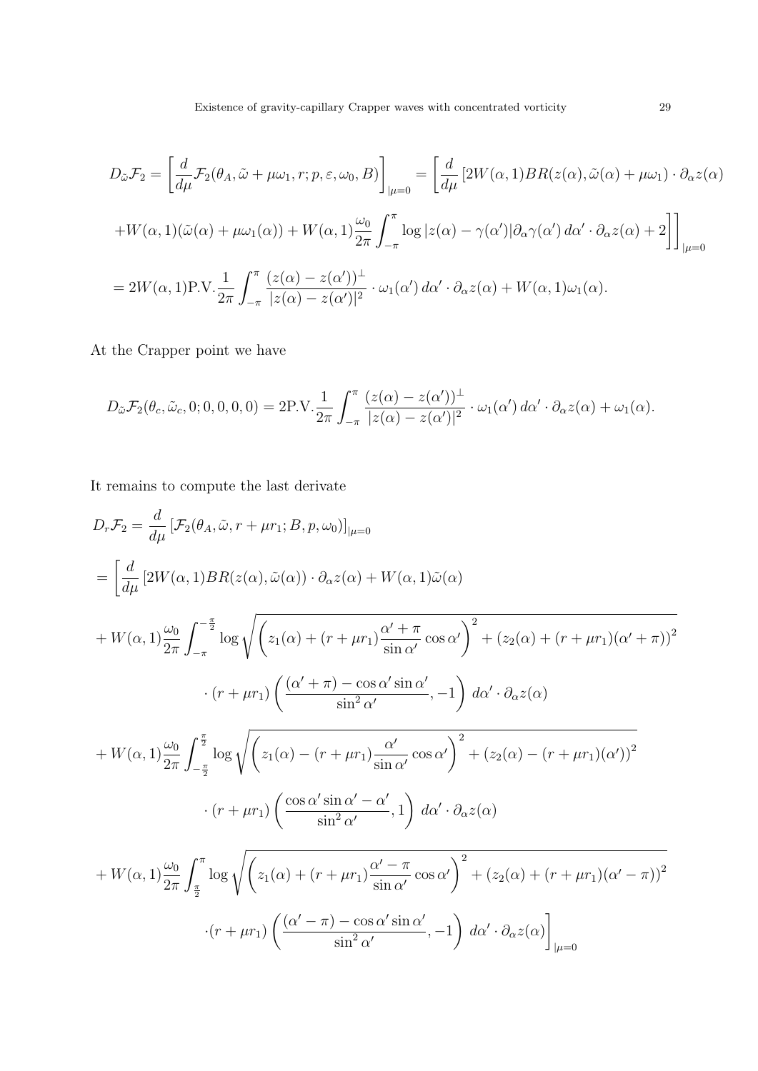$$
D_{\tilde{\omega}}\mathcal{F}_2 = \left[\frac{d}{d\mu}\mathcal{F}_2(\theta_A, \tilde{\omega} + \mu\omega_1, r; p, \varepsilon, \omega_0, B)\right]_{|\mu=0} = \left[\frac{d}{d\mu}\left[2W(\alpha,1)BR(z(\alpha), \tilde{\omega}(\alpha) + \mu\omega_1) \cdot \partial_\alpha z(\alpha)\right.\right.
$$

$$
\left.\left. + W(\alpha,1)(\tilde{\omega}(\alpha) + \mu\omega_1(\alpha)) + W(\alpha,1)\frac{\omega_0}{2\pi}\int_{-\pi}^{\pi} \log|z(\alpha) - \gamma(\alpha')|\partial_\alpha \gamma(\alpha')\, d\alpha' \cdot \partial_\alpha z(\alpha) + 2\right]\right]_{|\mu=0}
$$

$$
= 2W(\alpha,1)\text{P.V.}\frac{1}{2\pi}\int_{-\pi}^{\pi} \frac{(z(\alpha) - z(\alpha'))^\perp}{|z(\alpha) - z(\alpha')|^2} \cdot \omega_1(\alpha')\, d\alpha' \cdot \partial_\alpha z(\alpha) + W(\alpha,1)\omega_1(\alpha).
$$

At the Crapper point we have

$$
D_{\tilde{\omega}}\mathcal{F}_2(\theta_c, \tilde{\omega}_c, 0; 0, 0, 0, 0) = 2\text{P.V.}\frac{1}{2\pi}\int_{-\pi}^{\pi} \frac{(z(\alpha) - z(\alpha'))^\perp}{|z(\alpha) - z(\alpha')|^2} \cdot \omega_1(\alpha')\, d\alpha' \cdot \partial_\alpha z(\alpha) + \omega_1(\alpha).
$$

It remains to compute the last derivate

$$
D_r\mathcal{F}_2 = \frac{d}{d\mu}\left[\mathcal{F}_2(\theta_A, \tilde{\omega}, r + \mu r_1; B, p, \omega_0)\right]_{|\mu=0}
$$

$$
= \left[\frac{d}{d\mu}\left[2W(\alpha,1)BR(z(\alpha), \tilde{\omega}(\alpha)) \cdot \partial_\alpha z(\alpha) + W(\alpha,1)\tilde{\omega}(\alpha)\right.\right.
$$

$$
+ W(\alpha,1)\frac{\omega_0}{2\pi}\int_{-\pi}^{-\frac{\pi}{2}} \log\sqrt{\left(z_1(\alpha) + (r+\mu r_1)\frac{\alpha' + \pi}{\sin\alpha'}\cos\alpha'\right)^2 + \left(z_2(\alpha) + (r+\mu r_1)(\alpha'+\pi)\right)^2}
$$

$$
\cdot (r + \mu r_1)\left(\frac{(\alpha'+\pi) - \cos\alpha'\sin\alpha'}{\sin^2\alpha'}, -1\right)\, d\alpha' \cdot \partial_\alpha z(\alpha)
$$

$$
+ W(\alpha,1)\frac{\omega_0}{2\pi}\int_{-\frac{\pi}{2}}^{\frac{\pi}{2}} \log\sqrt{\left(z_1(\alpha) - (r+\mu r_1)\frac{\alpha'}{\sin\alpha'}\cos\alpha'\right)^2 + \left(z_2(\alpha) - (r+\mu r_1)(\alpha')\right)^2}
$$

$$
\cdot (r + \mu r_1)\left(\frac{\cos\alpha'\sin\alpha' - \alpha'}{\sin^2\alpha'}, 1\right)\, d\alpha' \cdot \partial_\alpha z(\alpha)
$$

$$
+ W(\alpha,1)\frac{\omega_0}{2\pi}\int_{\frac{\pi}{2}}^{\pi} \log\sqrt{\left(z_1(\alpha) + (r+\mu r_1)\frac{\alpha' - \pi}{\sin\alpha'}\cos\alpha'\right)^2 + \left(z_2(\alpha) + (r+\mu r_1)(\alpha'-\pi)\right)^2}
$$

$$
\left.\left.\cdot (r + \mu r_1)\left(\frac{(\alpha'-\pi) - \cos\alpha'\sin\alpha'}{\sin^2\alpha'}, -1\right)\, d\alpha' \cdot \partial_\alpha z(\alpha)\right]\right]_{|\mu=0}
$$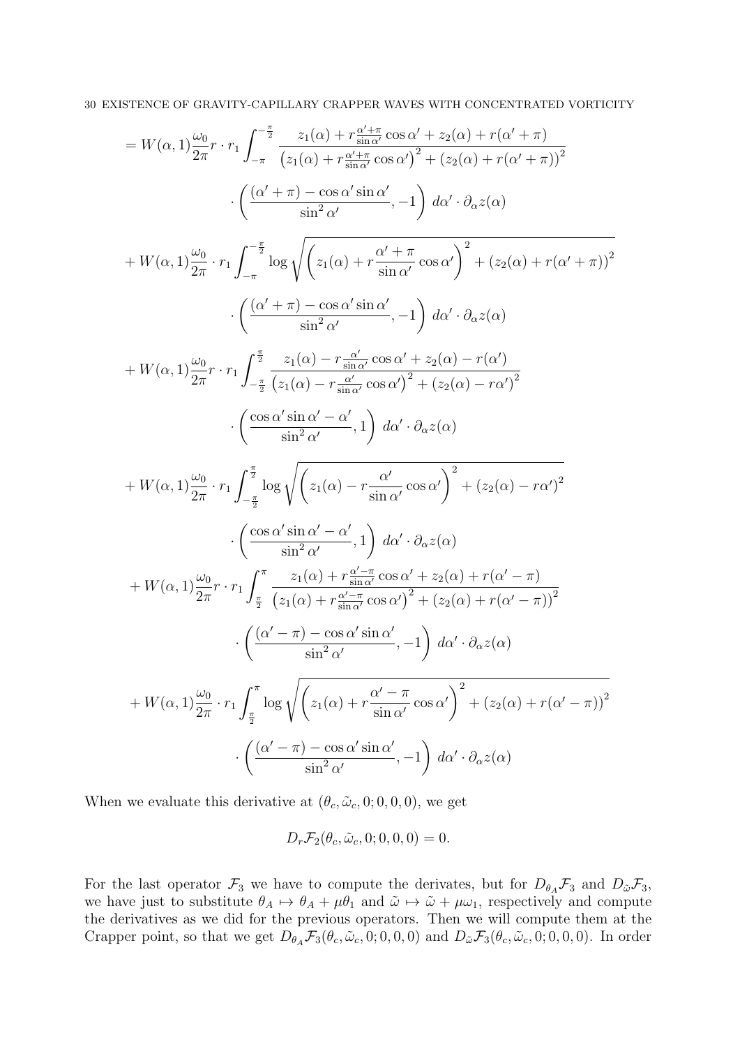$$
\begin{aligned}
&= W(\alpha,1)\frac{\omega_0}{2\pi} r\cdot r_1 \int_{-\pi}^{-\frac{\pi}{2}} \frac{z_1(\alpha)+r\frac{\alpha'+\pi}{\sin\alpha'}\cos\alpha' + z_2(\alpha)+r(\alpha'+\pi)}{\left(z_1(\alpha)+r\frac{\alpha'+\pi}{\sin\alpha'}\cos\alpha'\right)^2+\left(z_2(\alpha)+r(\alpha'+\pi)\right)^2} \\
&\qquad \cdot \left(\frac{(\alpha'+\pi)-\cos\alpha'\sin\alpha'}{\sin^2\alpha'}, -1\right)\, d\alpha' \cdot \partial_\alpha z(\alpha) \\
&+ W(\alpha,1)\frac{\omega_0}{2\pi}\cdot r_1 \int_{-\pi}^{-\frac{\pi}{2}} \log\sqrt{\left(z_1(\alpha)+r\frac{\alpha'+\pi}{\sin\alpha'}\cos\alpha'\right)^2+\left(z_2(\alpha)+r(\alpha'+\pi)\right)^2} \\
&\qquad \cdot \left(\frac{(\alpha'+\pi)-\cos\alpha'\sin\alpha'}{\sin^2\alpha'}, -1\right)\, d\alpha' \cdot \partial_\alpha z(\alpha) \\
&+ W(\alpha,1)\frac{\omega_0}{2\pi} r\cdot r_1 \int_{-\frac{\pi}{2}}^{\frac{\pi}{2}} \frac{z_1(\alpha)-r\frac{\alpha'}{\sin\alpha'}\cos\alpha' + z_2(\alpha)-r(\alpha')}{\left(z_1(\alpha)-r\frac{\alpha'}{\sin\alpha'}\cos\alpha'\right)^2+\left(z_2(\alpha)-r\alpha'\right)^2} \\
&\qquad \cdot \left(\frac{\cos\alpha'\sin\alpha'-\alpha'}{\sin^2\alpha'}, 1\right)\, d\alpha' \cdot \partial_\alpha z(\alpha) \\
&+ W(\alpha,1)\frac{\omega_0}{2\pi}\cdot r_1 \int_{-\frac{\pi}{2}}^{\frac{\pi}{2}} \log\sqrt{\left(z_1(\alpha)-r\frac{\alpha'}{\sin\alpha'}\cos\alpha'\right)^2+\left(z_2(\alpha)-r\alpha'\right)^2} \\
&\qquad \cdot \left(\frac{\cos\alpha'\sin\alpha'-\alpha'}{\sin^2\alpha'}, 1\right)\, d\alpha' \cdot \partial_\alpha z(\alpha) \\
&+ W(\alpha,1)\frac{\omega_0}{2\pi} r\cdot r_1 \int_{\frac{\pi}{2}}^{\pi} \frac{z_1(\alpha)+r\frac{\alpha'-\pi}{\sin\alpha'}\cos\alpha' + z_2(\alpha)+r(\alpha'-\pi)}{\left(z_1(\alpha)+r\frac{\alpha'-\pi}{\sin\alpha'}\cos\alpha'\right)^2+\left(z_2(\alpha)+r(\alpha'-\pi)\right)^2} \\
&\qquad \cdot \left(\frac{(\alpha'-\pi)-\cos\alpha'\sin\alpha'}{\sin^2\alpha'}, -1\right)\, d\alpha' \cdot \partial_\alpha z(\alpha) \\
&+ W(\alpha,1)\frac{\omega_0}{2\pi}\cdot r_1 \int_{\frac{\pi}{2}}^{\pi} \log\sqrt{\left(z_1(\alpha)+r\frac{\alpha'-\pi}{\sin\alpha'}\cos\alpha'\right)^2+\left(z_2(\alpha)+r(\alpha'-\pi)\right)^2} \\
&\qquad \cdot \left(\frac{(\alpha'-\pi)-\cos\alpha'\sin\alpha'}{\sin^2\alpha'}, -1\right)\, d\alpha' \cdot \partial_\alpha z(\alpha)
\end{aligned}
$$

When we evaluate this derivative at $(\theta_c, \tilde{\omega}_c, 0; 0, 0, 0)$, we get

$$D_r\mathcal{F}_2(\theta_c, \tilde{\omega}_c, 0; 0, 0, 0) = 0.$$

For the last operator $\mathcal{F}_3$ we have to compute the derivates, but for $D_{\theta_A}\mathcal{F}_3$ and $D_{\tilde{\omega}}\mathcal{F}_3$, we have just to substitute $\theta_A \mapsto \theta_A + \mu\theta_1$ and $\tilde{\omega} \mapsto \tilde{\omega} + \mu\omega_1$, respectively and compute the derivatives as we did for the previous operators. Then we will compute them at the Crapper point, so that we get $D_{\theta_A}\mathcal{F}_3(\theta_c, \tilde{\omega}_c, 0; 0, 0, 0)$ and $D_{\tilde{\omega}}\mathcal{F}_3(\theta_c, \tilde{\omega}_c, 0; 0, 0, 0)$. In order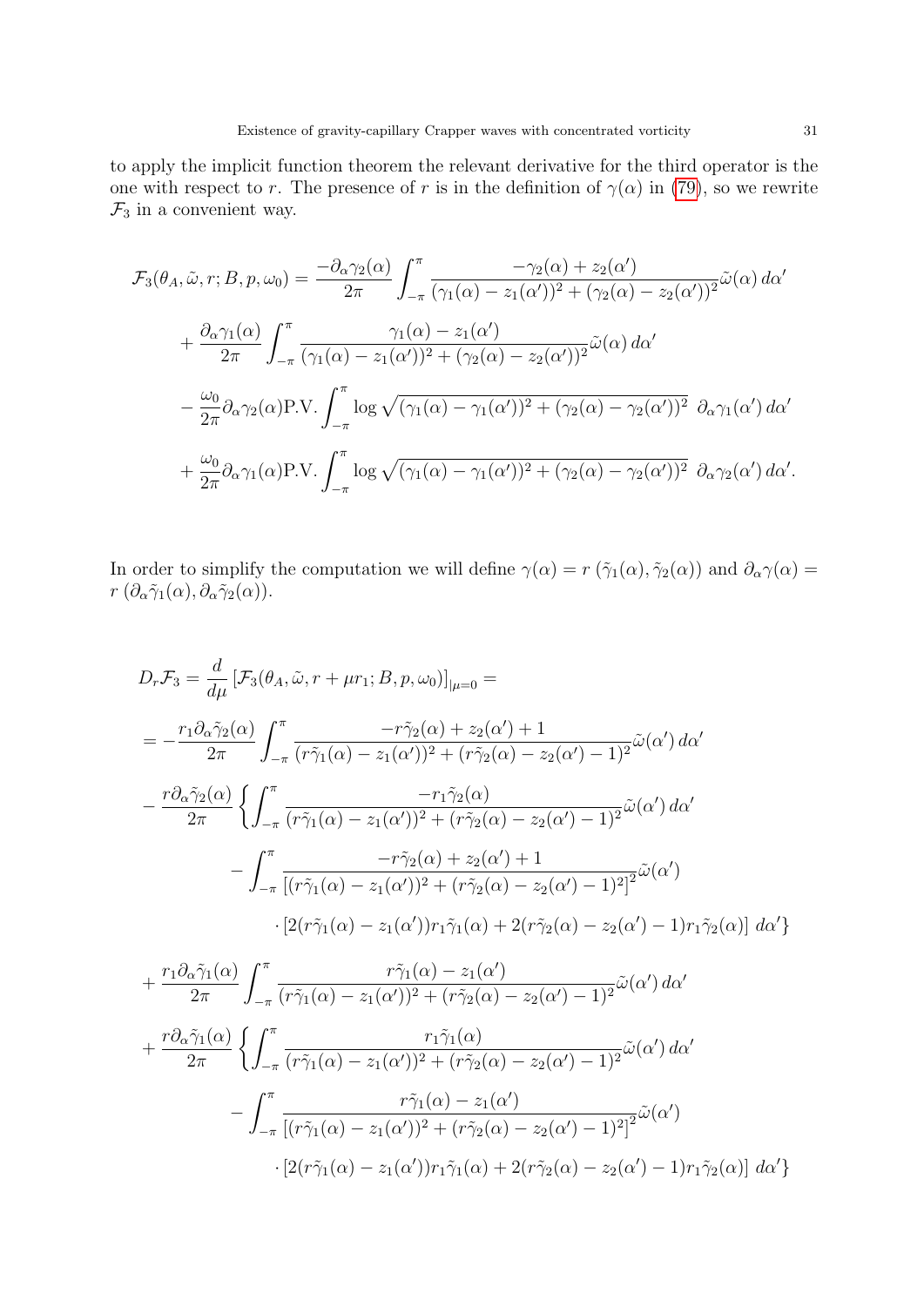to apply the implicit function theorem the relevant derivative for the third operator is the one with respect to $r$. The presence of $r$ is in the definition of $\gamma(\alpha)$ in (79), so we rewrite $\mathcal{F}_3$ in a convenient way.

$$
\begin{aligned}
\mathcal{F}_3(\theta_A, \tilde{\omega}, r; B, p, \omega_0) &= \frac{-\partial_\alpha \gamma_2(\alpha)}{2\pi} \int_{-\pi}^{\pi} \frac{-\gamma_2(\alpha) + z_2(\alpha')}{(\gamma_1(\alpha) - z_1(\alpha'))^2 + (\gamma_2(\alpha) - z_2(\alpha'))^2} \tilde{\omega}(\alpha)\, d\alpha' \\
&+ \frac{\partial_\alpha \gamma_1(\alpha)}{2\pi} \int_{-\pi}^{\pi} \frac{\gamma_1(\alpha) - z_1(\alpha')}{(\gamma_1(\alpha) - z_1(\alpha'))^2 + (\gamma_2(\alpha) - z_2(\alpha'))^2} \tilde{\omega}(\alpha)\, d\alpha' \\
&- \frac{\omega_0}{2\pi} \partial_\alpha \gamma_2(\alpha) \text{P.V.} \int_{-\pi}^{\pi} \log \sqrt{(\gamma_1(\alpha) - \gamma_1(\alpha'))^2 + (\gamma_2(\alpha) - \gamma_2(\alpha'))^2}\ \partial_\alpha \gamma_1(\alpha')\, d\alpha' \\
&+ \frac{\omega_0}{2\pi} \partial_\alpha \gamma_1(\alpha) \text{P.V.} \int_{-\pi}^{\pi} \log \sqrt{(\gamma_1(\alpha) - \gamma_1(\alpha'))^2 + (\gamma_2(\alpha) - \gamma_2(\alpha'))^2}\ \partial_\alpha \gamma_2(\alpha')\, d\alpha'.
\end{aligned}
$$

In order to simplify the computation we will define $\gamma(\alpha) = r\,(\tilde{\gamma}_1(\alpha), \tilde{\gamma}_2(\alpha))$ and $\partial_\alpha \gamma(\alpha) = r\,(\partial_\alpha \tilde{\gamma}_1(\alpha), \partial_\alpha \tilde{\gamma}_2(\alpha))$.

$$
\begin{aligned}
&D_r \mathcal{F}_3 = \frac{d}{d\mu} \left[ \mathcal{F}_3(\theta_A, \tilde{\omega}, r + \mu r_1; B, p, \omega_0) \right]_{|\mu=0} = \\
&= -\frac{r_1 \partial_\alpha \tilde{\gamma}_2(\alpha)}{2\pi} \int_{-\pi}^{\pi} \frac{-r\tilde{\gamma}_2(\alpha) + z_2(\alpha') + 1}{(r\tilde{\gamma}_1(\alpha) - z_1(\alpha'))^2 + (r\tilde{\gamma}_2(\alpha) - z_2(\alpha') - 1)^2} \tilde{\omega}(\alpha')\, d\alpha' \\
&- \frac{r \partial_\alpha \tilde{\gamma}_2(\alpha)}{2\pi} \Bigg\{ \int_{-\pi}^{\pi} \frac{-r_1 \tilde{\gamma}_2(\alpha)}{(r\tilde{\gamma}_1(\alpha) - z_1(\alpha'))^2 + (r\tilde{\gamma}_2(\alpha) - z_2(\alpha') - 1)^2} \tilde{\omega}(\alpha')\, d\alpha' \\
&\qquad - \int_{-\pi}^{\pi} \frac{-r\tilde{\gamma}_2(\alpha) + z_2(\alpha') + 1}{\left[(r\tilde{\gamma}_1(\alpha) - z_1(\alpha'))^2 + (r\tilde{\gamma}_2(\alpha) - z_2(\alpha') - 1)^2\right]^2} \tilde{\omega}(\alpha') \\
&\qquad\qquad \cdot \left[2(r\tilde{\gamma}_1(\alpha) - z_1(\alpha')) r_1 \tilde{\gamma}_1(\alpha) + 2(r\tilde{\gamma}_2(\alpha) - z_2(\alpha') - 1) r_1 \tilde{\gamma}_2(\alpha)\right] d\alpha' \Bigg\} \\
&+ \frac{r_1 \partial_\alpha \tilde{\gamma}_1(\alpha)}{2\pi} \int_{-\pi}^{\pi} \frac{r\tilde{\gamma}_1(\alpha) - z_1(\alpha')}{(r\tilde{\gamma}_1(\alpha) - z_1(\alpha'))^2 + (r\tilde{\gamma}_2(\alpha) - z_2(\alpha') - 1)^2} \tilde{\omega}(\alpha')\, d\alpha' \\
&+ \frac{r \partial_\alpha \tilde{\gamma}_1(\alpha)}{2\pi} \Bigg\{ \int_{-\pi}^{\pi} \frac{r_1 \tilde{\gamma}_1(\alpha)}{(r\tilde{\gamma}_1(\alpha) - z_1(\alpha'))^2 + (r\tilde{\gamma}_2(\alpha) - z_2(\alpha') - 1)^2} \tilde{\omega}(\alpha')\, d\alpha' \\
&\qquad - \int_{-\pi}^{\pi} \frac{r\tilde{\gamma}_1(\alpha) - z_1(\alpha')}{\left[(r\tilde{\gamma}_1(\alpha) - z_1(\alpha'))^2 + (r\tilde{\gamma}_2(\alpha) - z_2(\alpha') - 1)^2\right]^2} \tilde{\omega}(\alpha') \\
&\qquad\qquad \cdot \left[2(r\tilde{\gamma}_1(\alpha) - z_1(\alpha')) r_1 \tilde{\gamma}_1(\alpha) + 2(r\tilde{\gamma}_2(\alpha) - z_2(\alpha') - 1) r_1 \tilde{\gamma}_2(\alpha)\right] d\alpha' \Bigg\}
\end{aligned}
$$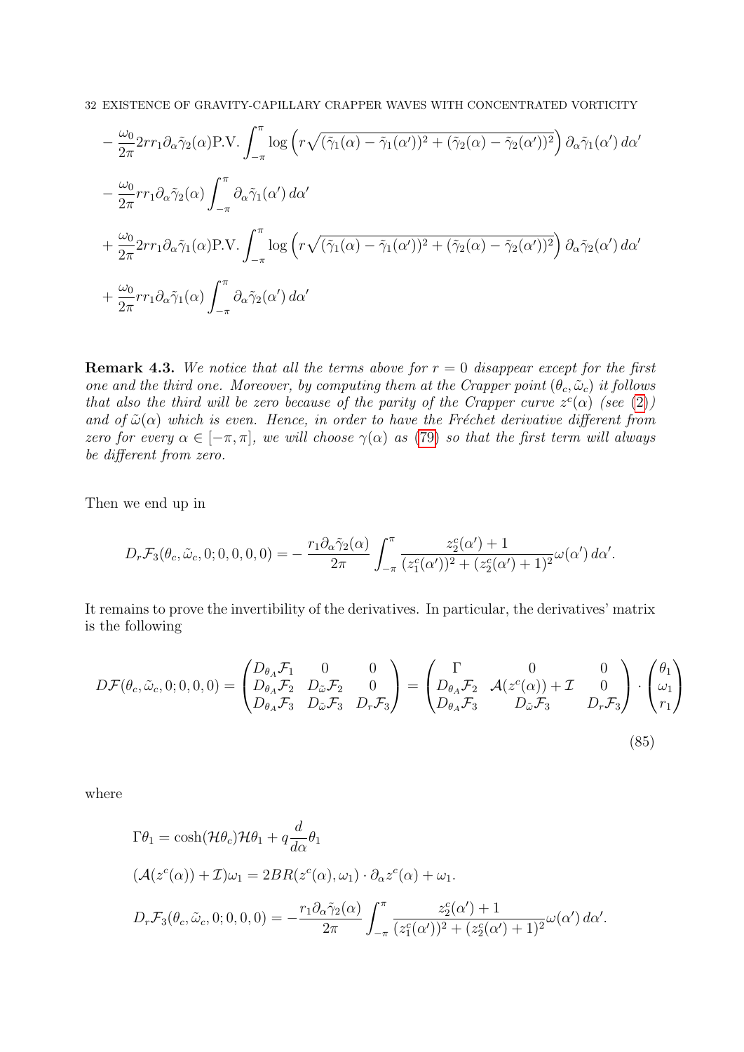$$
-\frac{\omega_0}{2\pi} 2rr_1 \partial_\alpha \tilde{\gamma}_2(\alpha) \text{P.V.} \int_{-\pi}^{\pi} \log\left( r\sqrt{(\tilde{\gamma}_1(\alpha) - \tilde{\gamma}_1(\alpha'))^2 + (\tilde{\gamma}_2(\alpha) - \tilde{\gamma}_2(\alpha'))^2} \right) \partial_\alpha \tilde{\gamma}_1(\alpha')\, d\alpha'
$$

$$
-\frac{\omega_0}{2\pi} rr_1 \partial_\alpha \tilde{\gamma}_2(\alpha) \int_{-\pi}^{\pi} \partial_\alpha \tilde{\gamma}_1(\alpha')\, d\alpha'
$$

$$
+\frac{\omega_0}{2\pi} 2rr_1 \partial_\alpha \tilde{\gamma}_1(\alpha) \text{P.V.} \int_{-\pi}^{\pi} \log\left( r\sqrt{(\tilde{\gamma}_1(\alpha) - \tilde{\gamma}_1(\alpha'))^2 + (\tilde{\gamma}_2(\alpha) - \tilde{\gamma}_2(\alpha'))^2} \right) \partial_\alpha \tilde{\gamma}_2(\alpha')\, d\alpha'
$$

$$
+\frac{\omega_0}{2\pi} rr_1 \partial_\alpha \tilde{\gamma}_1(\alpha) \int_{-\pi}^{\pi} \partial_\alpha \tilde{\gamma}_2(\alpha')\, d\alpha'
$$

**Remark 4.3.** *We notice that all the terms above for $r = 0$ disappear except for the first one and the third one. Moreover, by computing them at the Crapper point $(\theta_c, \tilde{\omega}_c)$ it follows that also the third will be zero because of the parity of the Crapper curve $z^c(\alpha)$ (see (2)) and of $\tilde{\omega}(\alpha)$ which is even. Hence, in order to have the Fréchet derivative different from zero for every $\alpha \in [-\pi, \pi]$, we will choose $\gamma(\alpha)$ as (79) so that the first term will always be different from zero.*

Then we end up in

$$
D_r \mathcal{F}_3(\theta_c, \tilde{\omega}_c, 0; 0, 0, 0, 0) = -\frac{r_1 \partial_\alpha \tilde{\gamma}_2(\alpha)}{2\pi} \int_{-\pi}^{\pi} \frac{z_2^c(\alpha') + 1}{(z_1^c(\alpha'))^2 + (z_2^c(\alpha') + 1)^2} \omega(\alpha')\, d\alpha'.
$$

It remains to prove the invertibility of the derivatives. In particular, the derivatives' matrix is the following

$$
D\mathcal{F}(\theta_c, \tilde{\omega}_c, 0; 0, 0, 0) = \begin{pmatrix} D_{\theta_A}\mathcal{F}_1 & 0 & 0 \\ D_{\theta_A}\mathcal{F}_2 & D_{\tilde{\omega}}\mathcal{F}_2 & 0 \\ D_{\theta_A}\mathcal{F}_3 & D_{\tilde{\omega}}\mathcal{F}_3 & D_r\mathcal{F}_3 \end{pmatrix} = \begin{pmatrix} \Gamma & 0 & 0 \\ D_{\theta_A}\mathcal{F}_2 & \mathcal{A}(z^c(\alpha)) + \mathcal{I} & 0 \\ D_{\theta_A}\mathcal{F}_3 & D_{\tilde{\omega}}\mathcal{F}_3 & D_r\mathcal{F}_3 \end{pmatrix} \cdot \begin{pmatrix} \theta_1 \\ \omega_1 \\ r_1 \end{pmatrix} \tag{85}
$$

where

$$
\Gamma\theta_1 = \cosh(\mathcal{H}\theta_c)\mathcal{H}\theta_1 + q\frac{d}{d\alpha}\theta_1
$$

$$
(\mathcal{A}(z^c(\alpha)) + \mathcal{I})\omega_1 = 2BR(z^c(\alpha), \omega_1) \cdot \partial_\alpha z^c(\alpha) + \omega_1.
$$

$$
D_r \mathcal{F}_3(\theta_c, \tilde{\omega}_c, 0; 0, 0, 0) = -\frac{r_1 \partial_\alpha \tilde{\gamma}_2(\alpha)}{2\pi} \int_{-\pi}^{\pi} \frac{z_2^c(\alpha') + 1}{(z_1^c(\alpha'))^2 + (z_2^c(\alpha') + 1)^2} \omega(\alpha')\, d\alpha'.
$$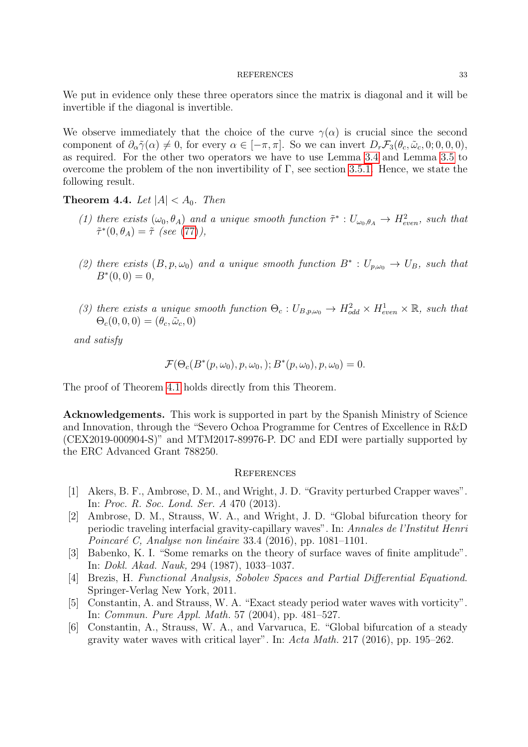We put in evidence only these three operators since the matrix is diagonal and it will be invertible if the diagonal is invertible.

We observe immediately that the choice of the curve $\gamma(\alpha)$ is crucial since the second component of $\partial_\alpha \tilde{\gamma}(\alpha) \neq 0$, for every $\alpha \in [-\pi, \pi]$. So we can invert $D_r \mathcal{F}_3(\theta_c, \tilde{\omega}_c, 0; 0, 0, 0)$, as required. For the other two operators we have to use Lemma 3.4 and Lemma 3.5 to overcome the problem of the non invertibility of $\Gamma$, see section 3.5.1. Hence, we state the following result.

**Theorem 4.4.** *Let $|A| < A_0$. Then*

*(1) there exists $(\omega_0, \theta_A)$ and a unique smooth function $\tilde{\tau}^* : U_{\omega_0, \theta_A} \to H^2_{even}$, such that $\tilde{\tau}^*(0, \theta_A) = \tilde{\tau}$ (see (77)),*

*(2) there exists $(B, p, \omega_0)$ and a unique smooth function $B^* : U_{p,\omega_0} \to U_B$, such that $B^*(0, 0) = 0$,*

*(3) there exists a unique smooth function $\Theta_c : U_{B,p,\omega_0} \to H^2_{odd} \times H^1_{even} \times \mathbb{R}$, such that $\Theta_c(0, 0, 0) = (\theta_c, \tilde{\omega}_c, 0)$*

*and satisfy*

$$\mathcal{F}(\Theta_c(B^*(p, \omega_0), p, \omega_0, ); B^*(p, \omega_0), p, \omega_0) = 0.$$

The proof of Theorem 4.1 holds directly from this Theorem.

**Acknowledgements.** This work is supported in part by the Spanish Ministry of Science and Innovation, through the "Severo Ochoa Programme for Centres of Excellence in R&D (CEX2019-000904-S)" and MTM2017-89976-P. DC and EDI were partially supported by the ERC Advanced Grant 788250.

## References

[1] Akers, B. F., Ambrose, D. M., and Wright, J. D. "Gravity perturbed Crapper waves". In: *Proc. R. Soc. Lond. Ser. A* 470 (2013).

[2] Ambrose, D. M., Strauss, W. A., and Wright, J. D. "Global bifurcation theory for periodic traveling interfacial gravity-capillary waves". In: *Annales de l'Institut Henri Poincaré C, Analyse non linéaire* 33.4 (2016), pp. 1081–1101.

[3] Babenko, K. I. "Some remarks on the theory of surface waves of finite amplitude". In: *Dokl. Akad. Nauk,* 294 (1987), 1033–1037.

[4] Brezis, H. *Functional Analysis, Sobolev Spaces and Partial Differential Equationd*. Springer-Verlag New York, 2011.

[5] Constantin, A. and Strauss, W. A. "Exact steady period water waves with vorticity". In: *Commun. Pure Appl. Math.* 57 (2004), pp. 481–527.

[6] Constantin, A., Strauss, W. A., and Varvaruca, E. "Global bifurcation of a steady gravity water waves with critical layer". In: *Acta Math.* 217 (2016), pp. 195–262.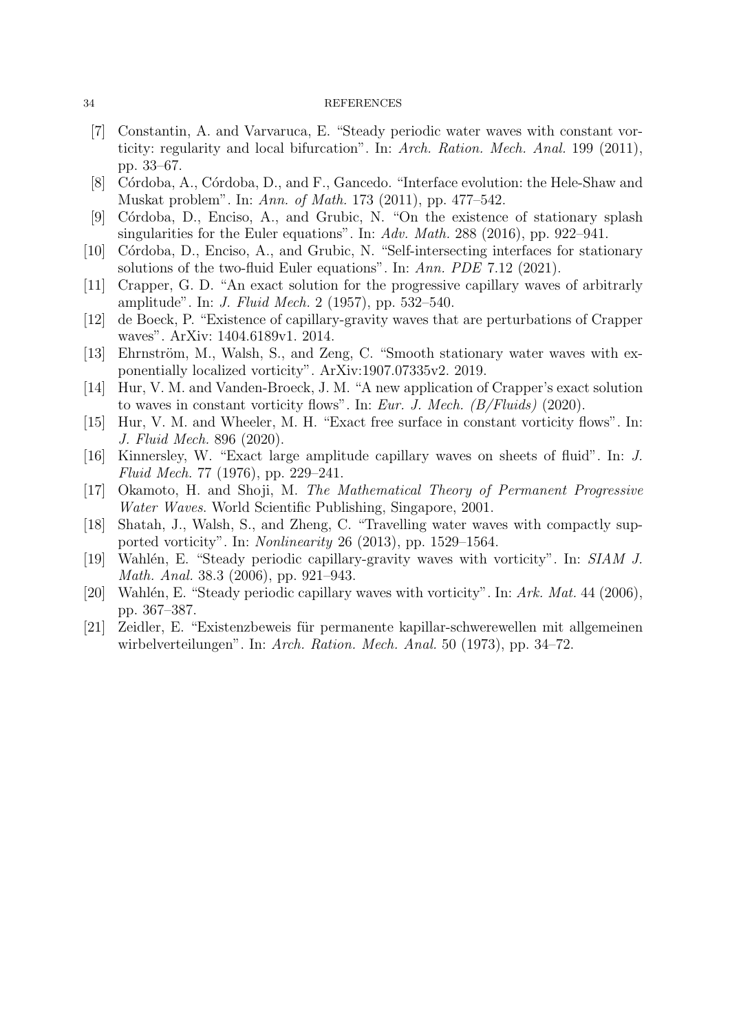[7] Constantin, A. and Varvaruca, E. "Steady periodic water waves with constant vorticity: regularity and local bifurcation". In: *Arch. Ration. Mech. Anal.* 199 (2011), pp. 33–67.

[8] Córdoba, A., Córdoba, D., and F., Gancedo. "Interface evolution: the Hele-Shaw and Muskat problem". In: *Ann. of Math.* 173 (2011), pp. 477–542.

[9] Córdoba, D., Enciso, A., and Grubic, N. "On the existence of stationary splash singularities for the Euler equations". In: *Adv. Math.* 288 (2016), pp. 922–941.

[10] Córdoba, D., Enciso, A., and Grubic, N. "Self-intersecting interfaces for stationary solutions of the two-fluid Euler equations". In: *Ann. PDE* 7.12 (2021).

[11] Crapper, G. D. "An exact solution for the progressive capillary waves of arbitrarly amplitude". In: *J. Fluid Mech.* 2 (1957), pp. 532–540.

[12] de Boeck, P. "Existence of capillary-gravity waves that are perturbations of Crapper waves". ArXiv: 1404.6189v1. 2014.

[13] Ehrnström, M., Walsh, S., and Zeng, C. "Smooth stationary water waves with exponentially localized vorticity". ArXiv:1907.07335v2. 2019.

[14] Hur, V. M. and Vanden-Broeck, J. M. "A new application of Crapper's exact solution to waves in constant vorticity flows". In: *Eur. J. Mech. (B/Fluids)* (2020).

[15] Hur, V. M. and Wheeler, M. H. "Exact free surface in constant vorticity flows". In: *J. Fluid Mech.* 896 (2020).

[16] Kinnersley, W. "Exact large amplitude capillary waves on sheets of fluid". In: *J. Fluid Mech.* 77 (1976), pp. 229–241.

[17] Okamoto, H. and Shoji, M. *The Mathematical Theory of Permanent Progressive Water Waves*. World Scientific Publishing, Singapore, 2001.

[18] Shatah, J., Walsh, S., and Zheng, C. "Travelling water waves with compactly supported vorticity". In: *Nonlinearity* 26 (2013), pp. 1529–1564.

[19] Wahlén, E. "Steady periodic capillary-gravity waves with vorticity". In: *SIAM J. Math. Anal.* 38.3 (2006), pp. 921–943.

[20] Wahlén, E. "Steady periodic capillary waves with vorticity". In: *Ark. Mat.* 44 (2006), pp. 367–387.

[21] Zeidler, E. "Existenzbeweis für permanente kapillar-schwerewellen mit allgemeinen wirbelverteilungen". In: *Arch. Ration. Mech. Anal.* 50 (1973), pp. 34–72.